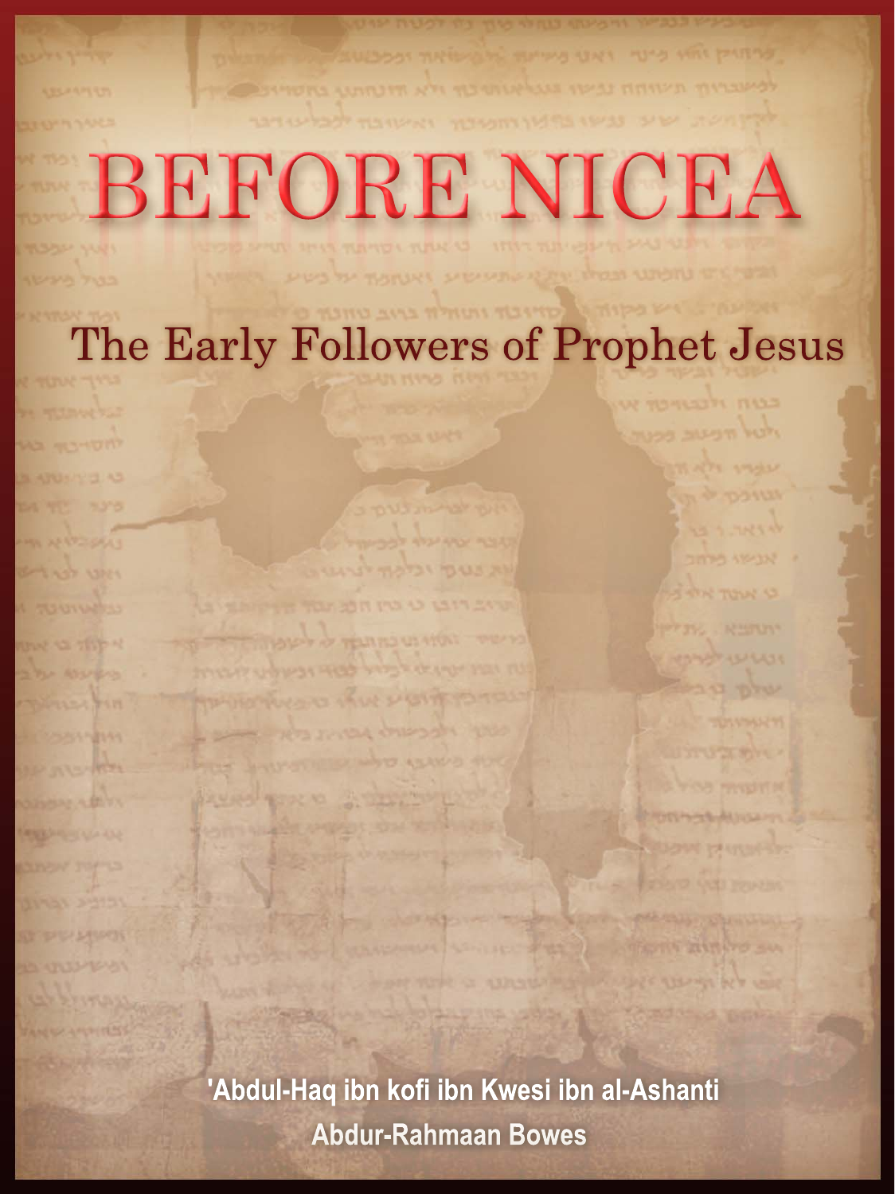# BEFORE NICEA

## The Early Followers of Prophet Jesus

**'Abdul-Haq ibn kofi ibn Kwesi ibn al-Ashanti**

**Abdur-Rahmaan Bowes**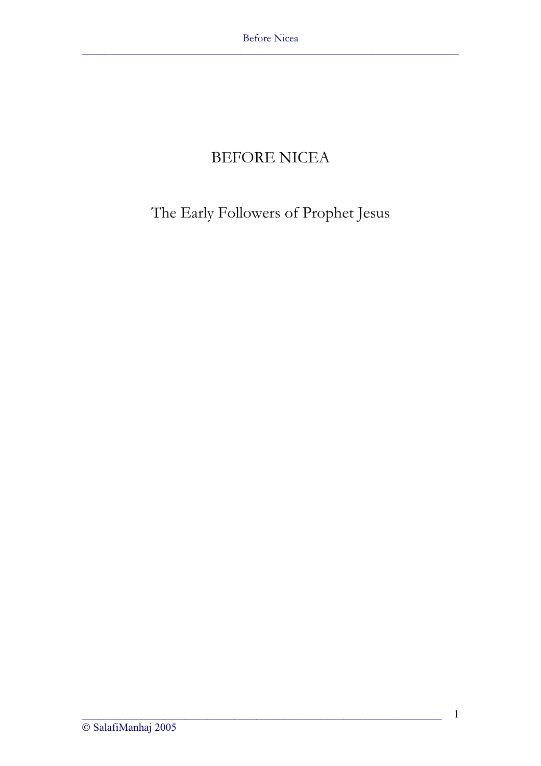# BEFORE NICEA

## The Early Followers of Prophet Jesus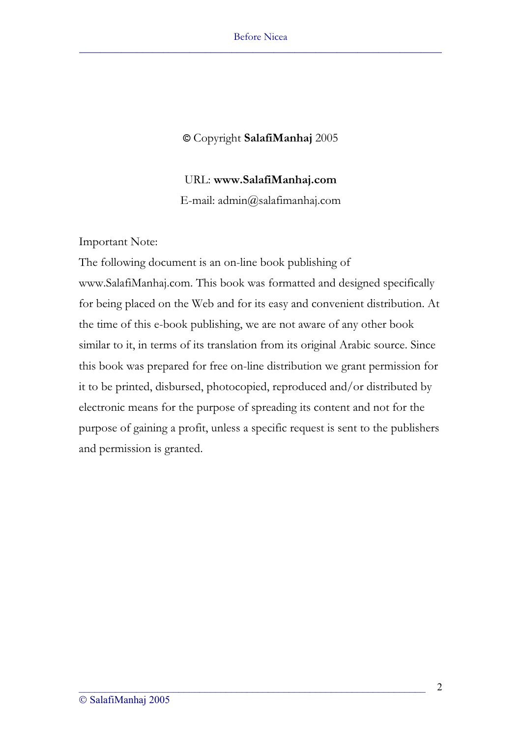© Copyright **SalafiManhaj** 2005

URL: **www.SalafiManhaj.com**

E-mail: admin@salafimanhaj.com

Important Note:

The following document is an on-line book publishing of www.SalafiManhaj.com. This book was formatted and designed specifically for being placed on the Web and for its easy and convenient distribution. At the time of this e-book publishing, we are not aware of any other book similar to it, in terms of its translation from its original Arabic source. Since this book was prepared for free on-line distribution we grant permission for it to be printed, disbursed, photocopied, reproduced and/or distributed by electronic means for the purpose of spreading its content and not for the purpose of gaining a profit, unless a specific request is sent to the publishers and permission is granted.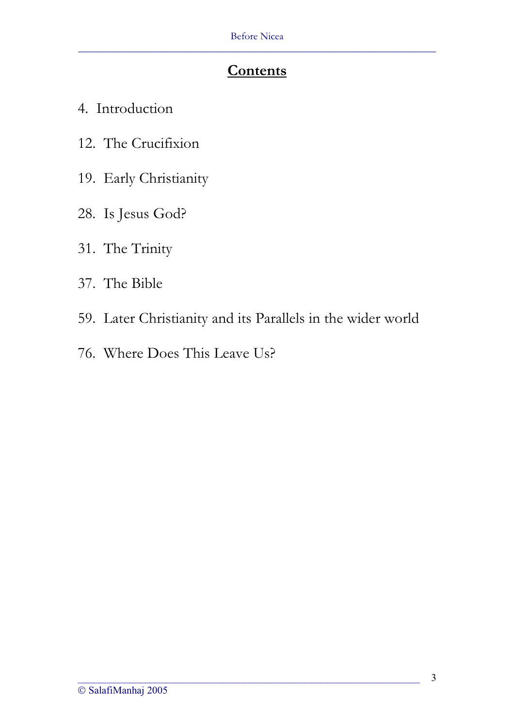## Contents

4. Introduction

12. The Crucifixion

19. Early Christianity

28. Is Jesus God?

31. The Trinity

37. The Bible

59. Later Christianity and its Parallels in the wider world

76. Where Does This Leave Us?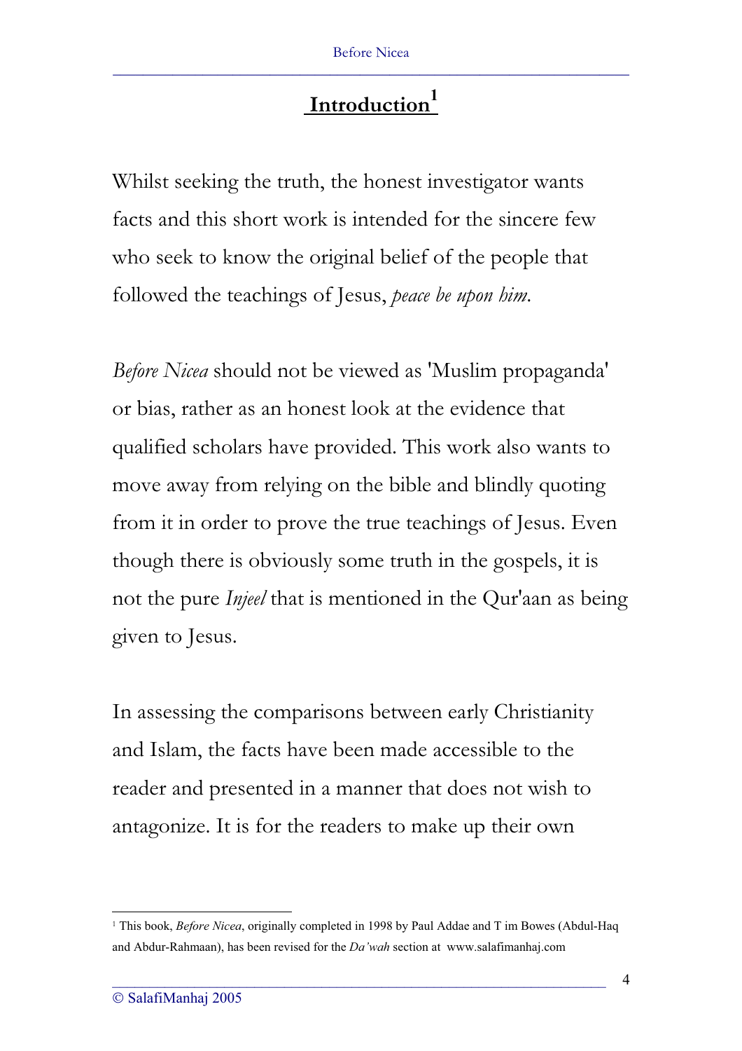# Introduction[1]

Whilst seeking the truth, the honest investigator wants facts and this short work is intended for the sincere few who seek to know the original belief of the people that followed the teachings of Jesus, *peace be upon him*.

*Before Nicea* should not be viewed as 'Muslim propaganda' or bias, rather as an honest look at the evidence that qualified scholars have provided. This work also wants to move away from relying on the bible and blindly quoting from it in order to prove the true teachings of Jesus. Even though there is obviously some truth in the gospels, it is not the pure *Injeel* that is mentioned in the Qur'aan as being given to Jesus.

In assessing the comparisons between early Christianity and Islam, the facts have been made accessible to the reader and presented in a manner that does not wish to antagonize. It is for the readers to make up their own

---

[1] This book, *Before Nicea*, originally completed in 1998 by Paul Addae and T im Bowes (Abdul-Haq and Abdur-Rahmaan), has been revised for the *Da'wah* section at www.salafimanhaj.com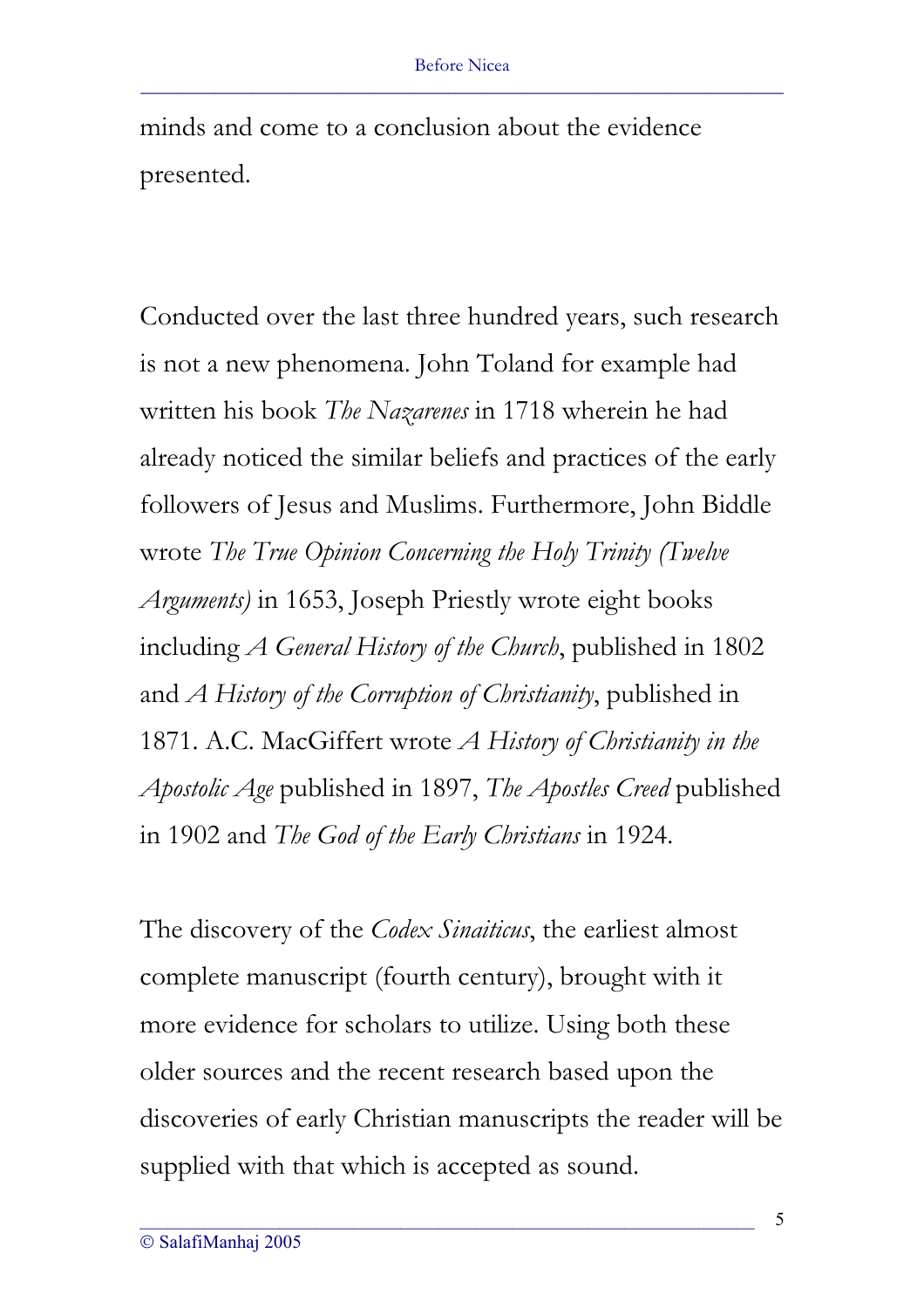minds and come to a conclusion about the evidence presented.

Conducted over the last three hundred years, such research is not a new phenomena. John Toland for example had written his book *The Nazarenes* in 1718 wherein he had already noticed the similar beliefs and practices of the early followers of Jesus and Muslims. Furthermore, John Biddle wrote *The True Opinion Concerning the Holy Trinity (Twelve Arguments)* in 1653, Joseph Priestly wrote eight books including *A General History of the Church*, published in 1802 and *A History of the Corruption of Christianity*, published in 1871. A.C. MacGiffert wrote *A History of Christianity in the Apostolic Age* published in 1897, *The Apostles Creed* published in 1902 and *The God of the Early Christians* in 1924.

The discovery of the *Codex Sinaiticus*, the earliest almost complete manuscript (fourth century), brought with it more evidence for scholars to utilize. Using both these older sources and the recent research based upon the discoveries of early Christian manuscripts the reader will be supplied with that which is accepted as sound.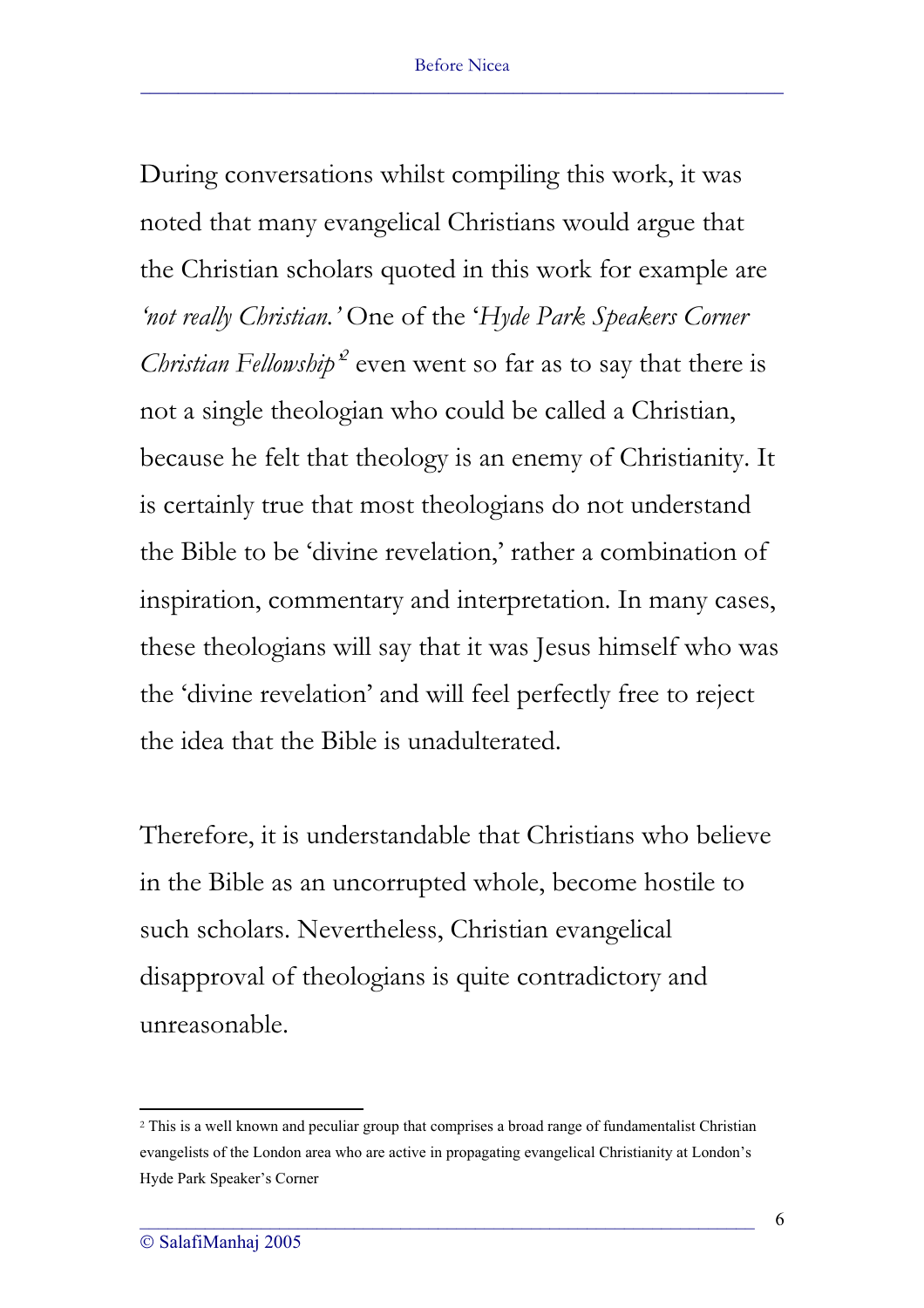During conversations whilst compiling this work, it was noted that many evangelical Christians would argue that the Christian scholars quoted in this work for example are *'not really Christian.'* One of the '*Hyde Park Speakers Corner Christian Fellowship*'[2] even went so far as to say that there is not a single theologian who could be called a Christian, because he felt that theology is an enemy of Christianity. It is certainly true that most theologians do not understand the Bible to be 'divine revelation,' rather a combination of inspiration, commentary and interpretation. In many cases, these theologians will say that it was Jesus himself who was the 'divine revelation' and will feel perfectly free to reject the idea that the Bible is unadulterated.

Therefore, it is understandable that Christians who believe in the Bible as an uncorrupted whole, become hostile to such scholars. Nevertheless, Christian evangelical disapproval of theologians is quite contradictory and unreasonable.

---

[2] This is a well known and peculiar group that comprises a broad range of fundamentalist Christian evangelists of the London area who are active in propagating evangelical Christianity at London's Hyde Park Speaker's Corner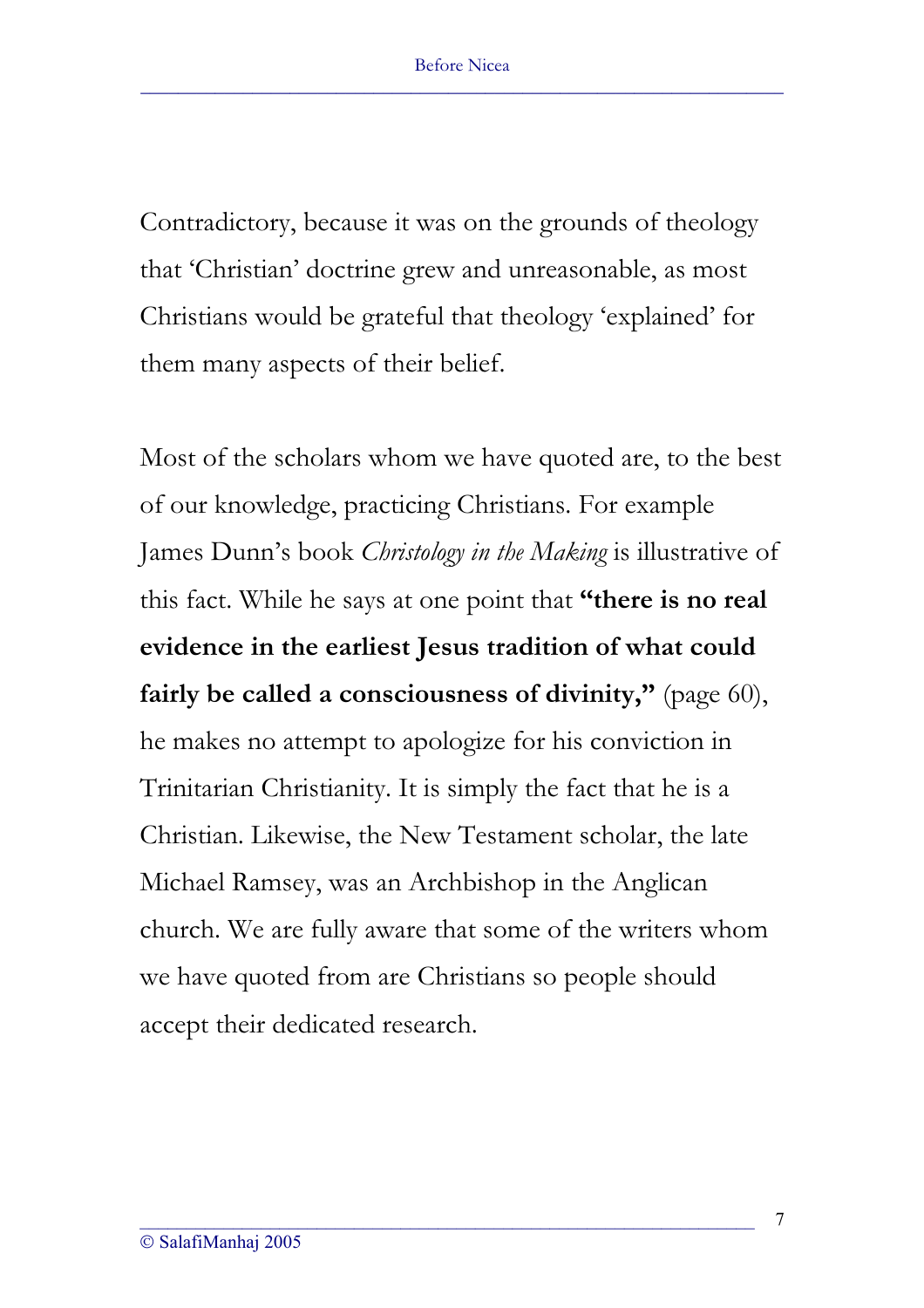Contradictory, because it was on the grounds of theology that 'Christian' doctrine grew and unreasonable, as most Christians would be grateful that theology 'explained' for them many aspects of their belief.

Most of the scholars whom we have quoted are, to the best of our knowledge, practicing Christians. For example James Dunn's book *Christology in the Making* is illustrative of this fact. While he says at one point that **"there is no real evidence in the earliest Jesus tradition of what could fairly be called a consciousness of divinity,"** (page 60), he makes no attempt to apologize for his conviction in Trinitarian Christianity. It is simply the fact that he is a Christian. Likewise, the New Testament scholar, the late Michael Ramsey, was an Archbishop in the Anglican church. We are fully aware that some of the writers whom we have quoted from are Christians so people should accept their dedicated research.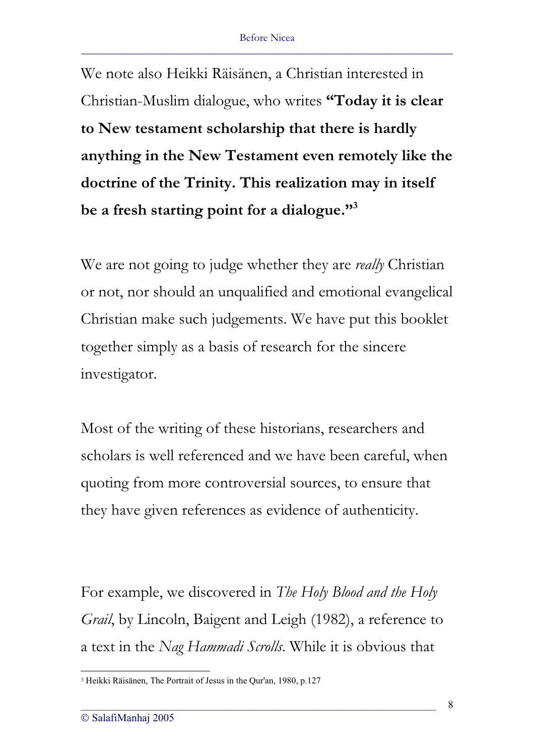We note also Heikki Räisänen, a Christian interested in Christian-Muslim dialogue, who writes **"Today it is clear to New testament scholarship that there is hardly anything in the New Testament even remotely like the doctrine of the Trinity. This realization may in itself be a fresh starting point for a dialogue."**[3]

We are not going to judge whether they are *really* Christian or not, nor should an unqualified and emotional evangelical Christian make such judgements. We have put this booklet together simply as a basis of research for the sincere investigator.

Most of the writing of these historians, researchers and scholars is well referenced and we have been careful, when quoting from more controversial sources, to ensure that they have given references as evidence of authenticity.

For example, we discovered in *The Holy Blood and the Holy Grail*, by Lincoln, Baigent and Leigh (1982), a reference to a text in the *Nag Hammadi Scrolls*. While it is obvious that

---

[3] Heikki Räisänen, The Portrait of Jesus in the Qur'an, 1980, p.127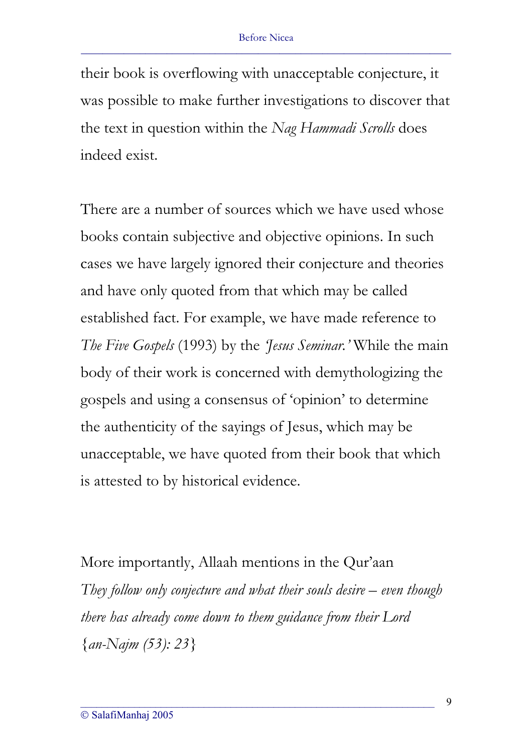their book is overflowing with unacceptable conjecture, it was possible to make further investigations to discover that the text in question within the *Nag Hammadi Scrolls* does indeed exist.

There are a number of sources which we have used whose books contain subjective and objective opinions. In such cases we have largely ignored their conjecture and theories and have only quoted from that which may be called established fact. For example, we have made reference to *The Five Gospels* (1993) by the *'Jesus Seminar.'* While the main body of their work is concerned with demythologizing the gospels and using a consensus of 'opinion' to determine the authenticity of the sayings of Jesus, which may be unacceptable, we have quoted from their book that which is attested to by historical evidence.

More importantly, Allaah mentions in the Qur'aan
*They follow only conjecture and what their souls desire – even though there has already come down to them guidance from their Lord* {*an-Najm (53): 23*}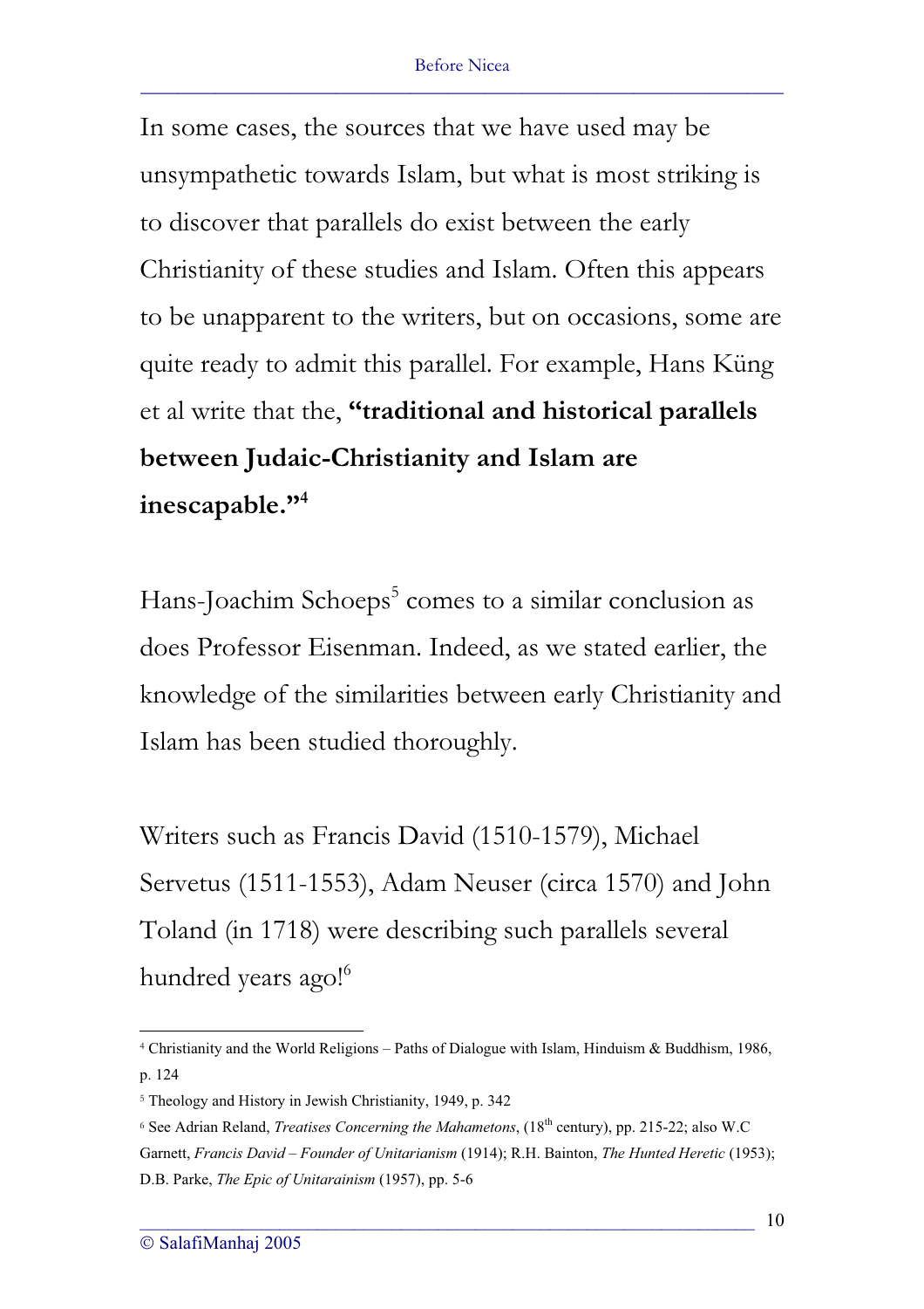In some cases, the sources that we have used may be unsympathetic towards Islam, but what is most striking is to discover that parallels do exist between the early Christianity of these studies and Islam. Often this appears to be unapparent to the writers, but on occasions, some are quite ready to admit this parallel. For example, Hans Küng et al write that the, **"traditional and historical parallels between Judaic-Christianity and Islam are inescapable."**[4]

Hans-Joachim Schoeps[5] comes to a similar conclusion as does Professor Eisenman. Indeed, as we stated earlier, the knowledge of the similarities between early Christianity and Islam has been studied thoroughly.

Writers such as Francis David (1510-1579), Michael Servetus (1511-1553), Adam Neuser (circa 1570) and John Toland (in 1718) were describing such parallels several hundred years ago![6]

---

[4] Christianity and the World Religions – Paths of Dialogue with Islam, Hinduism & Buddhism, 1986, p. 124

[5] Theology and History in Jewish Christianity, 1949, p. 342

[6] See Adrian Reland, *Treatises Concerning the Mahametons*, (18th century), pp. 215-22; also W.C Garnett, *Francis David – Founder of Unitarianism* (1914); R.H. Bainton, *The Hunted Heretic* (1953); D.B. Parke, *The Epic of Unitarainism* (1957), pp. 5-6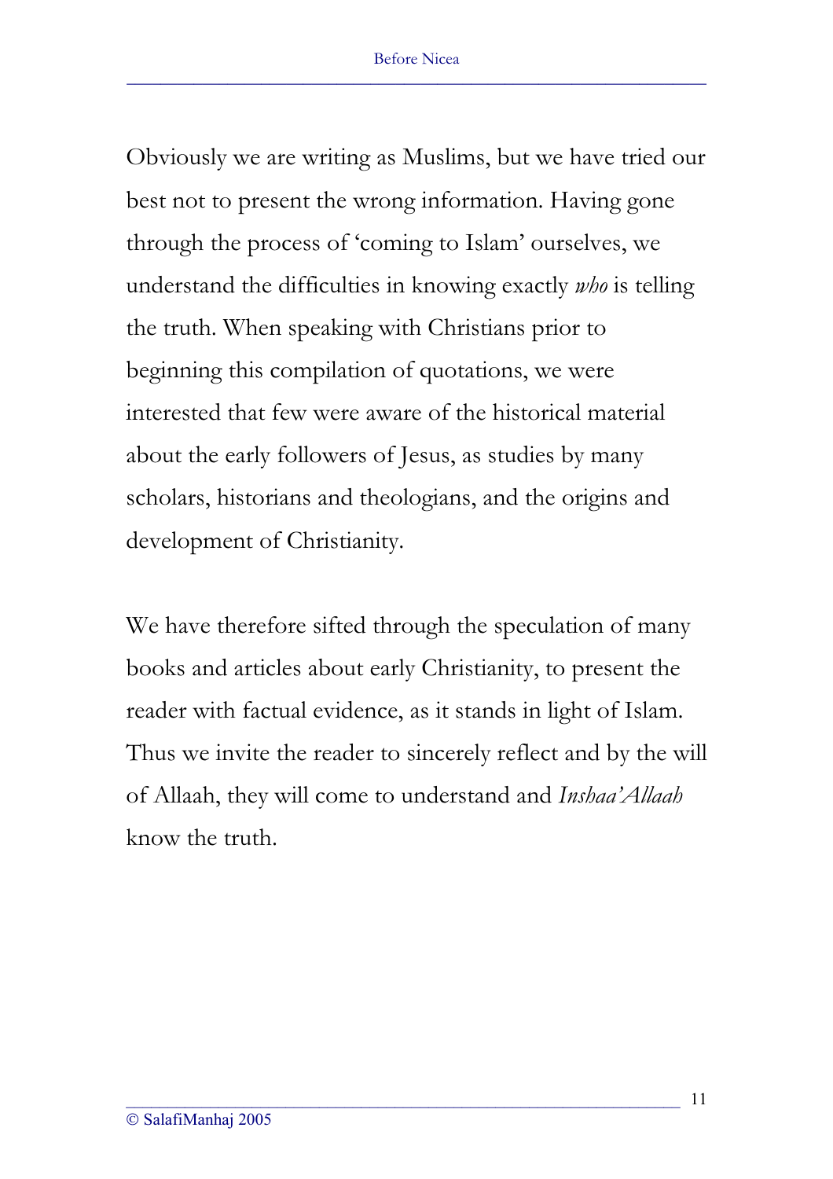Obviously we are writing as Muslims, but we have tried our best not to present the wrong information. Having gone through the process of 'coming to Islam' ourselves, we understand the difficulties in knowing exactly *who* is telling the truth. When speaking with Christians prior to beginning this compilation of quotations, we were interested that few were aware of the historical material about the early followers of Jesus, as studies by many scholars, historians and theologians, and the origins and development of Christianity.

We have therefore sifted through the speculation of many books and articles about early Christianity, to present the reader with factual evidence, as it stands in light of Islam. Thus we invite the reader to sincerely reflect and by the will of Allaah, they will come to understand and *Inshaa'Allaah* know the truth.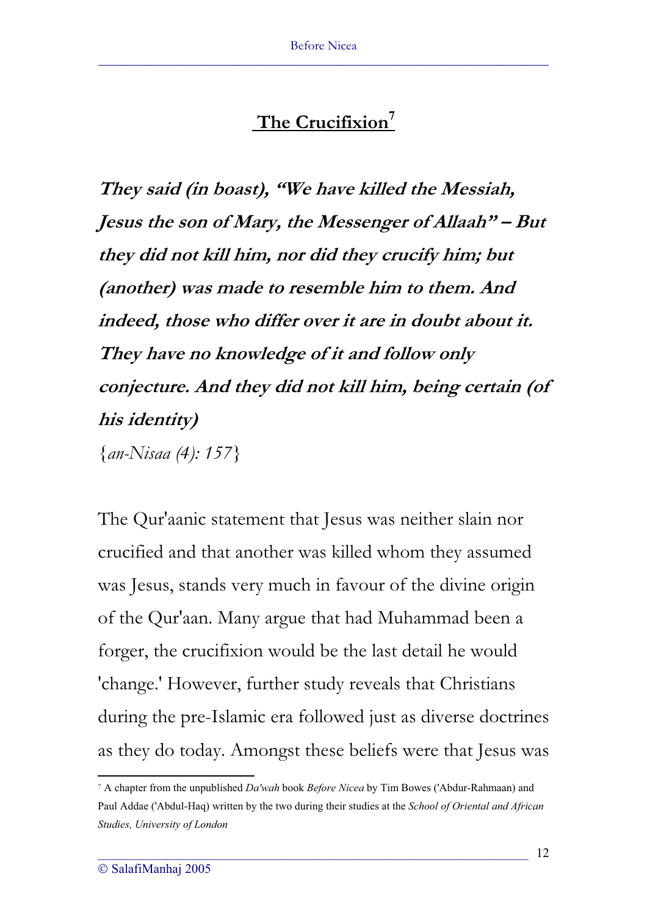## The Crucifixion[7]

***They said (in boast), "We have killed the Messiah, Jesus the son of Mary, the Messenger of Allaah" – But they did not kill him, nor did they crucify him; but (another) was made to resemble him to them. And indeed, those who differ over it are in doubt about it. They have no knowledge of it and follow only conjecture. And they did not kill him, being certain (of his identity)***

{*an-Nisaa (4): 157*}

The Qur'aanic statement that Jesus was neither slain nor crucified and that another was killed whom they assumed was Jesus, stands very much in favour of the divine origin of the Qur'aan. Many argue that had Muhammad been a forger, the crucifixion would be the last detail he would 'change.' However, further study reveals that Christians during the pre-Islamic era followed just as diverse doctrines as they do today. Amongst these beliefs were that Jesus was

---

[7] A chapter from the unpublished *Da'wah* book *Before Nicea* by Tim Bowes ('Abdur-Rahmaan) and Paul Addae ('Abdul-Haq) written by the two during their studies at the *School of Oriental and African Studies, University of London*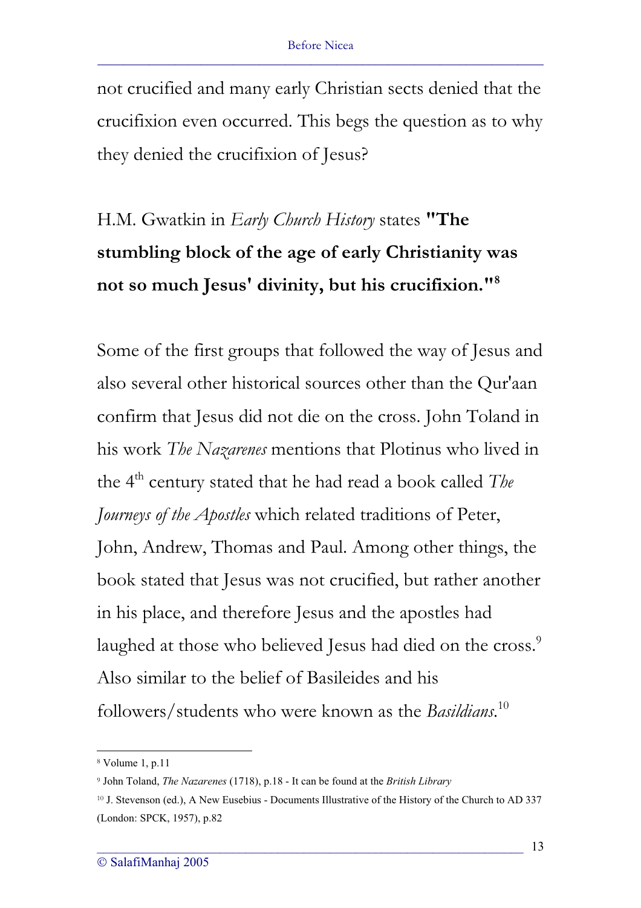not crucified and many early Christian sects denied that the crucifixion even occurred. This begs the question as to why they denied the crucifixion of Jesus?

H.M. Gwatkin in *Early Church History* states **"The stumbling block of the age of early Christianity was not so much Jesus' divinity, but his crucifixion."**[8]

Some of the first groups that followed the way of Jesus and also several other historical sources other than the Qur'aan confirm that Jesus did not die on the cross. John Toland in his work *The Nazarenes* mentions that Plotinus who lived in the 4th century stated that he had read a book called *The Journeys of the Apostles* which related traditions of Peter, John, Andrew, Thomas and Paul. Among other things, the book stated that Jesus was not crucified, but rather another in his place, and therefore Jesus and the apostles had laughed at those who believed Jesus had died on the cross.[9] Also similar to the belief of Basileides and his followers/students who were known as the *Basildians*.[10]

---

[8] Volume 1, p.11

[9] John Toland, *The Nazarenes* (1718), p.18 - It can be found at the *British Library*

[10] J. Stevenson (ed.), A New Eusebius - Documents Illustrative of the History of the Church to AD 337 (London: SPCK, 1957), p.82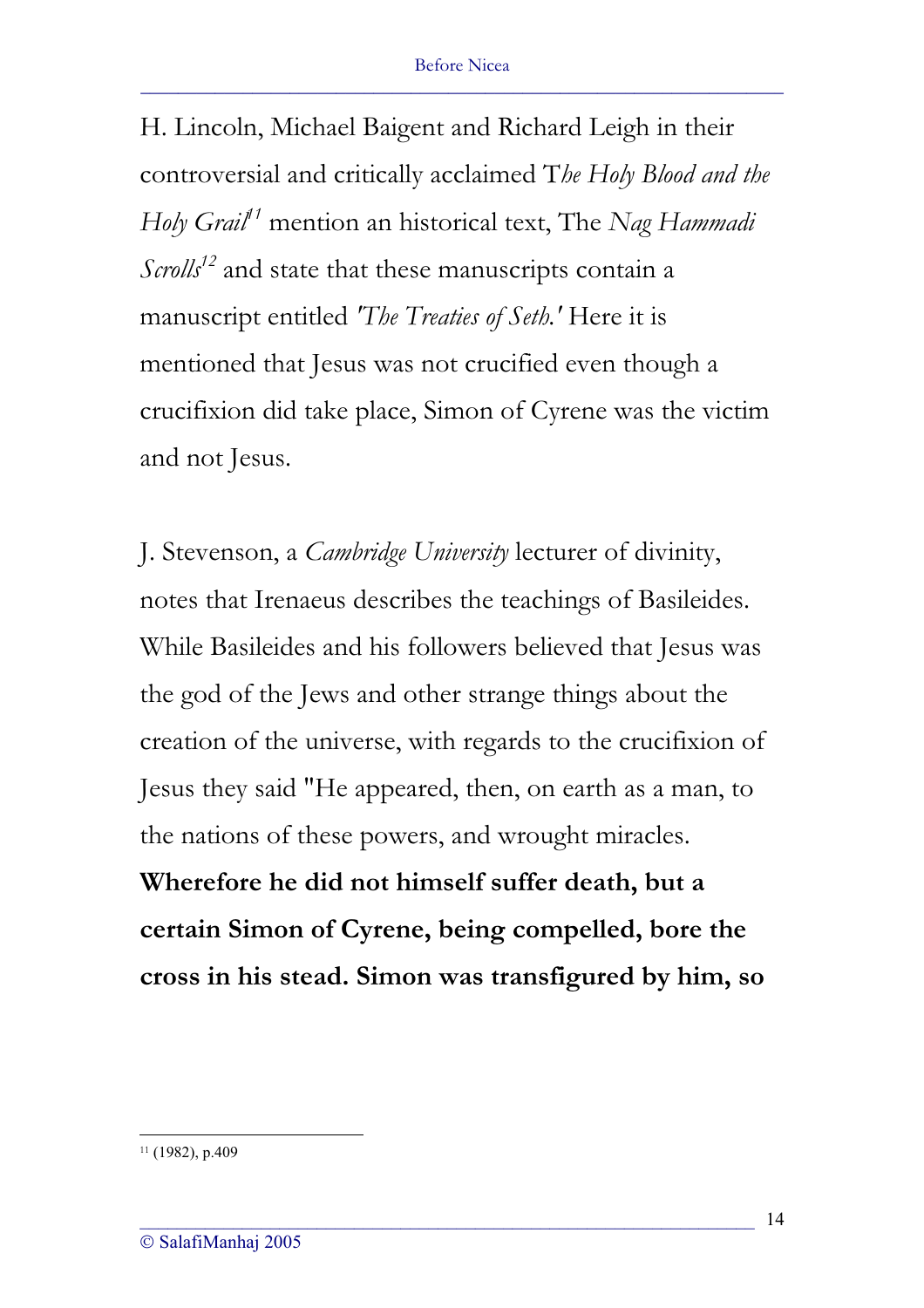H. Lincoln, Michael Baigent and Richard Leigh in their controversial and critically acclaimed T*he Holy Blood and the Holy Grail*[11] mention an historical text, The *Nag Hammadi Scrolls*[12] and state that these manuscripts contain a manuscript entitled *'The Treaties of Seth.'* Here it is mentioned that Jesus was not crucified even though a crucifixion did take place, Simon of Cyrene was the victim and not Jesus.

J. Stevenson, a *Cambridge University* lecturer of divinity, notes that Irenaeus describes the teachings of Basileides. While Basileides and his followers believed that Jesus was the god of the Jews and other strange things about the creation of the universe, with regards to the crucifixion of Jesus they said "He appeared, then, on earth as a man, to the nations of these powers, and wrought miracles. **Wherefore he did not himself suffer death, but a certain Simon of Cyrene, being compelled, bore the cross in his stead. Simon was transfigured by him, so**

---

[11] (1982), p.409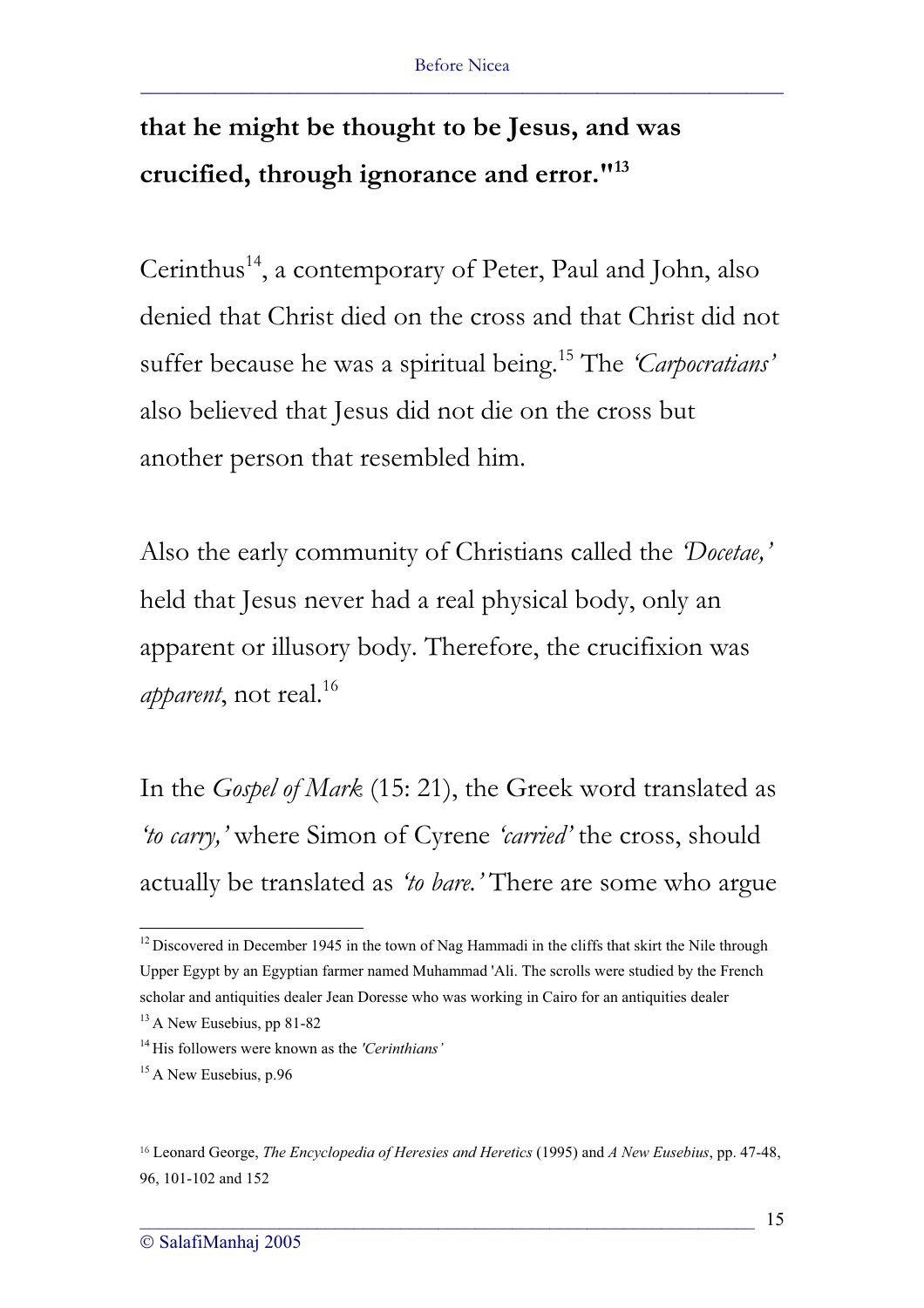**that he might be thought to be Jesus, and was crucified, through ignorance and error."[13]**

Cerinthus[14], a contemporary of Peter, Paul and John, also denied that Christ died on the cross and that Christ did not suffer because he was a spiritual being.[15] The *'Carpocratians'* also believed that Jesus did not die on the cross but another person that resembled him.

Also the early community of Christians called the *'Docetae,'* held that Jesus never had a real physical body, only an apparent or illusory body. Therefore, the crucifixion was *apparent*, not real.[16]

In the *Gospel of Mark* (15: 21), the Greek word translated as *'to carry,'* where Simon of Cyrene *'carried'* the cross, should actually be translated as *'to bare.'* There are some who argue

---

[12] Discovered in December 1945 in the town of Nag Hammadi in the cliffs that skirt the Nile through Upper Egypt by an Egyptian farmer named Muhammad 'Ali. The scrolls were studied by the French scholar and antiquities dealer Jean Doresse who was working in Cairo for an antiquities dealer

[13] A New Eusebius, pp 81-82

[14] His followers were known as the *'Cerinthians'*

[15] A New Eusebius, p.96

[16] Leonard George, *The Encyclopedia of Heresies and Heretics* (1995) and *A New Eusebius*, pp. 47-48, 96, 101-102 and 152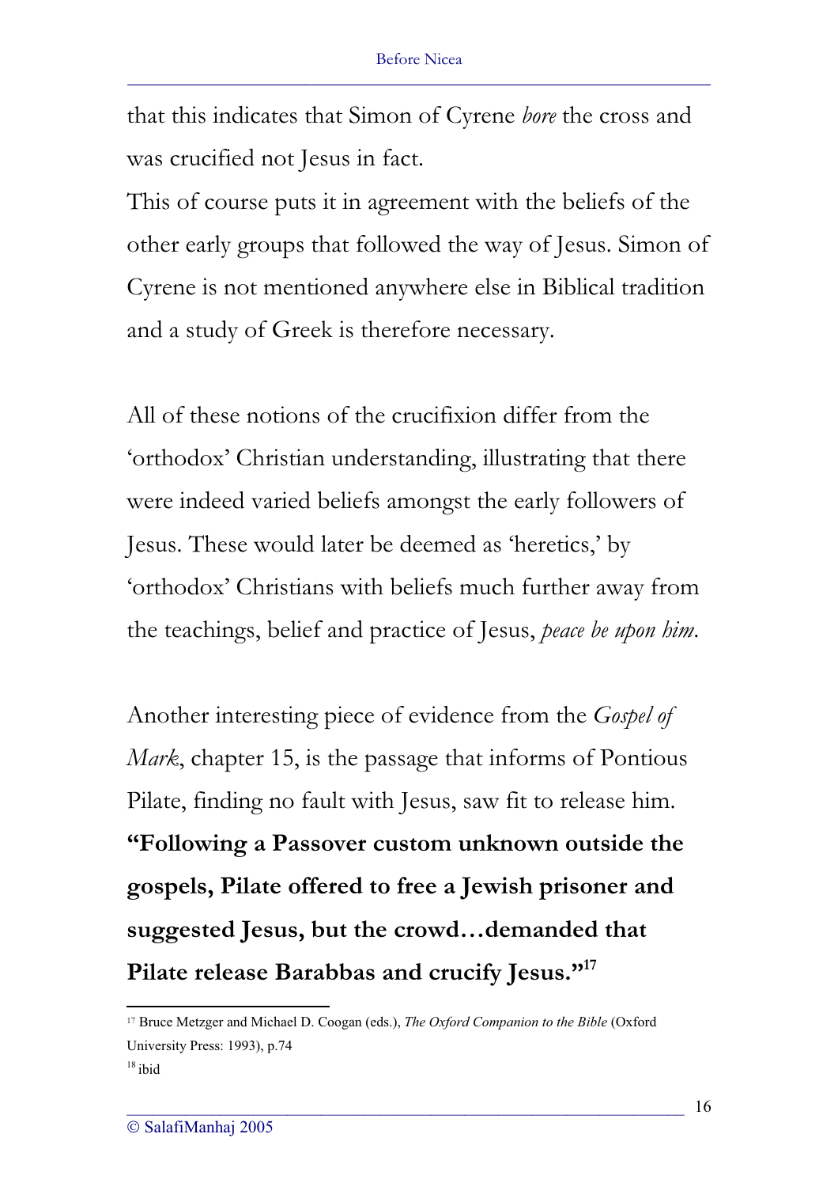that this indicates that Simon of Cyrene *bore* the cross and was crucified not Jesus in fact.
This of course puts it in agreement with the beliefs of the other early groups that followed the way of Jesus. Simon of Cyrene is not mentioned anywhere else in Biblical tradition and a study of Greek is therefore necessary.

All of these notions of the crucifixion differ from the 'orthodox' Christian understanding, illustrating that there were indeed varied beliefs amongst the early followers of Jesus. These would later be deemed as 'heretics,' by 'orthodox' Christians with beliefs much further away from the teachings, belief and practice of Jesus, *peace be upon him*.

Another interesting piece of evidence from the *Gospel of Mark*, chapter 15, is the passage that informs of Pontious Pilate, finding no fault with Jesus, saw fit to release him. **"Following a Passover custom unknown outside the gospels, Pilate offered to free a Jewish prisoner and suggested Jesus, but the crowd…demanded that Pilate release Barabbas and crucify Jesus."**[17]

---

[17] Bruce Metzger and Michael D. Coogan (eds.), *The Oxford Companion to the Bible* (Oxford University Press: 1993), p.74

[18] ibid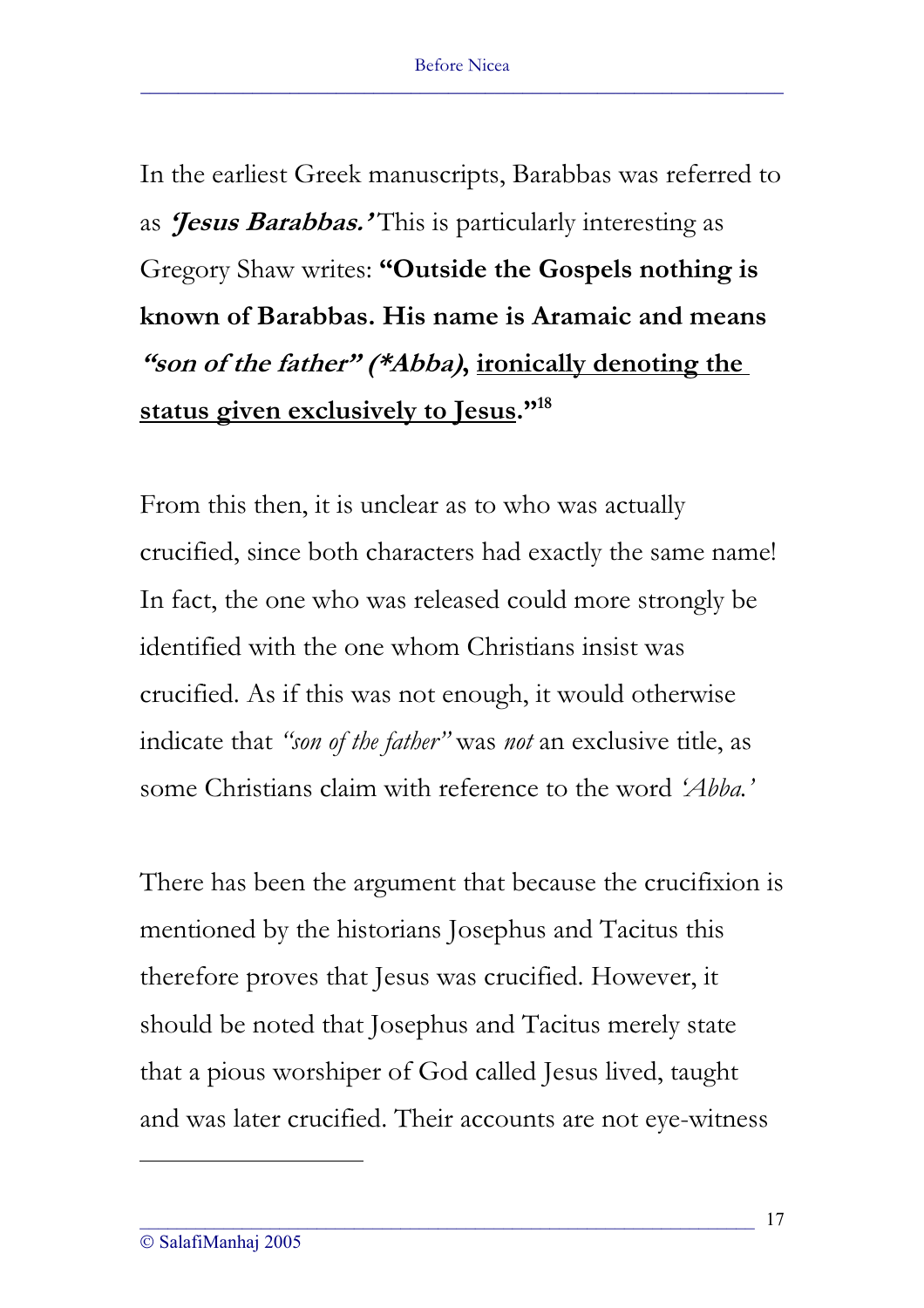In the earliest Greek manuscripts, Barabbas was referred to as ***'Jesus Barabbas.'*** This is particularly interesting as Gregory Shaw writes: **"Outside the Gospels nothing is known of Barabbas. His name is Aramaic and means *"son of the father" (*Abba)*, <u>ironically denoting the status given exclusively to Jesus</u>."**[18]

From this then, it is unclear as to who was actually crucified, since both characters had exactly the same name! In fact, the one who was released could more strongly be identified with the one whom Christians insist was crucified. As if this was not enough, it would otherwise indicate that *"son of the father"* was *not* an exclusive title, as some Christians claim with reference to the word *'Abba.'*

There has been the argument that because the crucifixion is mentioned by the historians Josephus and Tacitus this therefore proves that Jesus was crucified. However, it should be noted that Josephus and Tacitus merely state that a pious worshiper of God called Jesus lived, taught and was later crucified. Their accounts are not eye-witness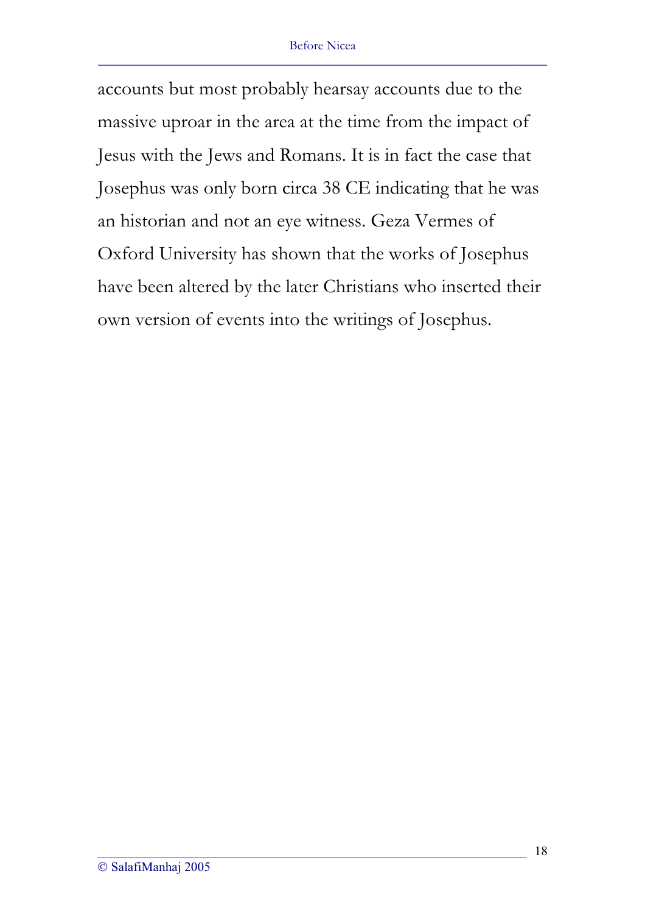accounts but most probably hearsay accounts due to the massive uproar in the area at the time from the impact of Jesus with the Jews and Romans. It is in fact the case that Josephus was only born circa 38 CE indicating that he was an historian and not an eye witness. Geza Vermes of Oxford University has shown that the works of Josephus have been altered by the later Christians who inserted their own version of events into the writings of Josephus.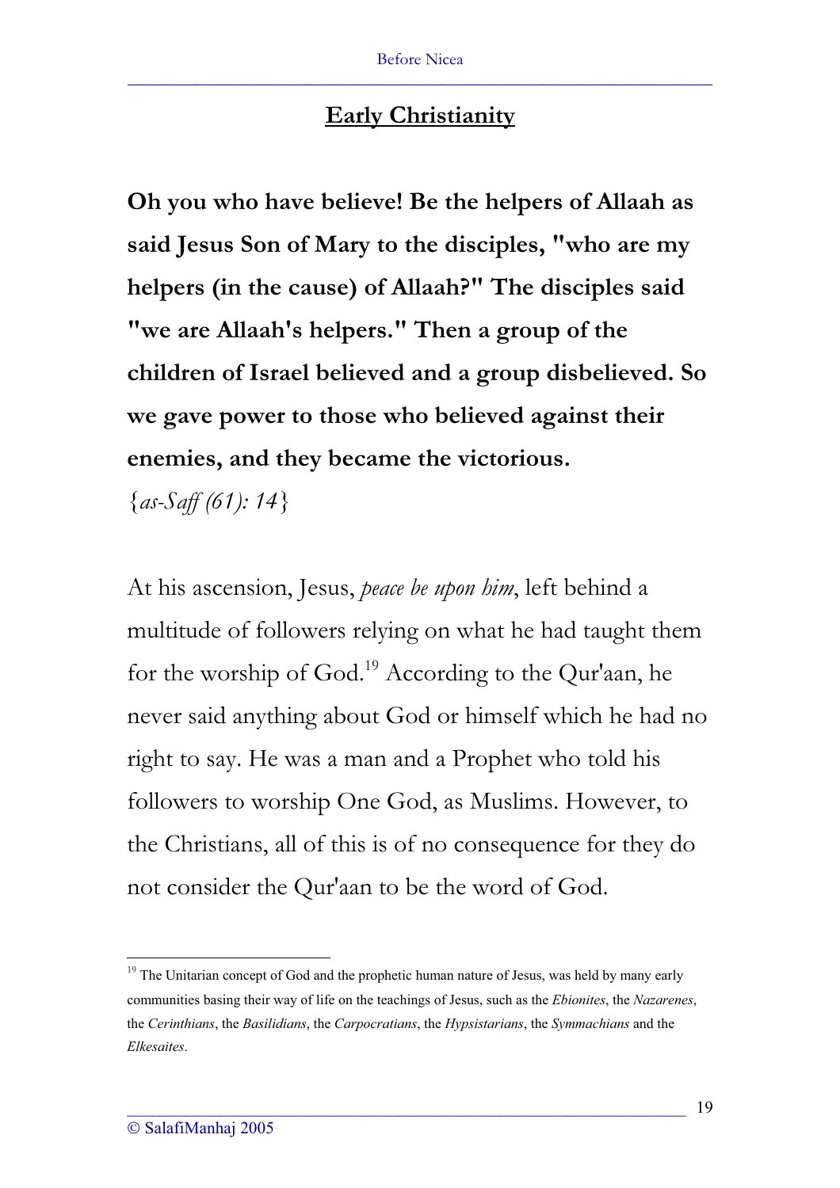## Early Christianity

**Oh you who have believe! Be the helpers of Allaah as said Jesus Son of Mary to the disciples, "who are my helpers (in the cause) of Allaah?" The disciples said "we are Allaah's helpers." Then a group of the children of Israel believed and a group disbelieved. So we gave power to those who believed against their enemies, and they became the victorious.**

{*as-Saff (61): 14*}

At his ascension, Jesus, *peace be upon him*, left behind a multitude of followers relying on what he had taught them for the worship of God.[19] According to the Qur'aan, he never said anything about God or himself which he had no right to say. He was a man and a Prophet who told his followers to worship One God, as Muslims. However, to the Christians, all of this is of no consequence for they do not consider the Qur'aan to be the word of God.

---

[19] The Unitarian concept of God and the prophetic human nature of Jesus, was held by many early communities basing their way of life on the teachings of Jesus, such as the *Ebionites*, the *Nazarenes*, the *Cerinthians*, the *Basilidians*, the *Carpocratians*, the *Hypsistarians*, the *Symmachians* and the *Elkesaites*.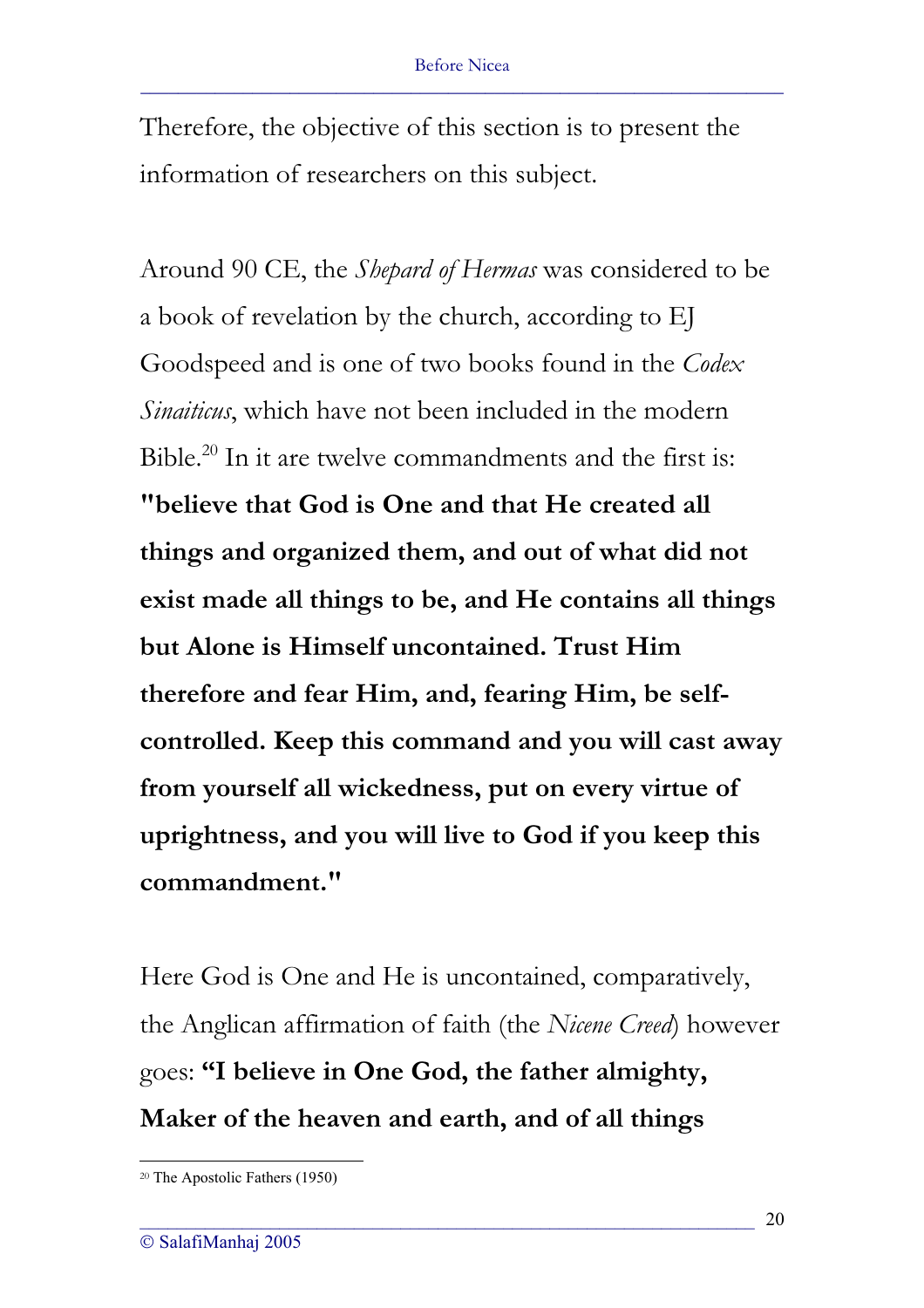Therefore, the objective of this section is to present the information of researchers on this subject.

Around 90 CE, the *Shepard of Hermas* was considered to be a book of revelation by the church, according to EJ Goodspeed and is one of two books found in the *Codex Sinaiticus*, which have not been included in the modern Bible.[20] In it are twelve commandments and the first is: **"believe that God is One and that He created all things and organized them, and out of what did not exist made all things to be, and He contains all things but Alone is Himself uncontained. Trust Him therefore and fear Him, and, fearing Him, be self-controlled. Keep this command and you will cast away from yourself all wickedness, put on every virtue of uprightness, and you will live to God if you keep this commandment."**

Here God is One and He is uncontained, comparatively, the Anglican affirmation of faith (the *Nicene Creed*) however goes: **"I believe in One God, the father almighty, Maker of the heaven and earth, and of all things**

[20] The Apostolic Fathers (1950)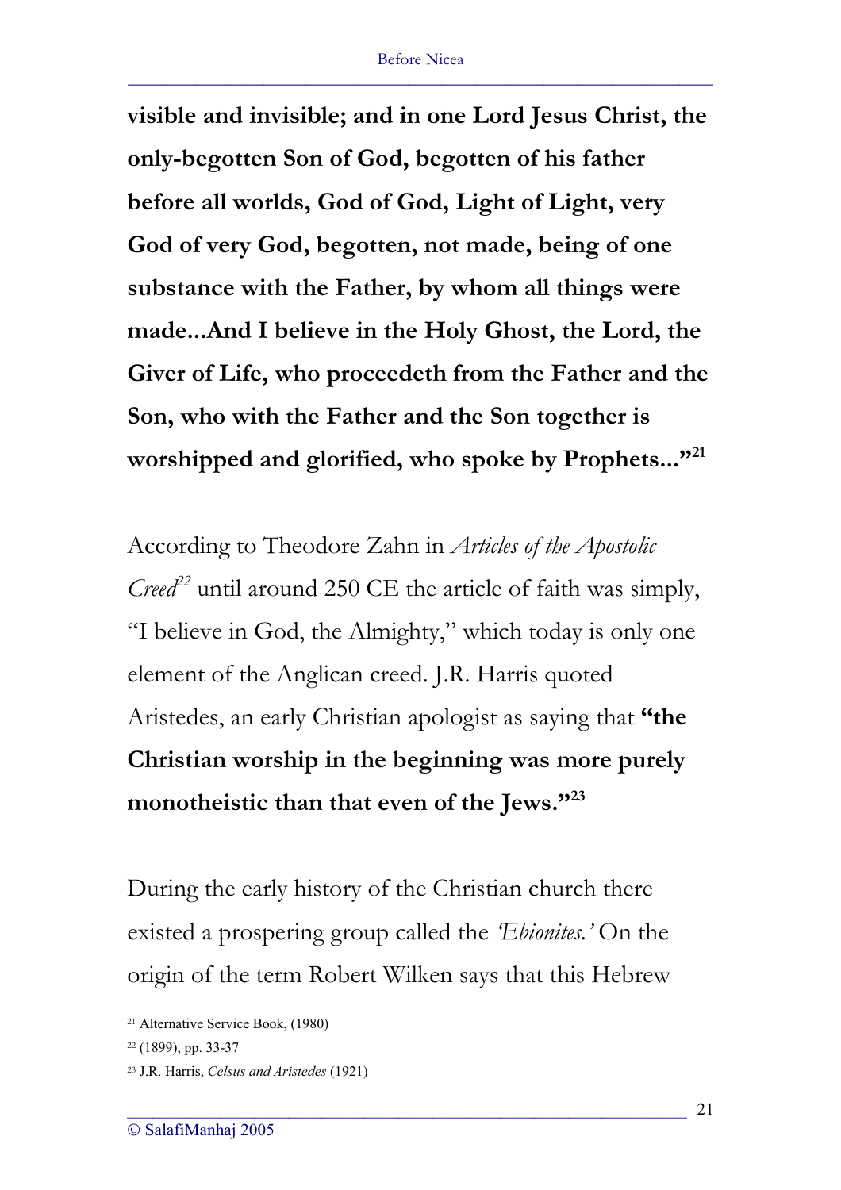**visible and invisible; and in one Lord Jesus Christ, the only-begotten Son of God, begotten of his father before all worlds, God of God, Light of Light, very God of very God, begotten, not made, being of one substance with the Father, by whom all things were made...And I believe in the Holy Ghost, the Lord, the Giver of Life, who proceedeth from the Father and the Son, who with the Father and the Son together is worshipped and glorified, who spoke by Prophets..."**[21]

According to Theodore Zahn in *Articles of the Apostolic Creed*[22] until around 250 CE the article of faith was simply, "I believe in God, the Almighty," which today is only one element of the Anglican creed. J.R. Harris quoted Aristedes, an early Christian apologist as saying that **"the Christian worship in the beginning was more purely monotheistic than that even of the Jews."**[23]

During the early history of the Christian church there existed a prospering group called the *'Ebionites.'* On the origin of the term Robert Wilken says that this Hebrew

---

[21] Alternative Service Book, (1980)

[22] (1899), pp. 33-37

[23] J.R. Harris, *Celsus and Aristedes* (1921)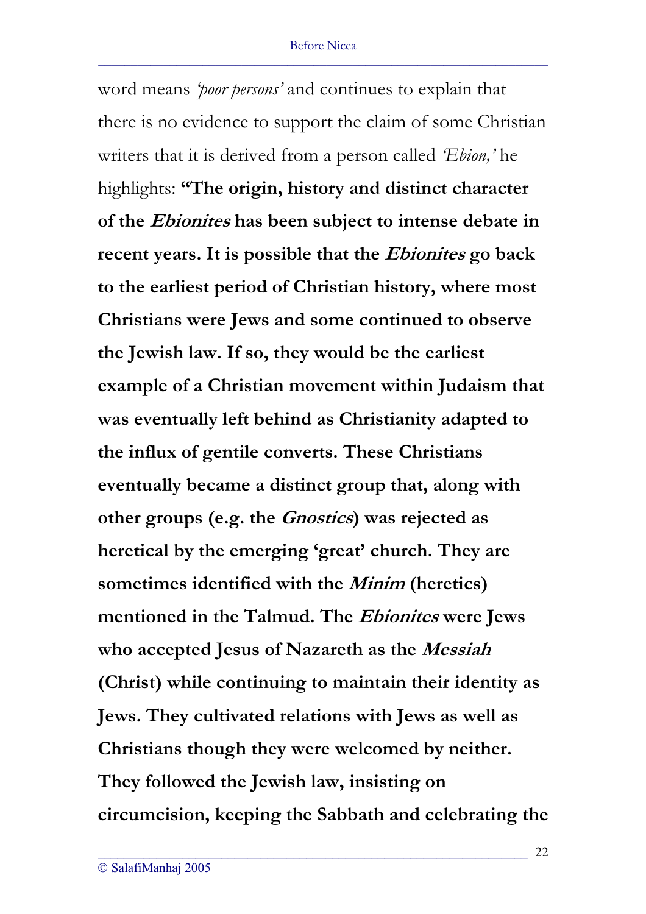word means *'poor persons'* and continues to explain that there is no evidence to support the claim of some Christian writers that it is derived from a person called *'Ebion,'* he highlights: **"The origin, history and distinct character of the *Ebionites* has been subject to intense debate in recent years. It is possible that the *Ebionites* go back to the earliest period of Christian history, where most Christians were Jews and some continued to observe the Jewish law. If so, they would be the earliest example of a Christian movement within Judaism that was eventually left behind as Christianity adapted to the influx of gentile converts. These Christians eventually became a distinct group that, along with other groups (e.g. the *Gnostics*) was rejected as heretical by the emerging 'great' church. They are sometimes identified with the *Minim* (heretics) mentioned in the Talmud. The *Ebionites* were Jews who accepted Jesus of Nazareth as the *Messiah* (Christ) while continuing to maintain their identity as Jews. They cultivated relations with Jews as well as Christians though they were welcomed by neither. They followed the Jewish law, insisting on circumcision, keeping the Sabbath and celebrating the**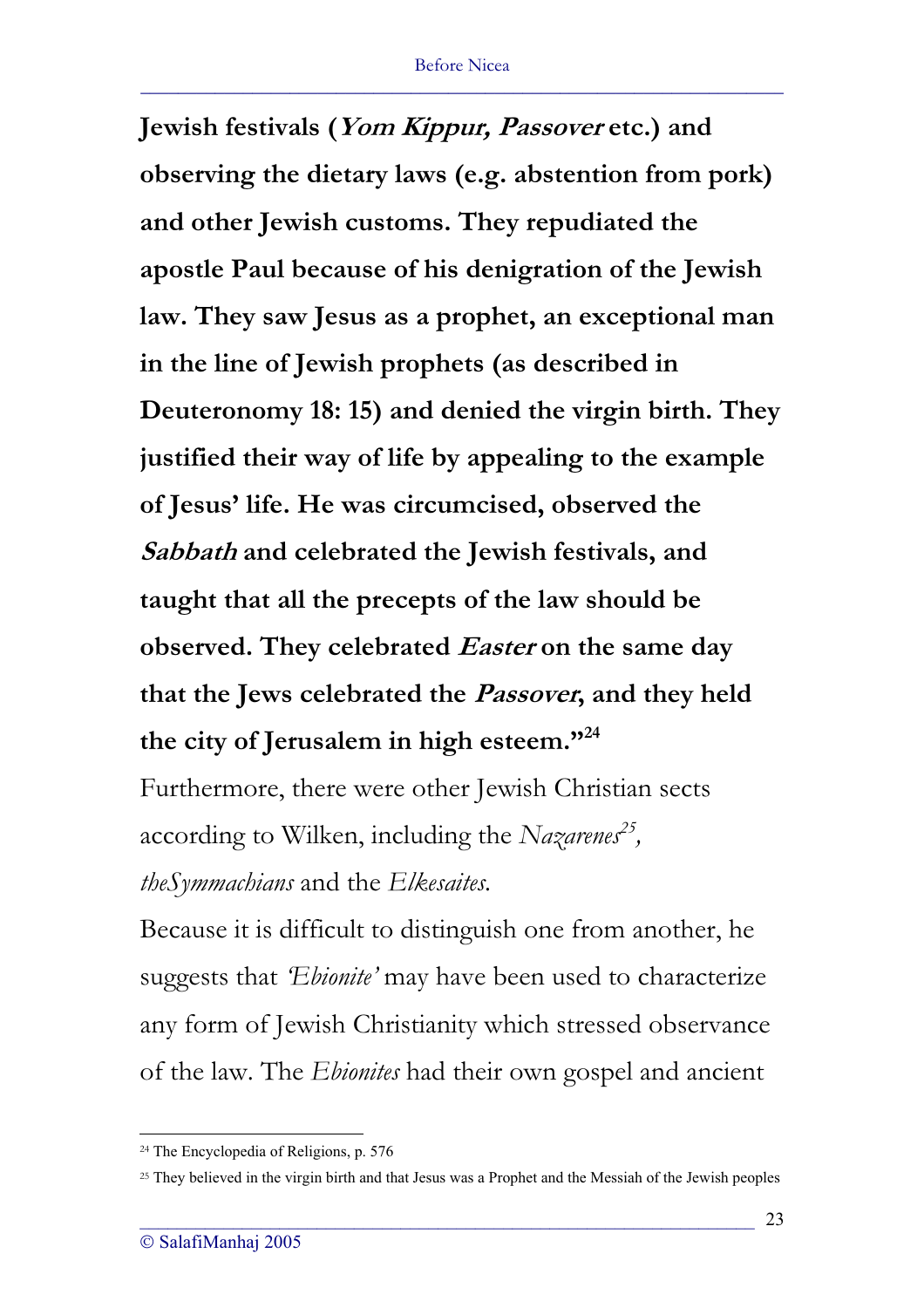**Jewish festivals (*Yom Kippur, Passover* etc.) and observing the dietary laws (e.g. abstention from pork) and other Jewish customs. They repudiated the apostle Paul because of his denigration of the Jewish law. They saw Jesus as a prophet, an exceptional man in the line of Jewish prophets (as described in Deuteronomy 18: 15) and denied the virgin birth. They justified their way of life by appealing to the example of Jesus' life. He was circumcised, observed the *Sabbath* and celebrated the Jewish festivals, and taught that all the precepts of the law should be observed. They celebrated *Easter* on the same day that the Jews celebrated the *Passover*, and they held the city of Jerusalem in high esteem."[24]**

Furthermore, there were other Jewish Christian sects according to Wilken, including the *Nazarenes*[25], *theSymmachians* and the *Elkesaites*.

Because it is difficult to distinguish one from another, he suggests that *'Ebionite'* may have been used to characterize any form of Jewish Christianity which stressed observance of the law. The *Ebionites* had their own gospel and ancient

---

[24] The Encyclopedia of Religions, p. 576

[25] They believed in the virgin birth and that Jesus was a Prophet and the Messiah of the Jewish peoples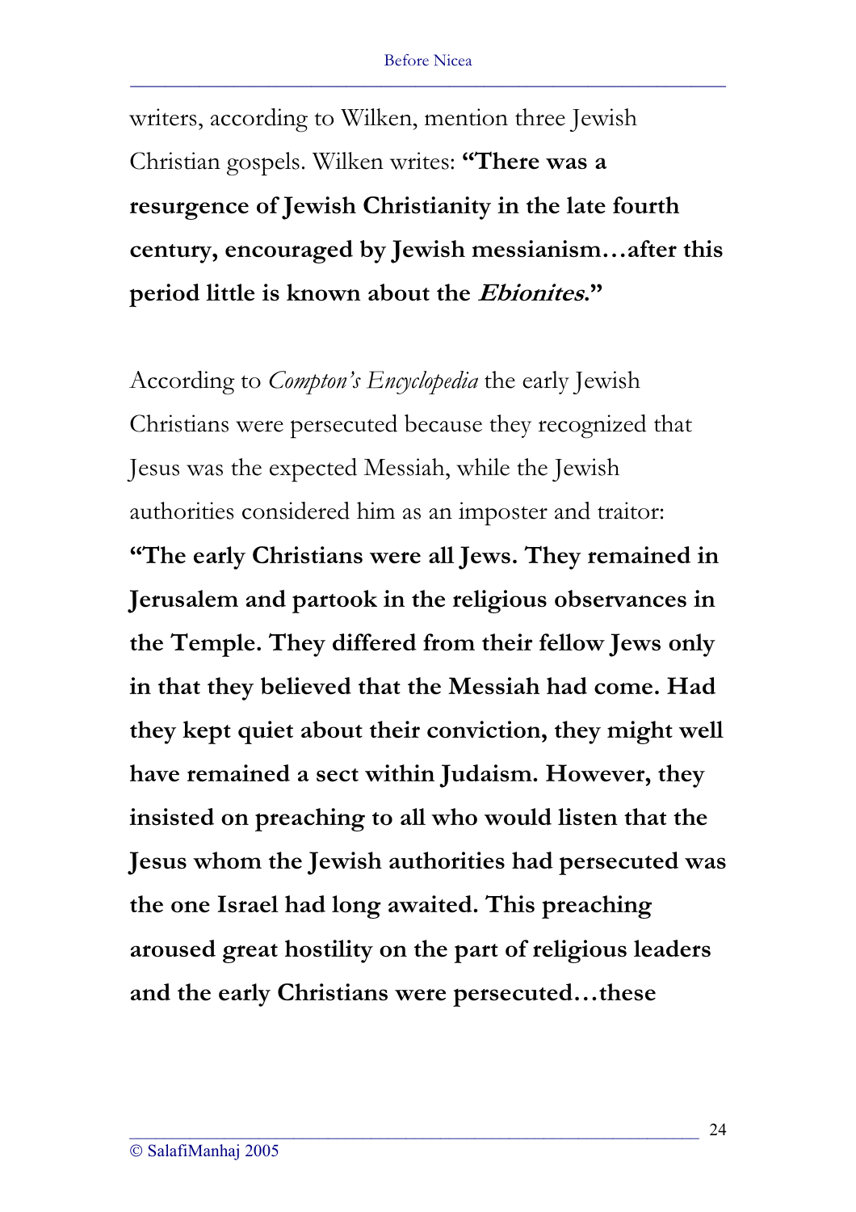writers, according to Wilken, mention three Jewish Christian gospels. Wilken writes: **"There was a resurgence of Jewish Christianity in the late fourth century, encouraged by Jewish messianism…after this period little is known about the *Ebionites*."**

According to *Compton's Encyclopedia* the early Jewish Christians were persecuted because they recognized that Jesus was the expected Messiah, while the Jewish authorities considered him as an imposter and traitor: **"The early Christians were all Jews. They remained in Jerusalem and partook in the religious observances in the Temple. They differed from their fellow Jews only in that they believed that the Messiah had come. Had they kept quiet about their conviction, they might well have remained a sect within Judaism. However, they insisted on preaching to all who would listen that the Jesus whom the Jewish authorities had persecuted was the one Israel had long awaited. This preaching aroused great hostility on the part of religious leaders and the early Christians were persecuted…these**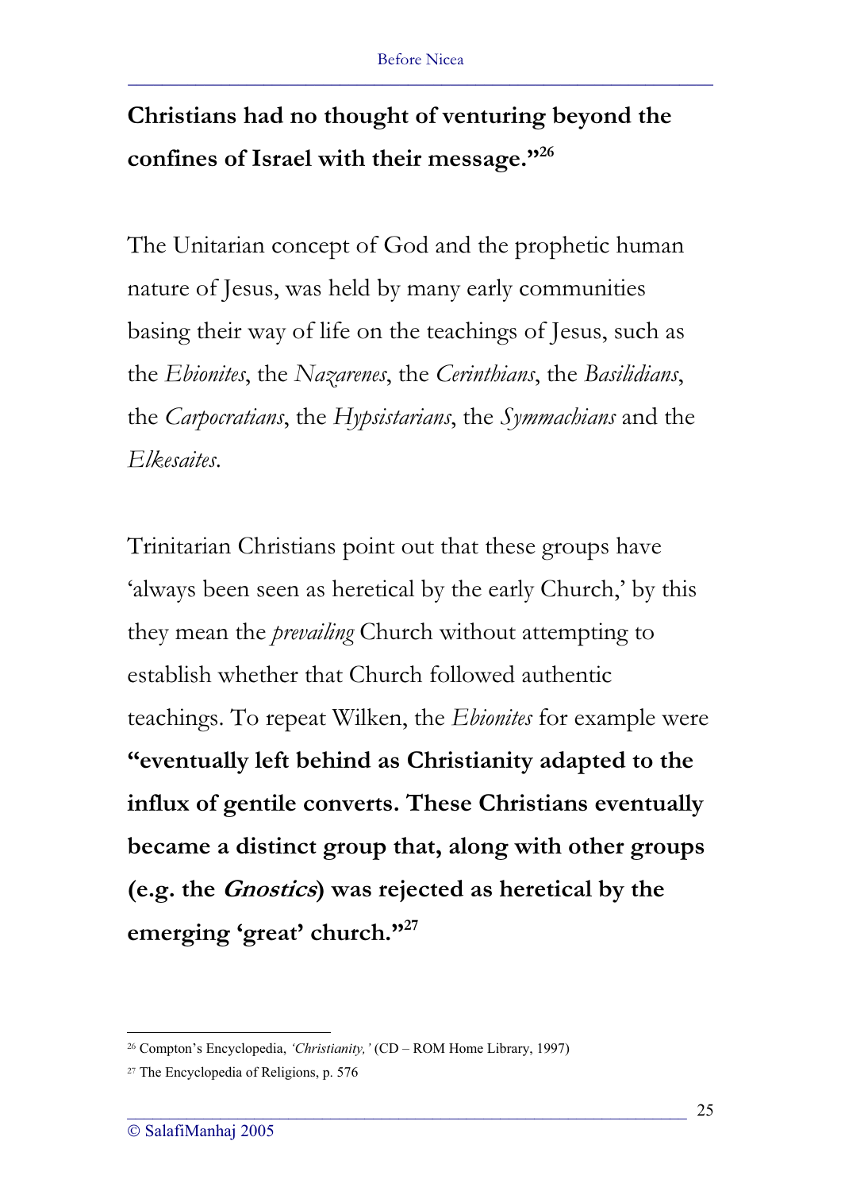**Christians had no thought of venturing beyond the confines of Israel with their message."[26]**

The Unitarian concept of God and the prophetic human nature of Jesus, was held by many early communities basing their way of life on the teachings of Jesus, such as the *Ebionites*, the *Nazarenes*, the *Cerinthians*, the *Basilidians*, the *Carpocratians*, the *Hypsistarians*, the *Symmachians* and the *Elkesaites*.

Trinitarian Christians point out that these groups have 'always been seen as heretical by the early Church,' by this they mean the *prevailing* Church without attempting to establish whether that Church followed authentic teachings. To repeat Wilken, the *Ebionites* for example were **"eventually left behind as Christianity adapted to the influx of gentile converts. These Christians eventually became a distinct group that, along with other groups (e.g. the *Gnostics*) was rejected as heretical by the emerging 'great' church."[27]**

---

[26] Compton's Encyclopedia, *'Christianity,'* (CD – ROM Home Library, 1997)

[27] The Encyclopedia of Religions, p. 576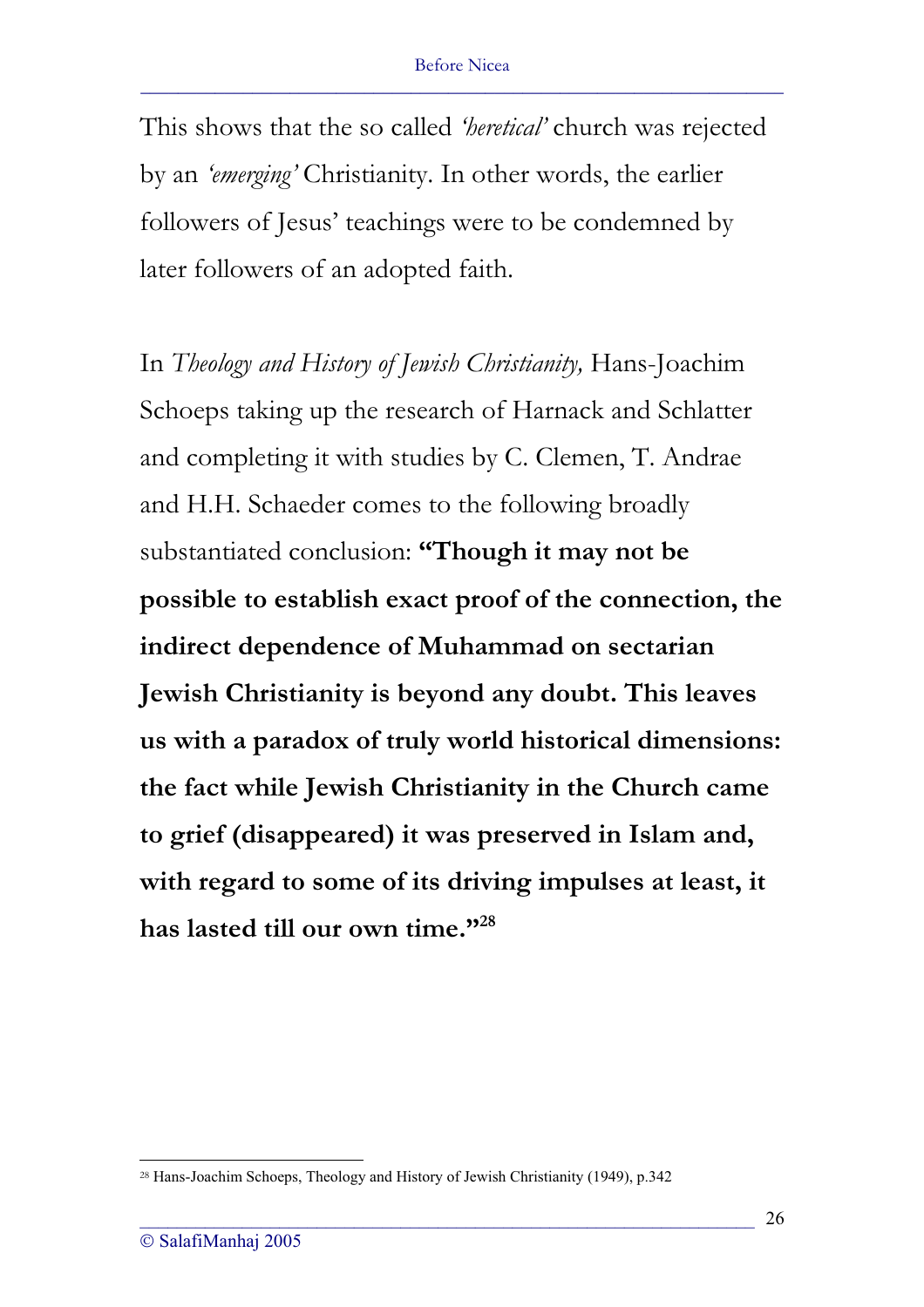This shows that the so called *'heretical'* church was rejected by an *'emerging'* Christianity. In other words, the earlier followers of Jesus' teachings were to be condemned by later followers of an adopted faith.

In *Theology and History of Jewish Christianity,* Hans-Joachim Schoeps taking up the research of Harnack and Schlatter and completing it with studies by C. Clemen, T. Andrae and H.H. Schaeder comes to the following broadly substantiated conclusion: **"Though it may not be possible to establish exact proof of the connection, the indirect dependence of Muhammad on sectarian Jewish Christianity is beyond any doubt. This leaves us with a paradox of truly world historical dimensions: the fact while Jewish Christianity in the Church came to grief (disappeared) it was preserved in Islam and, with regard to some of its driving impulses at least, it has lasted till our own time."**[28]

---

[28] Hans-Joachim Schoeps, Theology and History of Jewish Christianity (1949), p.342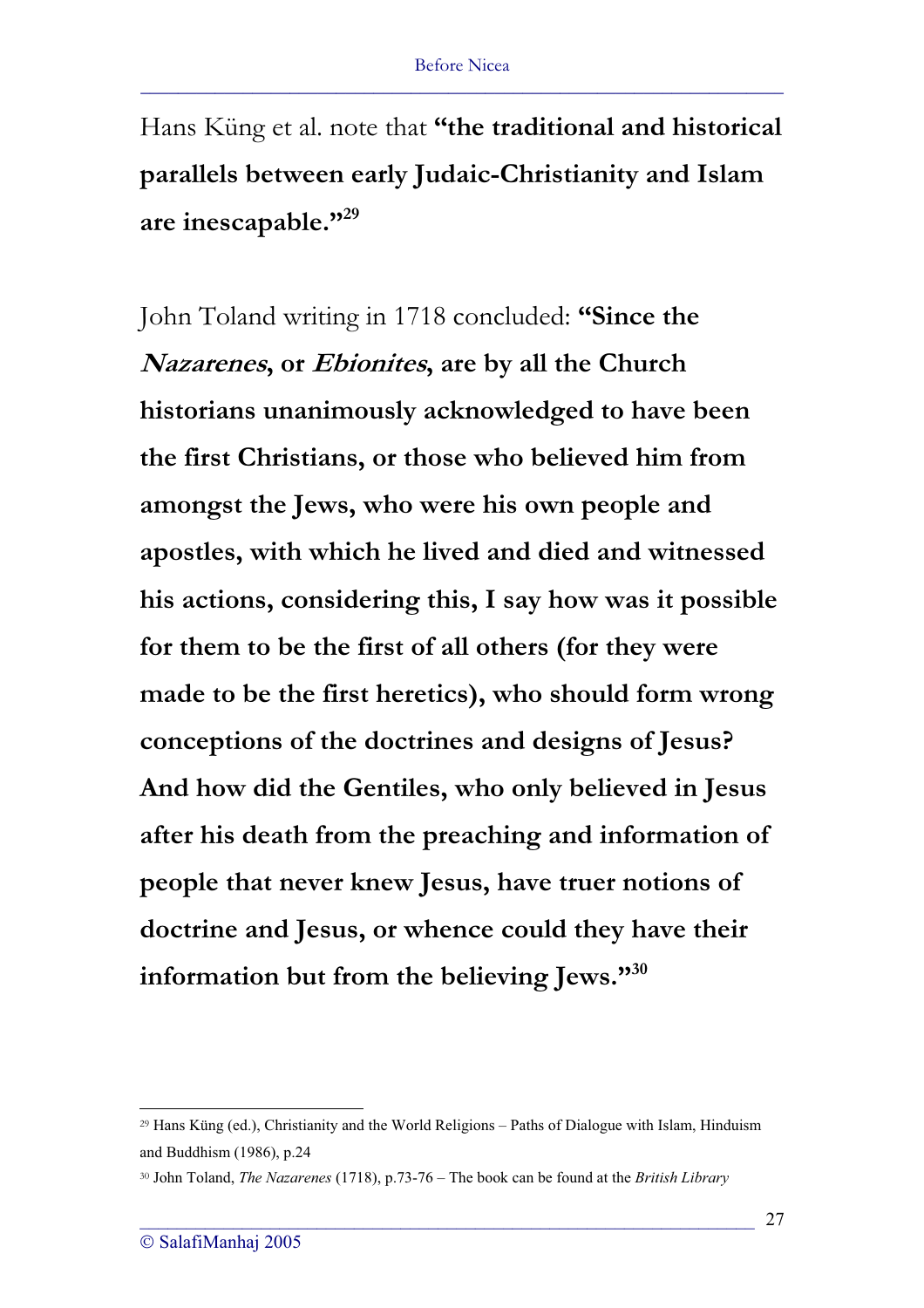Hans Küng et al. note that **"the traditional and historical parallels between early Judaic-Christianity and Islam are inescapable."**[29]

John Toland writing in 1718 concluded: **"Since the *Nazarenes*, or *Ebionites*, are by all the Church historians unanimously acknowledged to have been the first Christians, or those who believed him from amongst the Jews, who were his own people and apostles, with which he lived and died and witnessed his actions, considering this, I say how was it possible for them to be the first of all others (for they were made to be the first heretics), who should form wrong conceptions of the doctrines and designs of Jesus? And how did the Gentiles, who only believed in Jesus after his death from the preaching and information of people that never knew Jesus, have truer notions of doctrine and Jesus, or whence could they have their information but from the believing Jews."**[30]

---

[29] Hans Küng (ed.), Christianity and the World Religions – Paths of Dialogue with Islam, Hinduism and Buddhism (1986), p.24

[30] John Toland, *The Nazarenes* (1718), p.73-76 – The book can be found at the *British Library*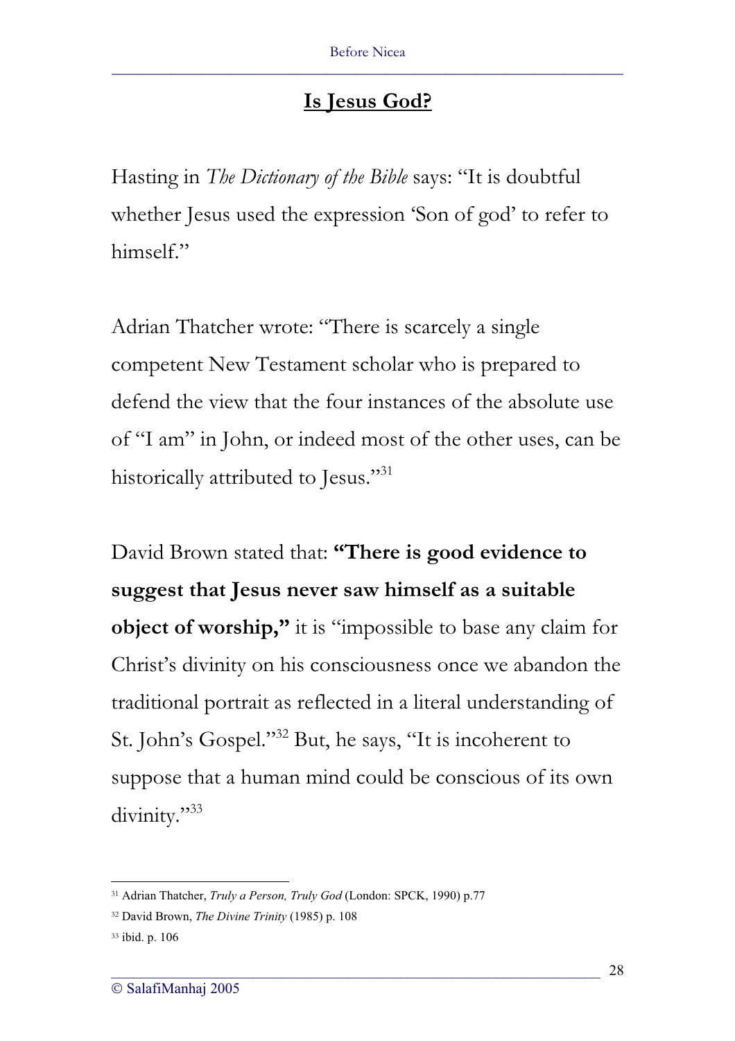## Is Jesus God?

Hasting in *The Dictionary of the Bible* says: "It is doubtful whether Jesus used the expression 'Son of god' to refer to himself."

Adrian Thatcher wrote: "There is scarcely a single competent New Testament scholar who is prepared to defend the view that the four instances of the absolute use of "I am" in John, or indeed most of the other uses, can be historically attributed to Jesus."[31]

David Brown stated that: **"There is good evidence to suggest that Jesus never saw himself as a suitable object of worship,"** it is "impossible to base any claim for Christ's divinity on his consciousness once we abandon the traditional portrait as reflected in a literal understanding of St. John's Gospel."[32] But, he says, "It is incoherent to suppose that a human mind could be conscious of its own divinity."[33]

---

[31] Adrian Thatcher, *Truly a Person, Truly God* (London: SPCK, 1990) p.77

[32] David Brown, *The Divine Trinity* (1985) p. 108

[33] ibid. p. 106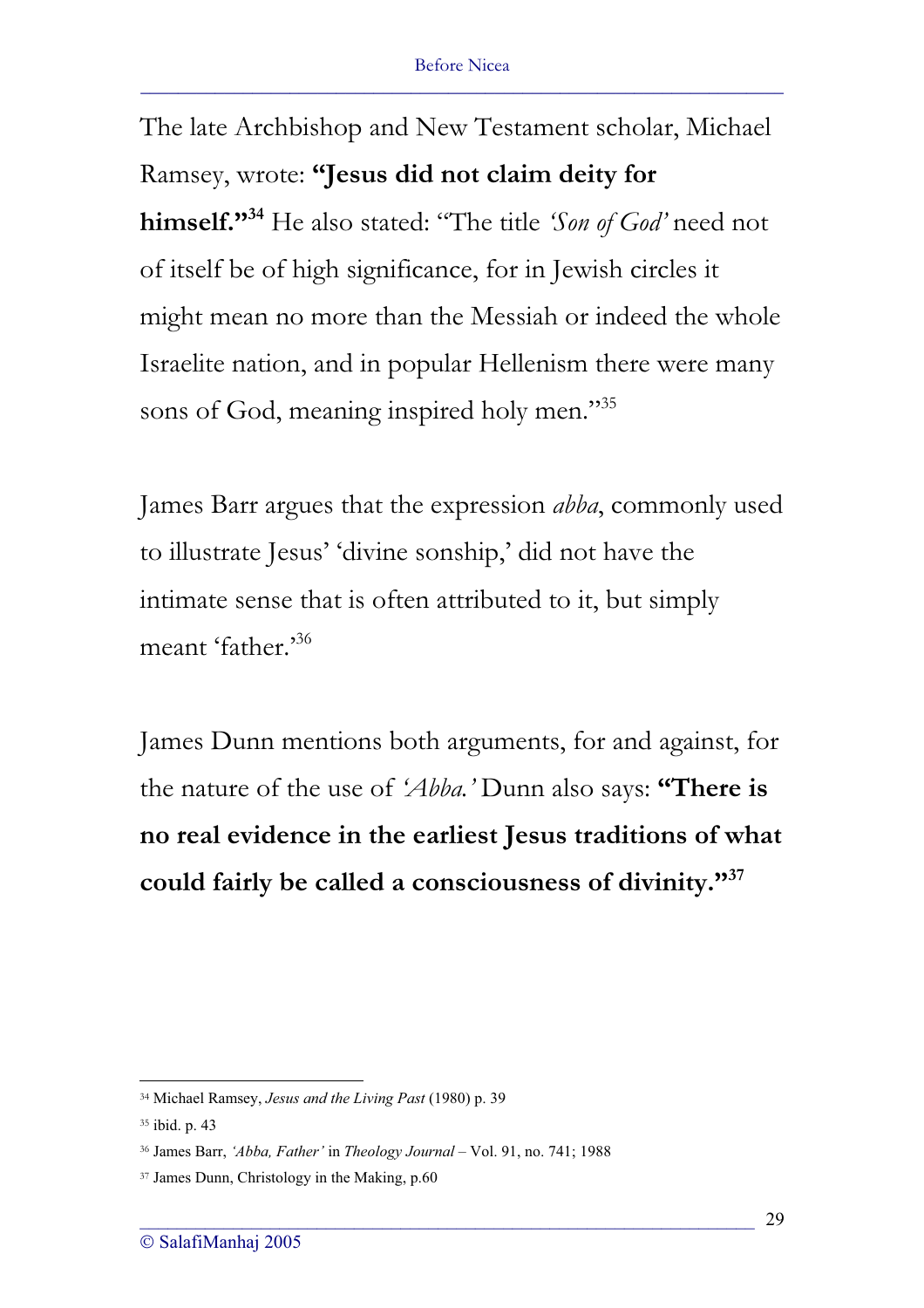The late Archbishop and New Testament scholar, Michael Ramsey, wrote: **"Jesus did not claim deity for himself."**[34] He also stated: "The title *'Son of God'* need not of itself be of high significance, for in Jewish circles it might mean no more than the Messiah or indeed the whole Israelite nation, and in popular Hellenism there were many sons of God, meaning inspired holy men."[35]

James Barr argues that the expression *abba*, commonly used to illustrate Jesus' 'divine sonship,' did not have the intimate sense that is often attributed to it, but simply meant 'father.'[36]

James Dunn mentions both arguments, for and against, for the nature of the use of *'Abba.'* Dunn also says: **"There is no real evidence in the earliest Jesus traditions of what could fairly be called a consciousness of divinity."**[37]

---

[34] Michael Ramsey, *Jesus and the Living Past* (1980) p. 39

[35] ibid. p. 43

[36] James Barr, *'Abba, Father'* in *Theology Journal* – Vol. 91, no. 741; 1988

[37] James Dunn, Christology in the Making, p.60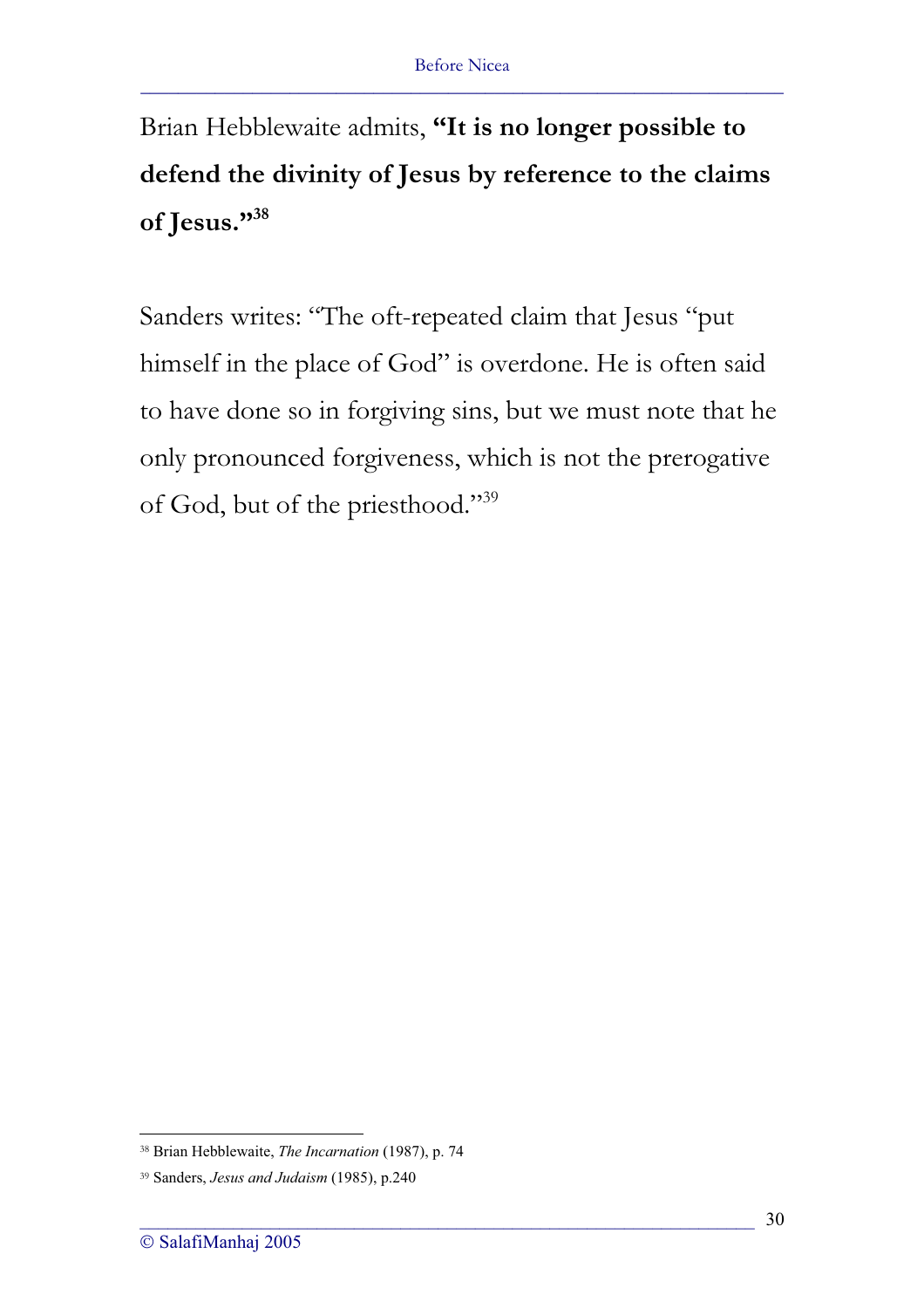Brian Hebblewaite admits, **"It is no longer possible to defend the divinity of Jesus by reference to the claims of Jesus."**[38]

Sanders writes: "The oft-repeated claim that Jesus "put himself in the place of God" is overdone. He is often said to have done so in forgiving sins, but we must note that he only pronounced forgiveness, which is not the prerogative of God, but of the priesthood."[39]

---

[38] Brian Hebblewaite, *The Incarnation* (1987), p. 74

[39] Sanders, *Jesus and Judaism* (1985), p.240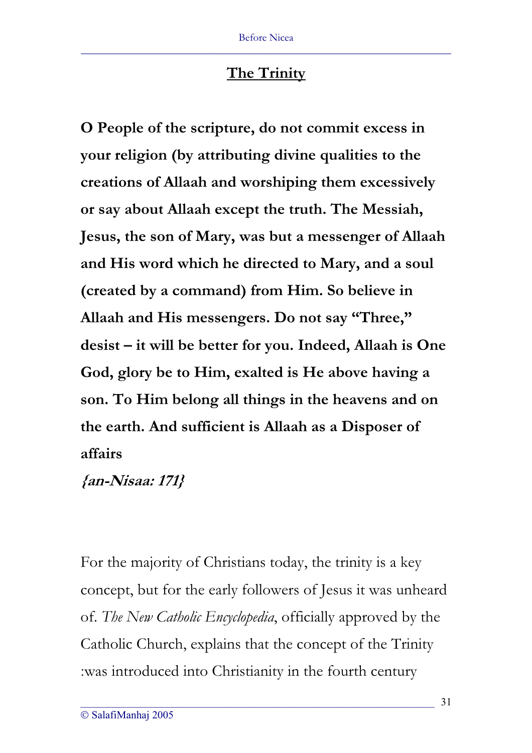## The Trinity

**O People of the scripture, do not commit excess in your religion (by attributing divine qualities to the creations of Allaah and worshiping them excessively or say about Allaah except the truth. The Messiah, Jesus, the son of Mary, was but a messenger of Allaah and His word which he directed to Mary, and a soul (created by a command) from Him. So believe in Allaah and His messengers. Do not say "Three," desist – it will be better for you. Indeed, Allaah is One God, glory be to Him, exalted is He above having a son. To Him belong all things in the heavens and on the earth. And sufficient is Allaah as a Disposer of affairs**

***{an-Nisaa: 171}***

For the majority of Christians today, the trinity is a key concept, but for the early followers of Jesus it was unheard of. *The New Catholic Encyclopedia*, officially approved by the Catholic Church, explains that the concept of the Trinity :was introduced into Christianity in the fourth century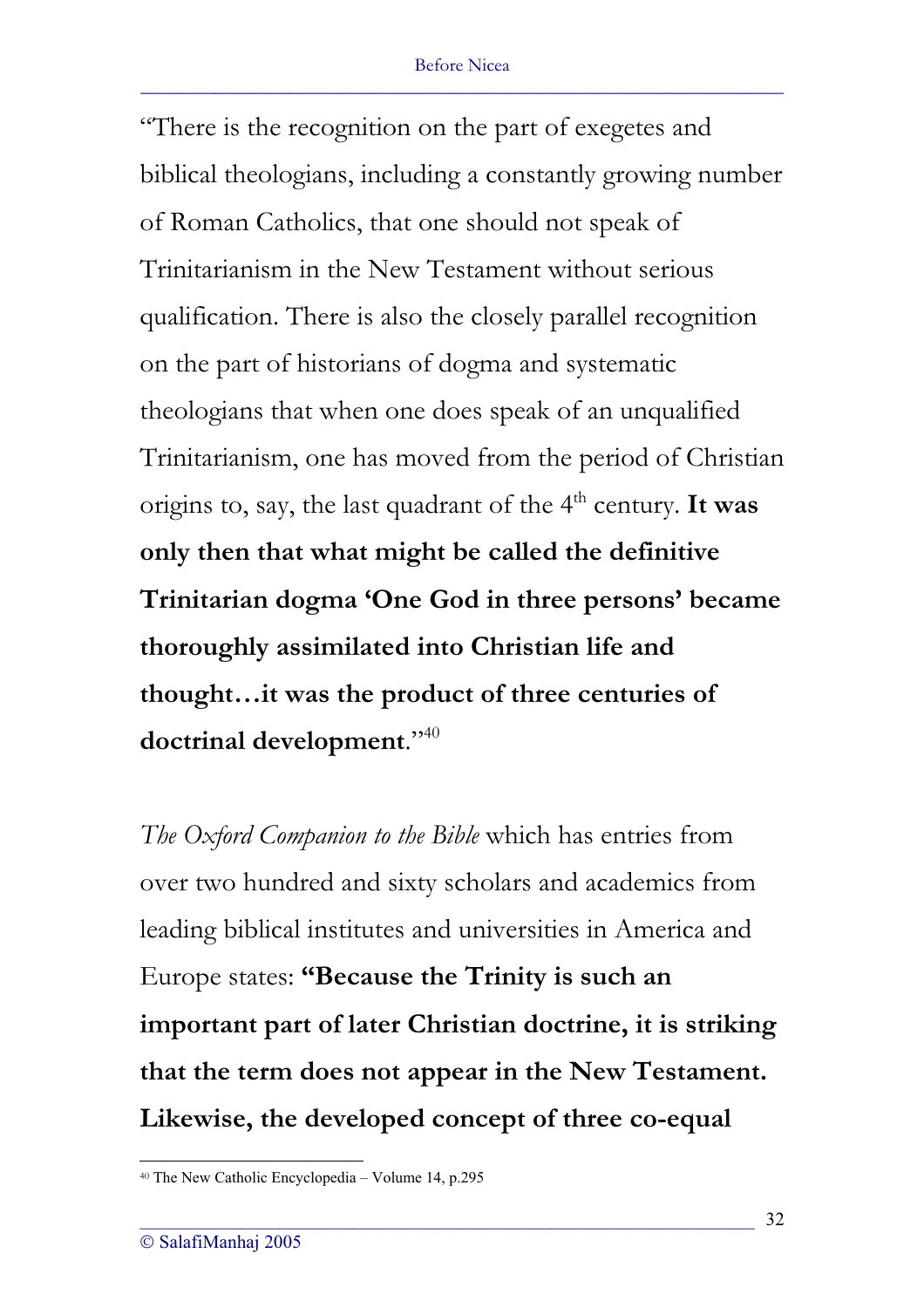"There is the recognition on the part of exegetes and biblical theologians, including a constantly growing number of Roman Catholics, that one should not speak of Trinitarianism in the New Testament without serious qualification. There is also the closely parallel recognition on the part of historians of dogma and systematic theologians that when one does speak of an unqualified Trinitarianism, one has moved from the period of Christian origins to, say, the last quadrant of the 4th century. **It was only then that what might be called the definitive Trinitarian dogma 'One God in three persons' became thoroughly assimilated into Christian life and thought…it was the product of three centuries of doctrinal development**."[40]

*The Oxford Companion to the Bible* which has entries from over two hundred and sixty scholars and academics from leading biblical institutes and universities in America and Europe states: **"Because the Trinity is such an important part of later Christian doctrine, it is striking that the term does not appear in the New Testament. Likewise, the developed concept of three co-equal**

[40] The New Catholic Encyclopedia – Volume 14, p.295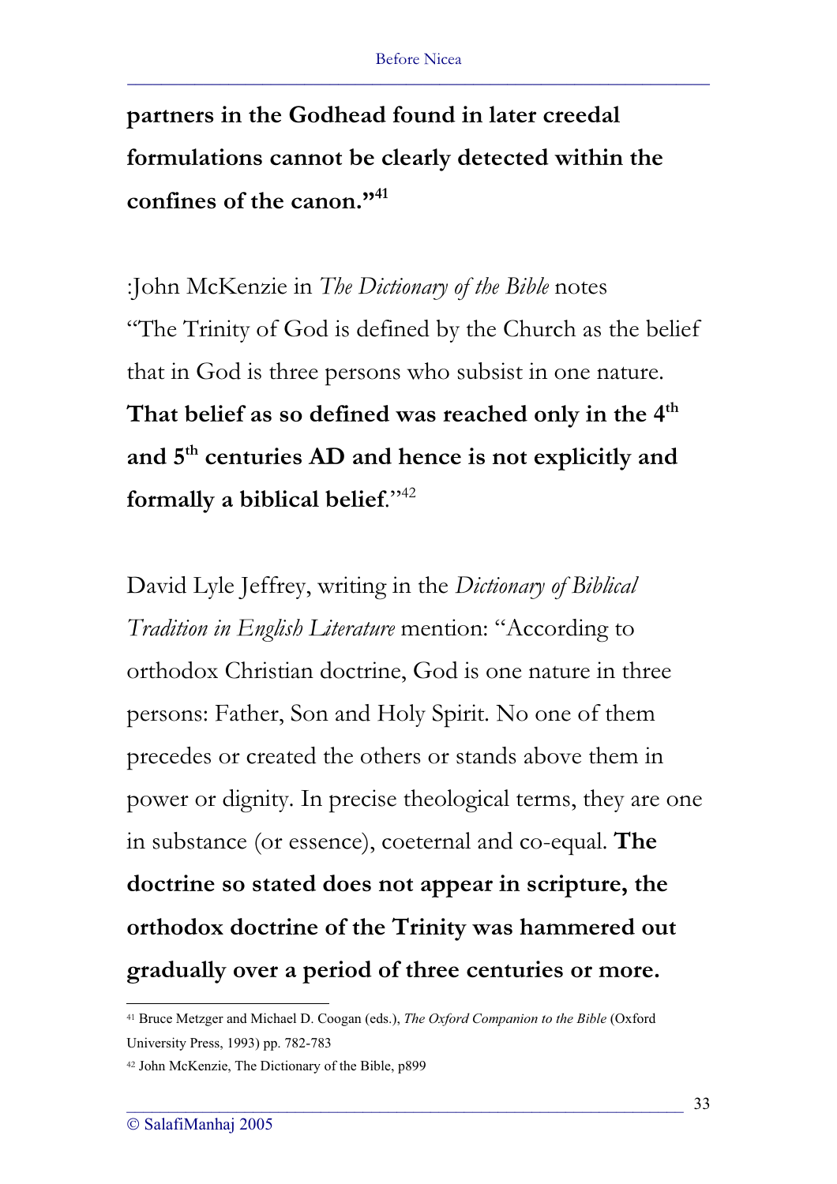**partners in the Godhead found in later creedal formulations cannot be clearly detected within the confines of the canon."**[41]

:John McKenzie in *The Dictionary of the Bible* notes "The Trinity of God is defined by the Church as the belief that in God is three persons who subsist in one nature. **That belief as so defined was reached only in the 4th and 5th centuries AD and hence is not explicitly and formally a biblical belief**."[42]

David Lyle Jeffrey, writing in the *Dictionary of Biblical Tradition in English Literature* mention: "According to orthodox Christian doctrine, God is one nature in three persons: Father, Son and Holy Spirit. No one of them precedes or created the others or stands above them in power or dignity. In precise theological terms, they are one in substance (or essence), coeternal and co-equal. **The doctrine so stated does not appear in scripture, the orthodox doctrine of the Trinity was hammered out gradually over a period of three centuries or more.**

---

[41] Bruce Metzger and Michael D. Coogan (eds.), *The Oxford Companion to the Bible* (Oxford University Press, 1993) pp. 782-783

[42] John McKenzie, The Dictionary of the Bible, p899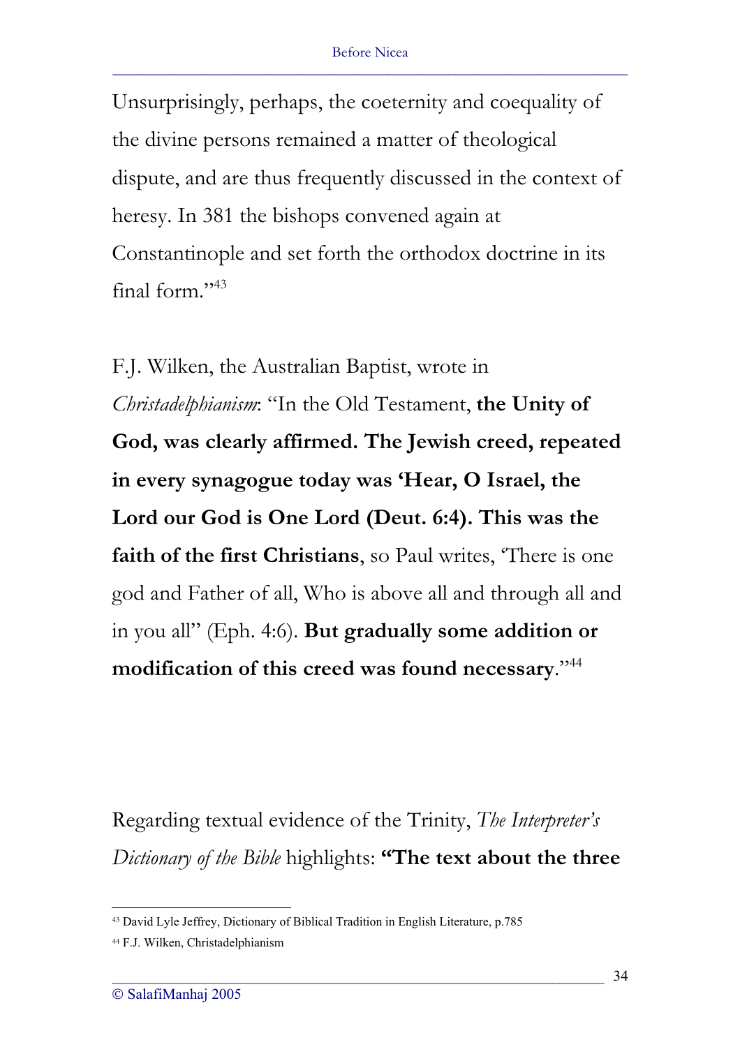Unsurprisingly, perhaps, the coeternity and coequality of the divine persons remained a matter of theological dispute, and are thus frequently discussed in the context of heresy. In 381 the bishops convened again at Constantinople and set forth the orthodox doctrine in its final form."[43]

F.J. Wilken, the Australian Baptist, wrote in *Christadelphianism*: "In the Old Testament, **the Unity of God, was clearly affirmed. The Jewish creed, repeated in every synagogue today was 'Hear, O Israel, the Lord our God is One Lord (Deut. 6:4). This was the faith of the first Christians**, so Paul writes, 'There is one god and Father of all, Who is above all and through all and in you all" (Eph. 4:6). **But gradually some addition or modification of this creed was found necessary**."[44]

Regarding textual evidence of the Trinity, *The Interpreter's Dictionary of the Bible* highlights: **"The text about the three**

---

[43] David Lyle Jeffrey, Dictionary of Biblical Tradition in English Literature, p.785

[44] F.J. Wilken, Christadelphianism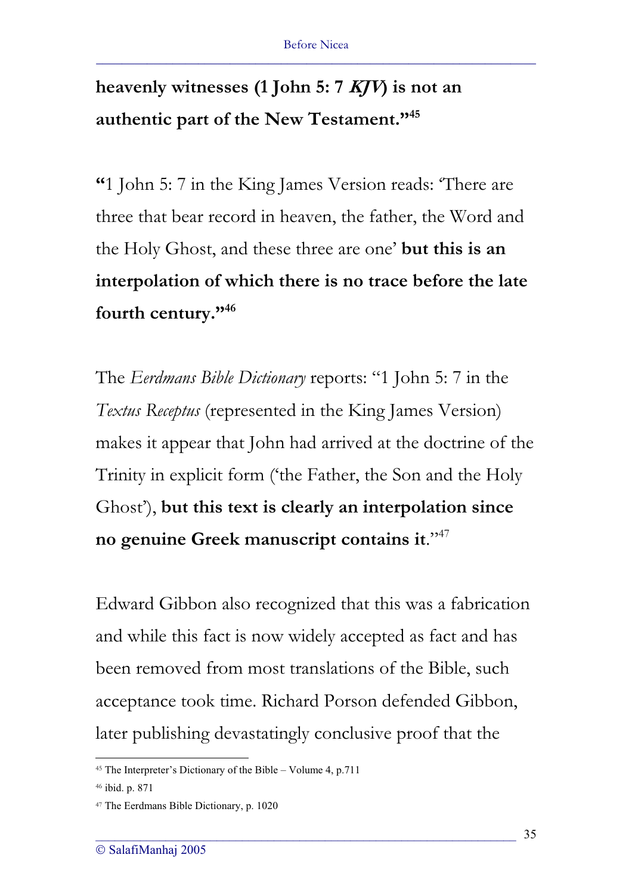**heavenly witnesses (1 John 5: 7 *KJV*) is not an authentic part of the New Testament."[45]**

**"**1 John 5: 7 in the King James Version reads: 'There are three that bear record in heaven, the father, the Word and the Holy Ghost, and these three are one' **but this is an interpolation of which there is no trace before the late fourth century."[46]**

The *Eerdmans Bible Dictionary* reports: "1 John 5: 7 in the *Textus Receptus* (represented in the King James Version) makes it appear that John had arrived at the doctrine of the Trinity in explicit form ('the Father, the Son and the Holy Ghost'), **but this text is clearly an interpolation since no genuine Greek manuscript contains it**."[47]

Edward Gibbon also recognized that this was a fabrication and while this fact is now widely accepted as fact and has been removed from most translations of the Bible, such acceptance took time. Richard Porson defended Gibbon, later publishing devastatingly conclusive proof that the

---

[45] The Interpreter's Dictionary of the Bible – Volume 4, p.711

[46] ibid. p. 871

[47] The Eerdmans Bible Dictionary, p. 1020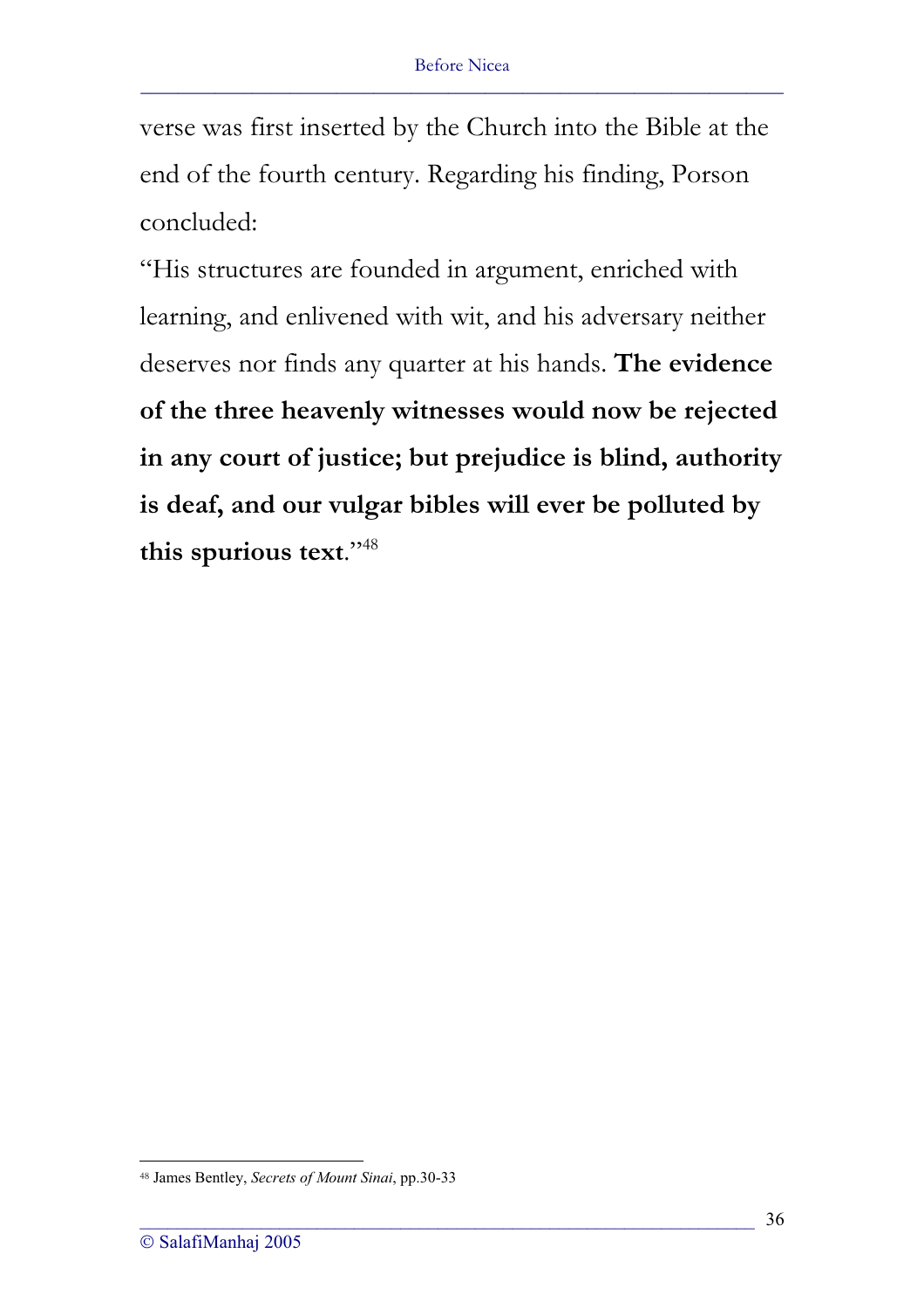verse was first inserted by the Church into the Bible at the end of the fourth century. Regarding his finding, Porson concluded:

"His structures are founded in argument, enriched with learning, and enlivened with wit, and his adversary neither deserves nor finds any quarter at his hands. **The evidence of the three heavenly witnesses would now be rejected in any court of justice; but prejudice is blind, authority is deaf, and our vulgar bibles will ever be polluted by this spurious text**."[48]

---

[48] James Bentley, *Secrets of Mount Sinai*, pp.30-33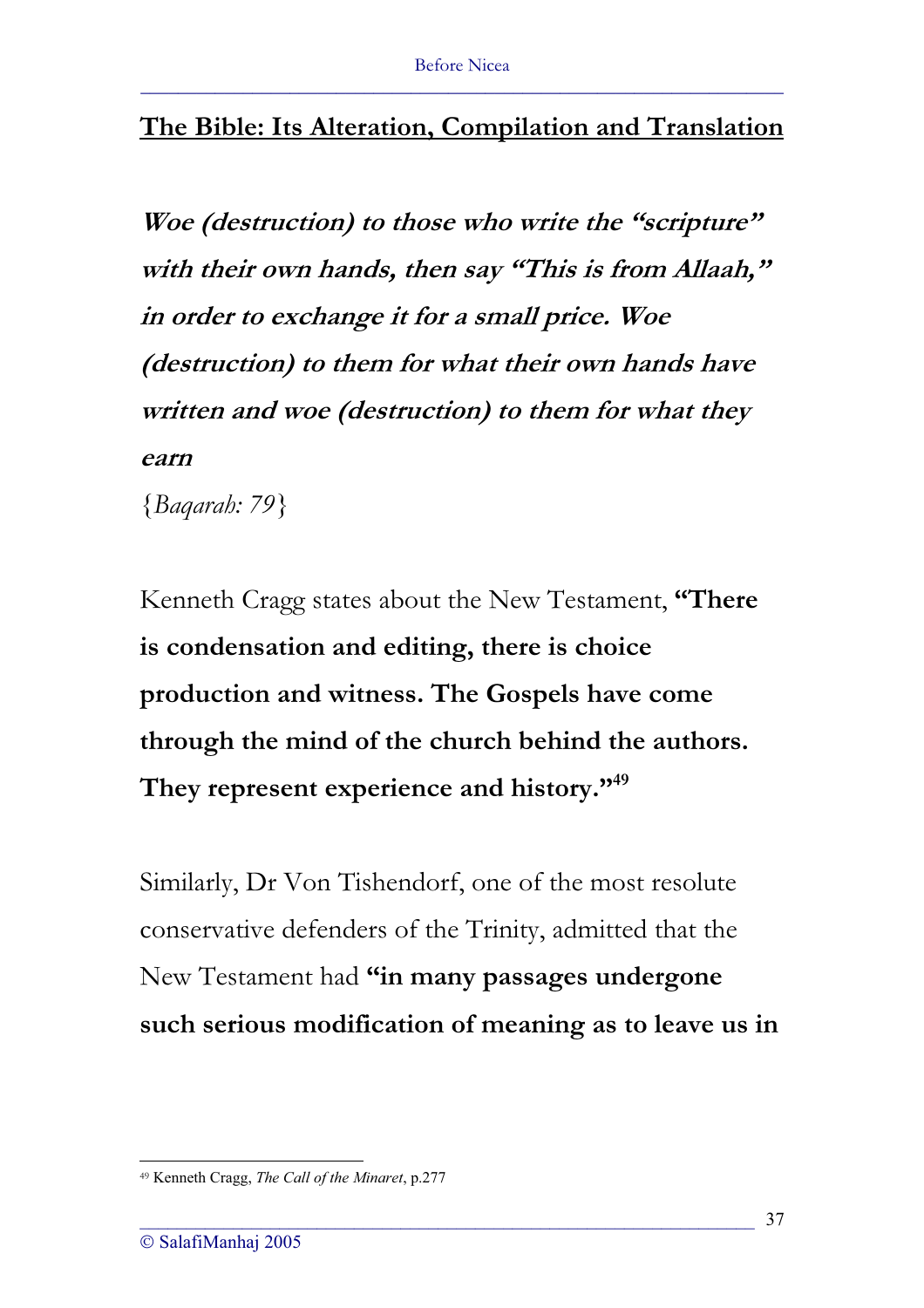## The Bible: Its Alteration, Compilation and Translation

***Woe (destruction) to those who write the "scripture" with their own hands, then say "This is from Allaah," in order to exchange it for a small price. Woe (destruction) to them for what their own hands have written and woe (destruction) to them for what they earn***

{*Baqarah: 79*}

Kenneth Cragg states about the New Testament, **"There is condensation and editing, there is choice production and witness. The Gospels have come through the mind of the church behind the authors. They represent experience and history."**[49]

Similarly, Dr Von Tishendorf, one of the most resolute conservative defenders of the Trinity, admitted that the New Testament had **"in many passages undergone such serious modification of meaning as to leave us in**

---

[49] Kenneth Cragg, *The Call of the Minaret*, p.277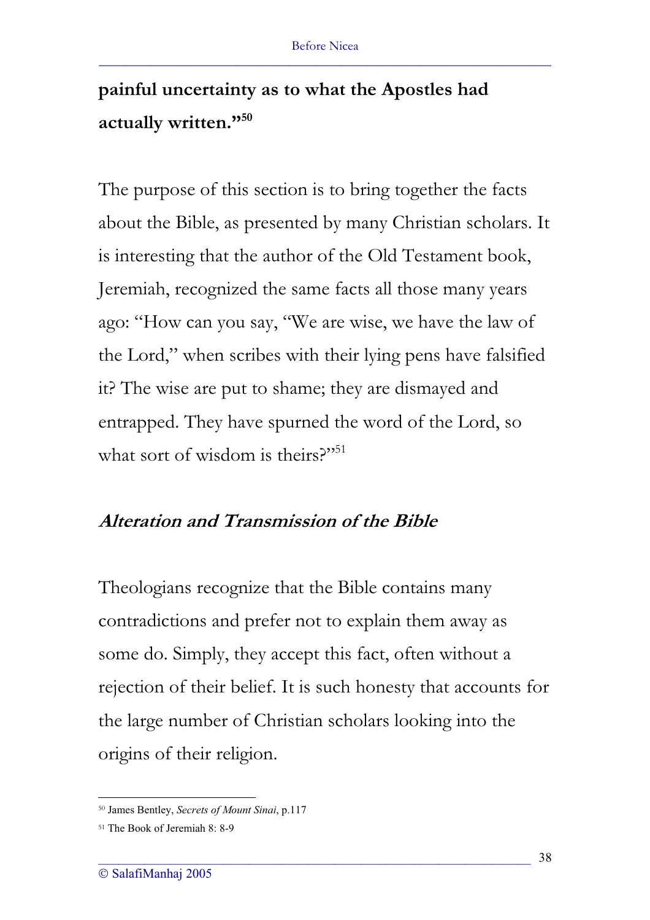**painful uncertainty as to what the Apostles had actually written."**[50]

The purpose of this section is to bring together the facts about the Bible, as presented by many Christian scholars. It is interesting that the author of the Old Testament book, Jeremiah, recognized the same facts all those many years ago: "How can you say, "We are wise, we have the law of the Lord," when scribes with their lying pens have falsified it? The wise are put to shame; they are dismayed and entrapped. They have spurned the word of the Lord, so what sort of wisdom is theirs?"[51]

## ***Alteration and Transmission of the Bible***

Theologians recognize that the Bible contains many contradictions and prefer not to explain them away as some do. Simply, they accept this fact, often without a rejection of their belief. It is such honesty that accounts for the large number of Christian scholars looking into the origins of their religion.

---

[50] James Bentley, *Secrets of Mount Sinai*, p.117

[51] The Book of Jeremiah 8: 8-9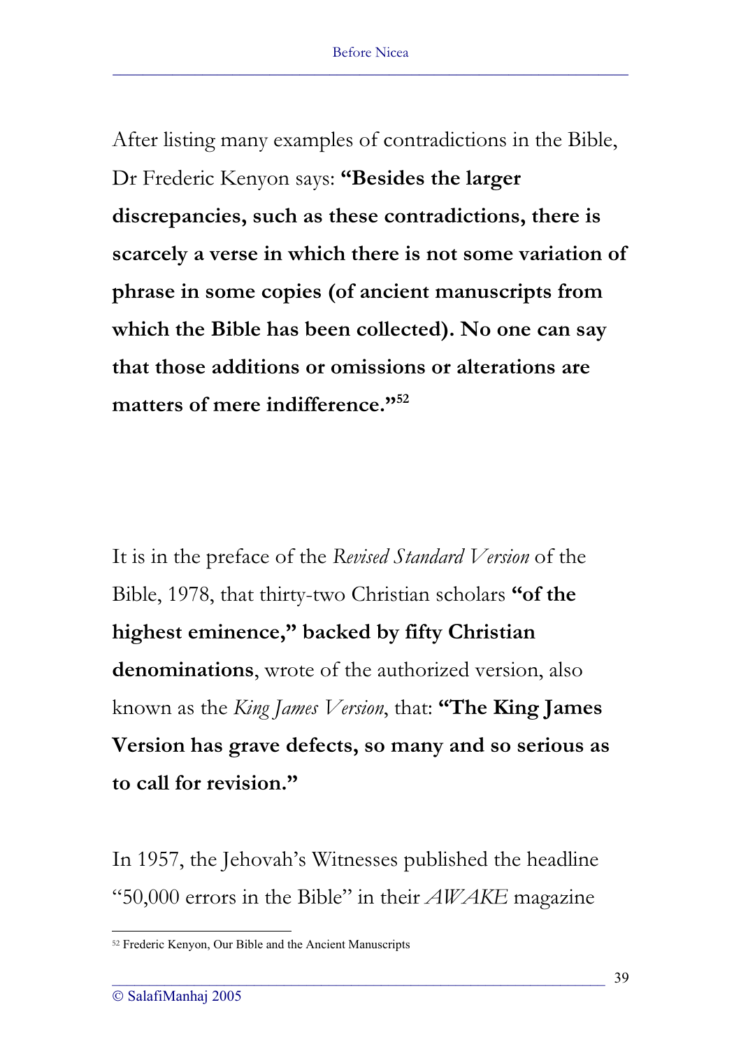After listing many examples of contradictions in the Bible, Dr Frederic Kenyon says: **"Besides the larger discrepancies, such as these contradictions, there is scarcely a verse in which there is not some variation of phrase in some copies (of ancient manuscripts from which the Bible has been collected). No one can say that those additions or omissions or alterations are matters of mere indifference."**[52]

It is in the preface of the *Revised Standard Version* of the Bible, 1978, that thirty-two Christian scholars **"of the highest eminence," backed by fifty Christian denominations**, wrote of the authorized version, also known as the *King James Version*, that: **"The King James Version has grave defects, so many and so serious as to call for revision."**

In 1957, the Jehovah's Witnesses published the headline "50,000 errors in the Bible" in their *AWAKE* magazine

[52] Frederic Kenyon, Our Bible and the Ancient Manuscripts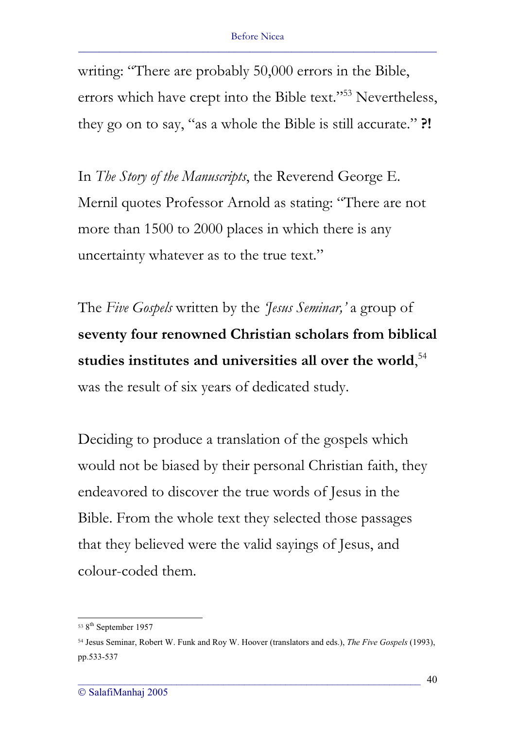writing: "There are probably 50,000 errors in the Bible, errors which have crept into the Bible text."[53] Nevertheless, they go on to say, "as a whole the Bible is still accurate." **?!**

In *The Story of the Manuscripts*, the Reverend George E. Mernil quotes Professor Arnold as stating: "There are not more than 1500 to 2000 places in which there is any uncertainty whatever as to the true text."

The *Five Gospels* written by the *'Jesus Seminar,'* a group of **seventy four renowned Christian scholars from biblical studies institutes and universities all over the world**,[54] was the result of six years of dedicated study.

Deciding to produce a translation of the gospels which would not be biased by their personal Christian faith, they endeavored to discover the true words of Jesus in the Bible. From the whole text they selected those passages that they believed were the valid sayings of Jesus, and colour-coded them.

---

[53] 8th September 1957

[54] Jesus Seminar, Robert W. Funk and Roy W. Hoover (translators and eds.), *The Five Gospels* (1993), pp.533-537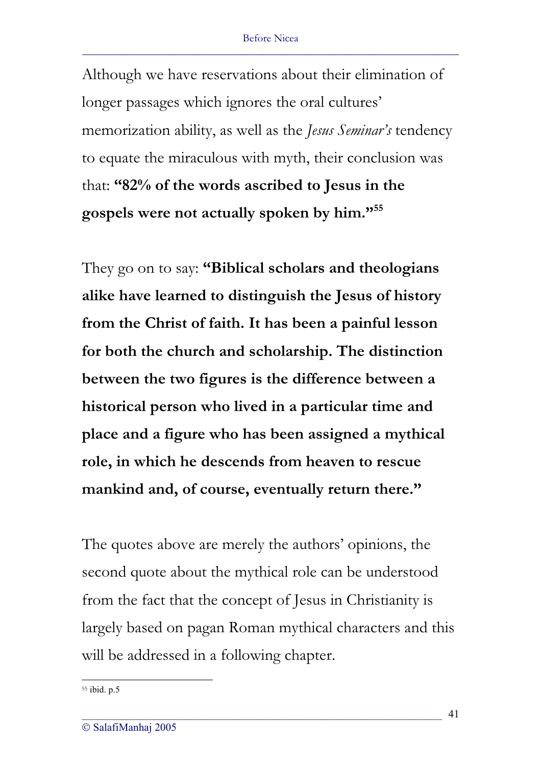Although we have reservations about their elimination of longer passages which ignores the oral cultures' memorization ability, as well as the *Jesus Seminar's* tendency to equate the miraculous with myth, their conclusion was that: **"82% of the words ascribed to Jesus in the gospels were not actually spoken by him."**[55]

They go on to say: **"Biblical scholars and theologians alike have learned to distinguish the Jesus of history from the Christ of faith. It has been a painful lesson for both the church and scholarship. The distinction between the two figures is the difference between a historical person who lived in a particular time and place and a figure who has been assigned a mythical role, in which he descends from heaven to rescue mankind and, of course, eventually return there."**

The quotes above are merely the authors' opinions, the second quote about the mythical role can be understood from the fact that the concept of Jesus in Christianity is largely based on pagan Roman mythical characters and this will be addressed in a following chapter.

---

[55] ibid. p.5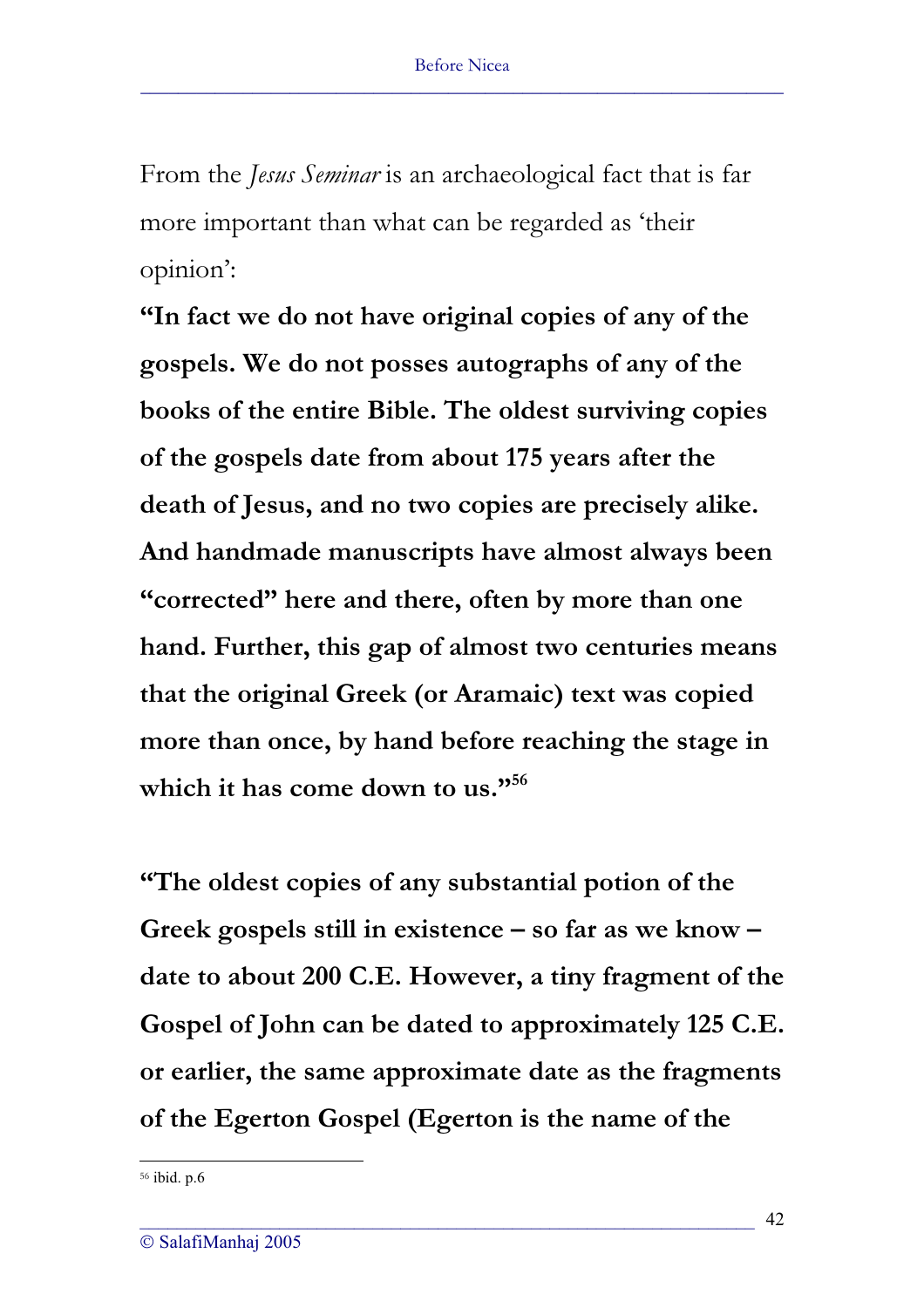From the *Jesus Seminar* is an archaeological fact that is far more important than what can be regarded as 'their opinion':

**"In fact we do not have original copies of any of the gospels. We do not posses autographs of any of the books of the entire Bible. The oldest surviving copies of the gospels date from about 175 years after the death of Jesus, and no two copies are precisely alike. And handmade manuscripts have almost always been "corrected" here and there, often by more than one hand. Further, this gap of almost two centuries means that the original Greek (or Aramaic) text was copied more than once, by hand before reaching the stage in which it has come down to us."[56]**

**"The oldest copies of any substantial potion of the Greek gospels still in existence – so far as we know – date to about 200 C.E. However, a tiny fragment of the Gospel of John can be dated to approximately 125 C.E. or earlier, the same approximate date as the fragments of the Egerton Gospel (Egerton is the name of the**

---

[56] ibid. p.6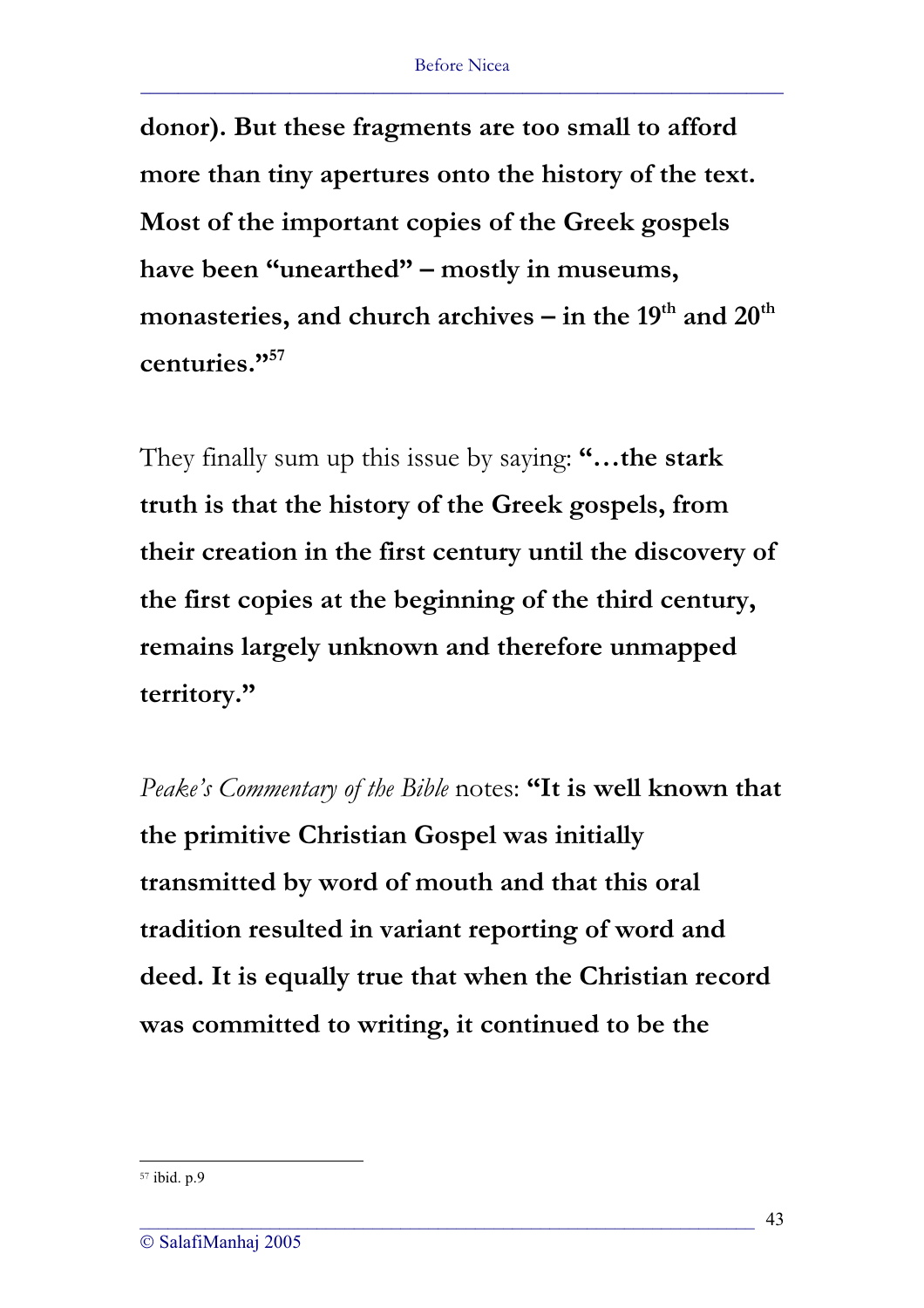**donor). But these fragments are too small to afford more than tiny apertures onto the history of the text. Most of the important copies of the Greek gospels have been "unearthed" – mostly in museums, monasteries, and church archives – in the 19th and 20th centuries."**[57]

They finally sum up this issue by saying: **"…the stark truth is that the history of the Greek gospels, from their creation in the first century until the discovery of the first copies at the beginning of the third century, remains largely unknown and therefore unmapped territory."**

*Peake's Commentary of the Bible* notes: **"It is well known that the primitive Christian Gospel was initially transmitted by word of mouth and that this oral tradition resulted in variant reporting of word and deed. It is equally true that when the Christian record was committed to writing, it continued to be the**

---

[57] ibid. p.9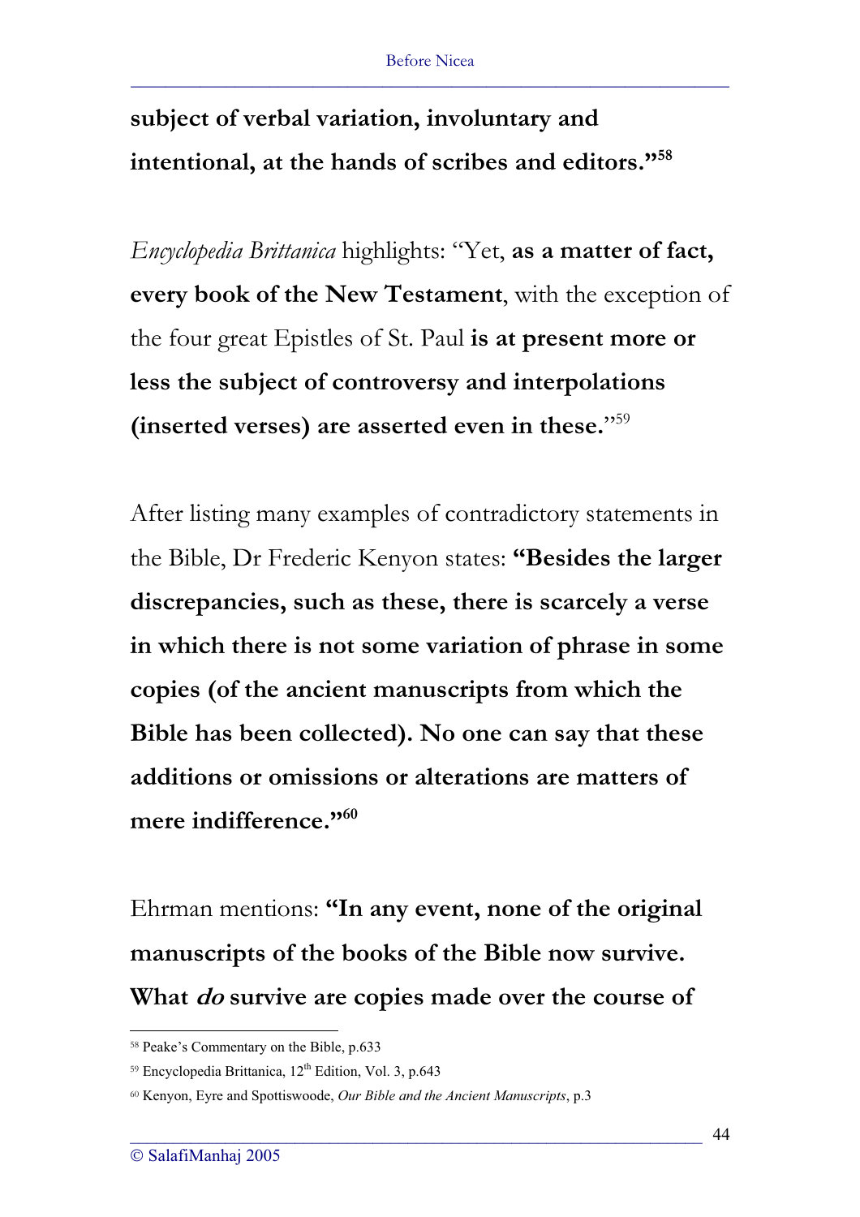**subject of verbal variation, involuntary and intentional, at the hands of scribes and editors."**[58]

*Encyclopedia Brittanica* highlights: "Yet, **as a matter of fact, every book of the New Testament**, with the exception of the four great Epistles of St. Paul **is at present more or less the subject of controversy and interpolations (inserted verses) are asserted even in these.**"[59]

After listing many examples of contradictory statements in the Bible, Dr Frederic Kenyon states: **"Besides the larger discrepancies, such as these, there is scarcely a verse in which there is not some variation of phrase in some copies (of the ancient manuscripts from which the Bible has been collected). No one can say that these additions or omissions or alterations are matters of mere indifference."**[60]

Ehrman mentions: **"In any event, none of the original manuscripts of the books of the Bible now survive. What *do* survive are copies made over the course of**

---

[58] Peake's Commentary on the Bible, p.633

[59] Encyclopedia Brittanica, 12th Edition, Vol. 3, p.643

[60] Kenyon, Eyre and Spottiswoode, *Our Bible and the Ancient Manuscripts*, p.3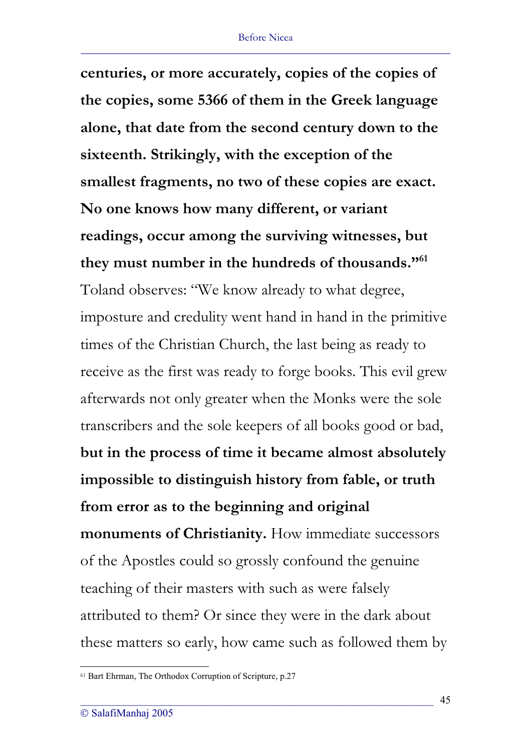**centuries, or more accurately, copies of the copies of the copies, some 5366 of them in the Greek language alone, that date from the second century down to the sixteenth. Strikingly, with the exception of the smallest fragments, no two of these copies are exact. No one knows how many different, or variant readings, occur among the surviving witnesses, but they must number in the hundreds of thousands."**[61]

Toland observes: "We know already to what degree, imposture and credulity went hand in hand in the primitive times of the Christian Church, the last being as ready to receive as the first was ready to forge books. This evil grew afterwards not only greater when the Monks were the sole transcribers and the sole keepers of all books good or bad, **but in the process of time it became almost absolutely impossible to distinguish history from fable, or truth from error as to the beginning and original monuments of Christianity.** How immediate successors of the Apostles could so grossly confound the genuine teaching of their masters with such as were falsely attributed to them? Or since they were in the dark about these matters so early, how came such as followed them by

---

[61] Bart Ehrman, The Orthodox Corruption of Scripture, p.27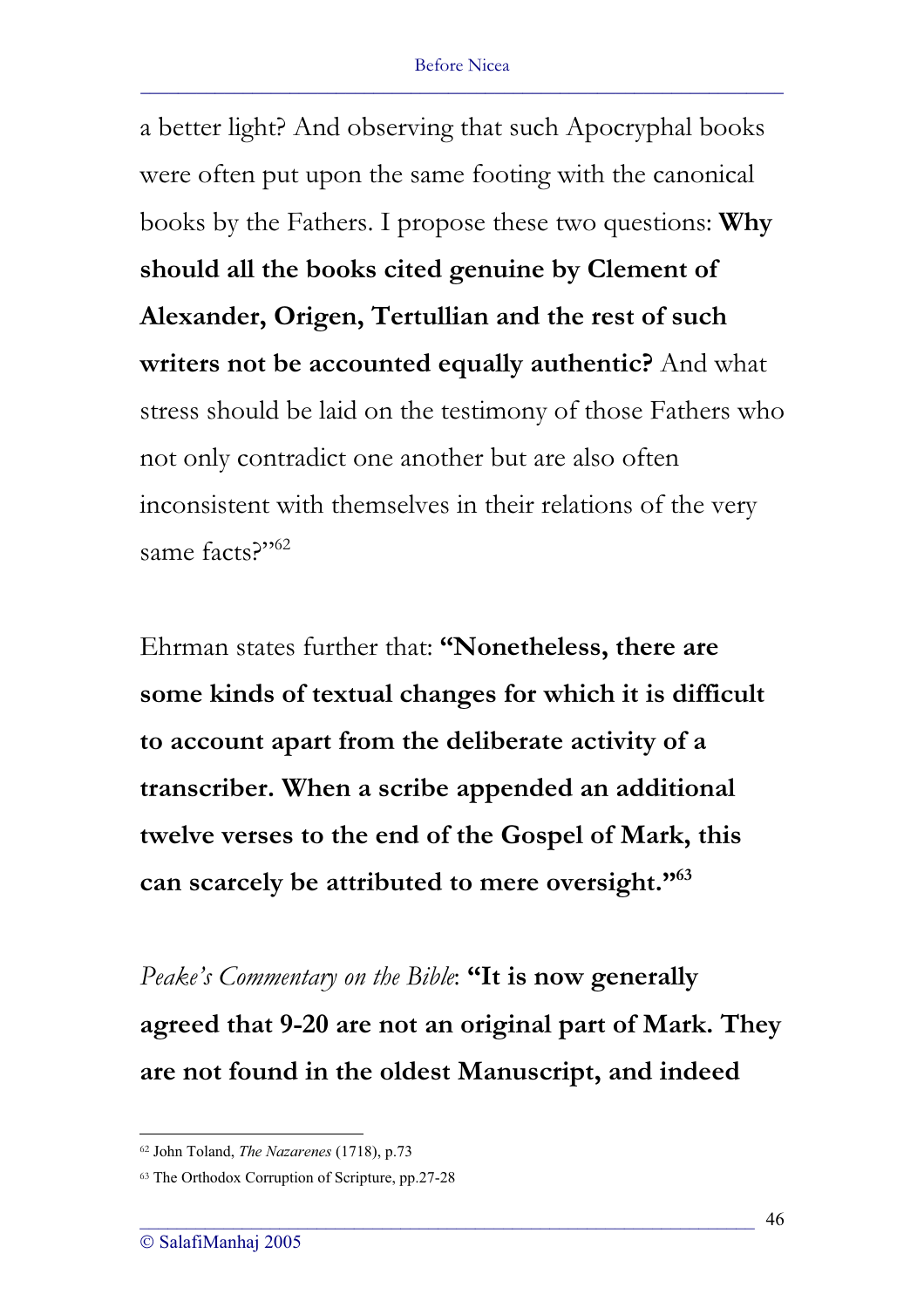a better light? And observing that such Apocryphal books were often put upon the same footing with the canonical books by the Fathers. I propose these two questions: **Why should all the books cited genuine by Clement of Alexander, Origen, Tertullian and the rest of such writers not be accounted equally authentic?** And what stress should be laid on the testimony of those Fathers who not only contradict one another but are also often inconsistent with themselves in their relations of the very same facts?"[62]

Ehrman states further that: **"Nonetheless, there are some kinds of textual changes for which it is difficult to account apart from the deliberate activity of a transcriber. When a scribe appended an additional twelve verses to the end of the Gospel of Mark, this can scarcely be attributed to mere oversight."**[63]

*Peake's Commentary on the Bible*: **"It is now generally agreed that 9-20 are not an original part of Mark. They are not found in the oldest Manuscript, and indeed**

---

[62] John Toland, *The Nazarenes* (1718), p.73

[63] The Orthodox Corruption of Scripture, pp.27-28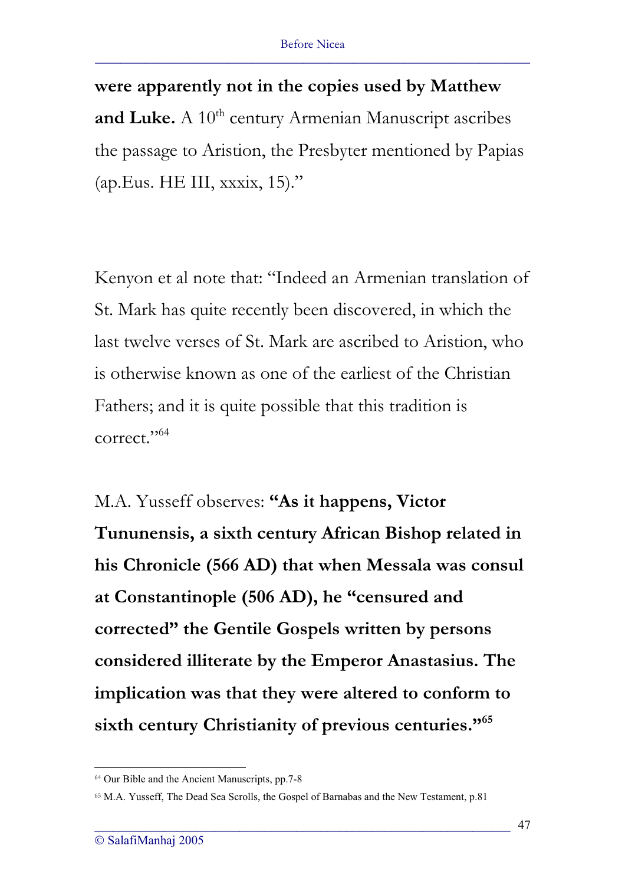**were apparently not in the copies used by Matthew and Luke.** A 10th century Armenian Manuscript ascribes the passage to Aristion, the Presbyter mentioned by Papias (ap.Eus. HE III, xxxix, 15)."

Kenyon et al note that: "Indeed an Armenian translation of St. Mark has quite recently been discovered, in which the last twelve verses of St. Mark are ascribed to Aristion, who is otherwise known as one of the earliest of the Christian Fathers; and it is quite possible that this tradition is correct."[64]

M.A. Yusseff observes: **"As it happens, Victor Tununensis, a sixth century African Bishop related in his Chronicle (566 AD) that when Messala was consul at Constantinople (506 AD), he "censured and corrected" the Gentile Gospels written by persons considered illiterate by the Emperor Anastasius. The implication was that they were altered to conform to sixth century Christianity of previous centuries."**[65]

---

[64] Our Bible and the Ancient Manuscripts, pp.7-8

[65] M.A. Yusseff, The Dead Sea Scrolls, the Gospel of Barnabas and the New Testament, p.81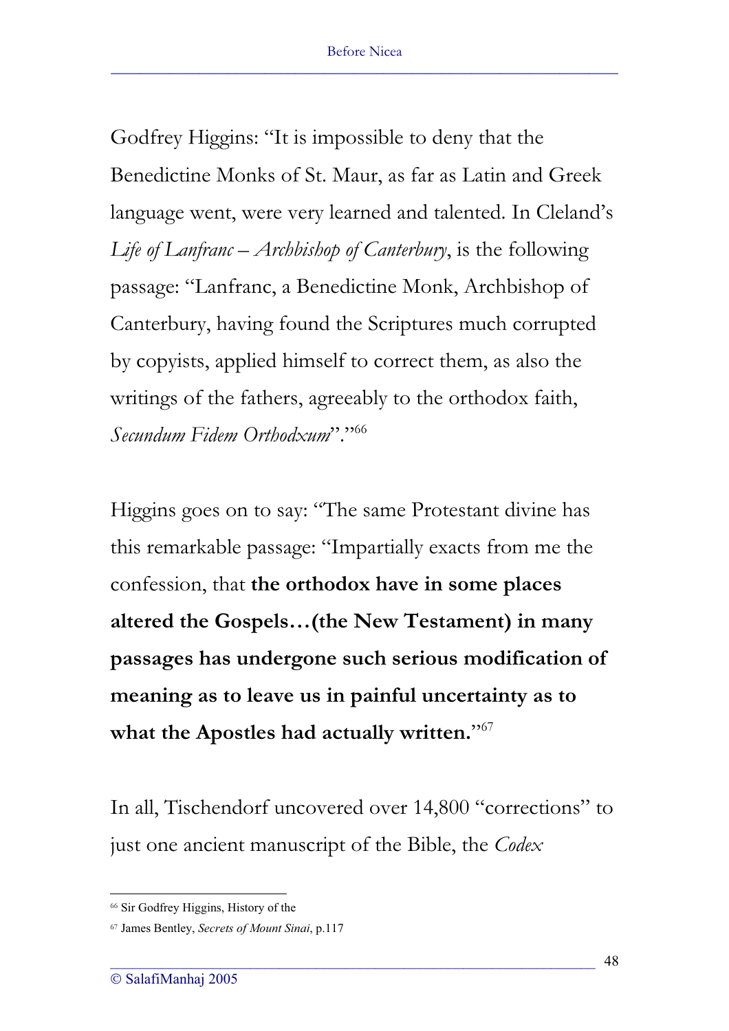Godfrey Higgins: "It is impossible to deny that the Benedictine Monks of St. Maur, as far as Latin and Greek language went, were very learned and talented. In Cleland's *Life of Lanfranc – Archbishop of Canterbury*, is the following passage: "Lanfranc, a Benedictine Monk, Archbishop of Canterbury, having found the Scriptures much corrupted by copyists, applied himself to correct them, as also the writings of the fathers, agreeably to the orthodox faith, *Secundum Fidem Orthodxum*"."[66]

Higgins goes on to say: "The same Protestant divine has this remarkable passage: "Impartially exacts from me the confession, that **the orthodox have in some places altered the Gospels…(the New Testament) in many passages has undergone such serious modification of meaning as to leave us in painful uncertainty as to what the Apostles had actually written.**"[67]

In all, Tischendorf uncovered over 14,800 "corrections" to just one ancient manuscript of the Bible, the *Codex*

---

[66] Sir Godfrey Higgins, History of the

[67] James Bentley, *Secrets of Mount Sinai*, p.117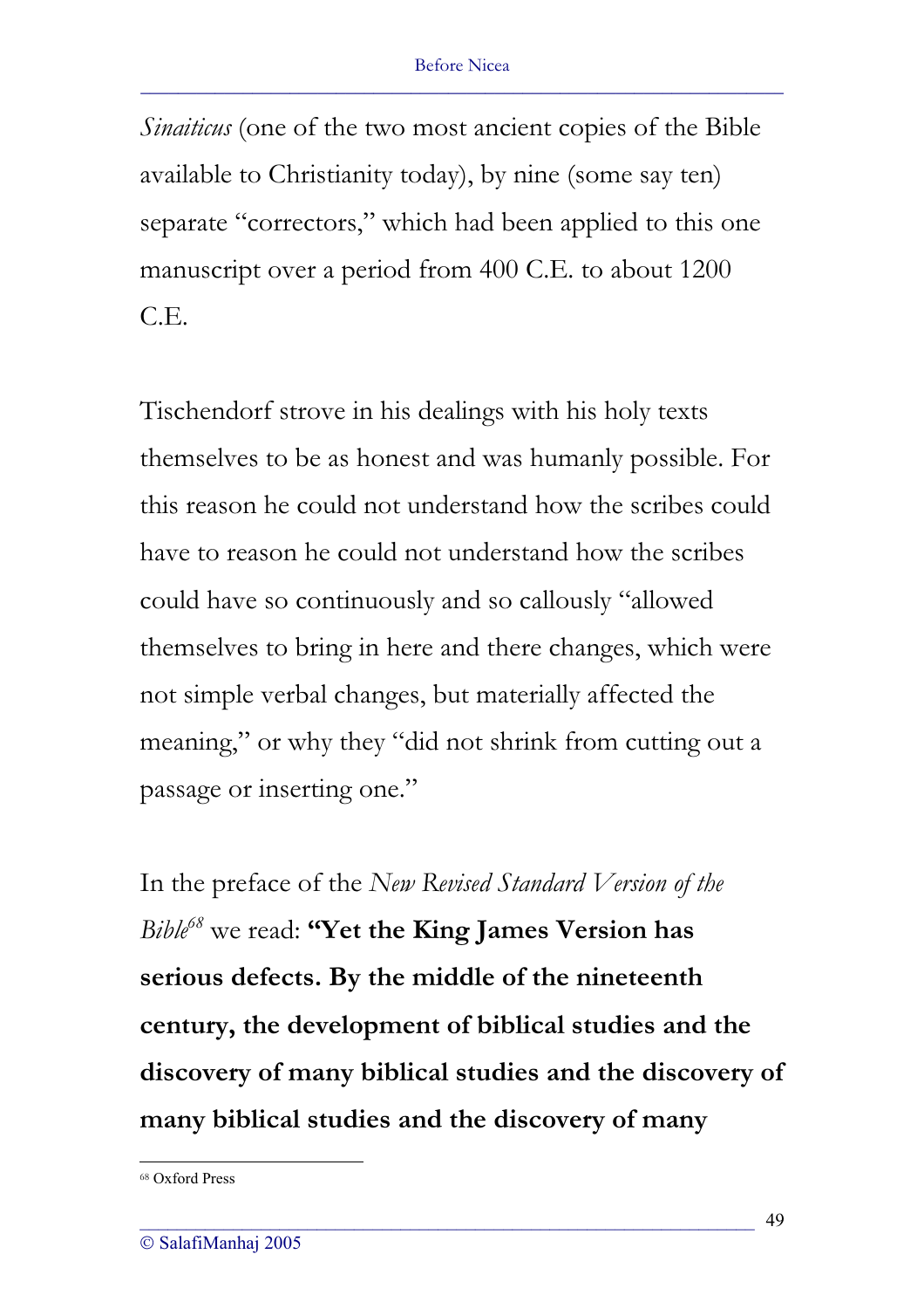*Sinaiticus* (one of the two most ancient copies of the Bible available to Christianity today), by nine (some say ten) separate "correctors," which had been applied to this one manuscript over a period from 400 C.E. to about 1200 C.E.

Tischendorf strove in his dealings with his holy texts themselves to be as honest and was humanly possible. For this reason he could not understand how the scribes could have to reason he could not understand how the scribes could have so continuously and so callously "allowed themselves to bring in here and there changes, which were not simple verbal changes, but materially affected the meaning," or why they "did not shrink from cutting out a passage or inserting one."

In the preface of the *New Revised Standard Version of the Bible*[68] we read: **"Yet the King James Version has serious defects. By the middle of the nineteenth century, the development of biblical studies and the discovery of many biblical studies and the discovery of many biblical studies and the discovery of many**

[68] Oxford Press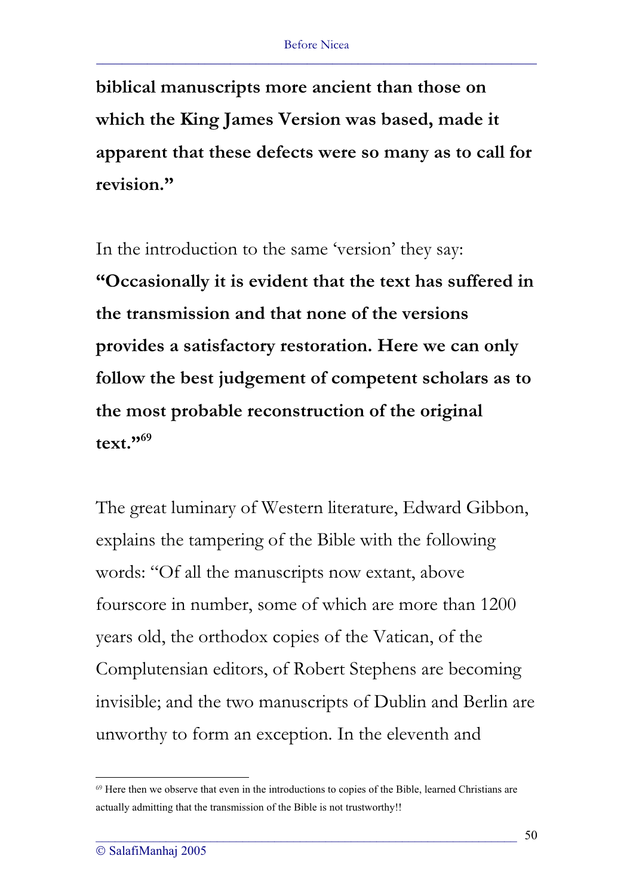**biblical manuscripts more ancient than those on which the King James Version was based, made it apparent that these defects were so many as to call for revision."**

In the introduction to the same 'version' they say: **"Occasionally it is evident that the text has suffered in the transmission and that none of the versions provides a satisfactory restoration. Here we can only follow the best judgement of competent scholars as to the most probable reconstruction of the original text."**[69]

The great luminary of Western literature, Edward Gibbon, explains the tampering of the Bible with the following words: "Of all the manuscripts now extant, above fourscore in number, some of which are more than 1200 years old, the orthodox copies of the Vatican, of the Complutensian editors, of Robert Stephens are becoming invisible; and the two manuscripts of Dublin and Berlin are unworthy to form an exception. In the eleventh and

---

[69] Here then we observe that even in the introductions to copies of the Bible, learned Christians are actually admitting that the transmission of the Bible is not trustworthy!!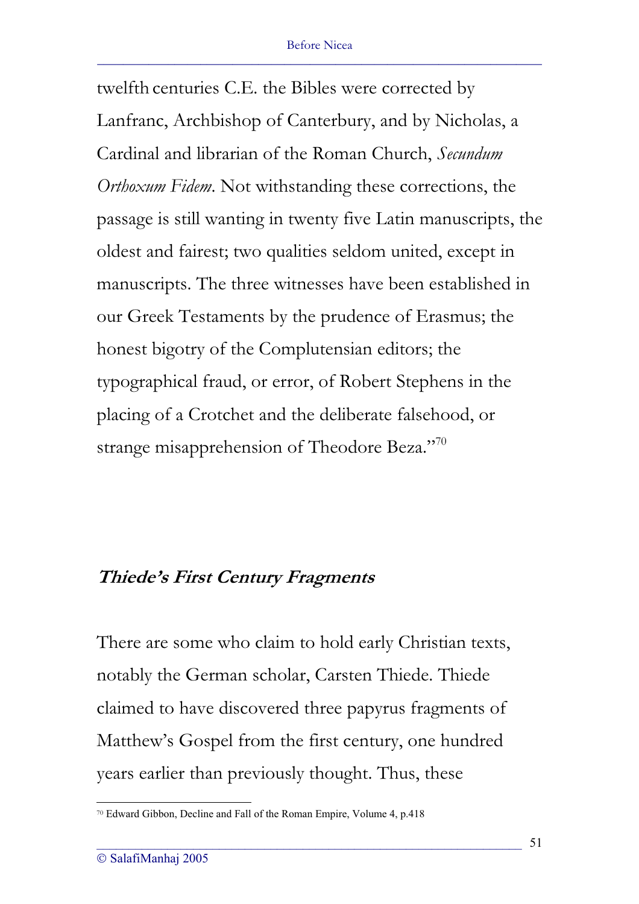twelfth centuries C.E. the Bibles were corrected by Lanfranc, Archbishop of Canterbury, and by Nicholas, a Cardinal and librarian of the Roman Church, *Secundum Orthoxum Fidem*. Not withstanding these corrections, the passage is still wanting in twenty five Latin manuscripts, the oldest and fairest; two qualities seldom united, except in manuscripts. The three witnesses have been established in our Greek Testaments by the prudence of Erasmus; the honest bigotry of the Complutensian editors; the typographical fraud, or error, of Robert Stephens in the placing of a Crotchet and the deliberate falsehood, or strange misapprehension of Theodore Beza."[70]

### *Thiede's First Century Fragments*

There are some who claim to hold early Christian texts, notably the German scholar, Carsten Thiede. Thiede claimed to have discovered three papyrus fragments of Matthew's Gospel from the first century, one hundred years earlier than previously thought. Thus, these

---

[70] Edward Gibbon, Decline and Fall of the Roman Empire, Volume 4, p.418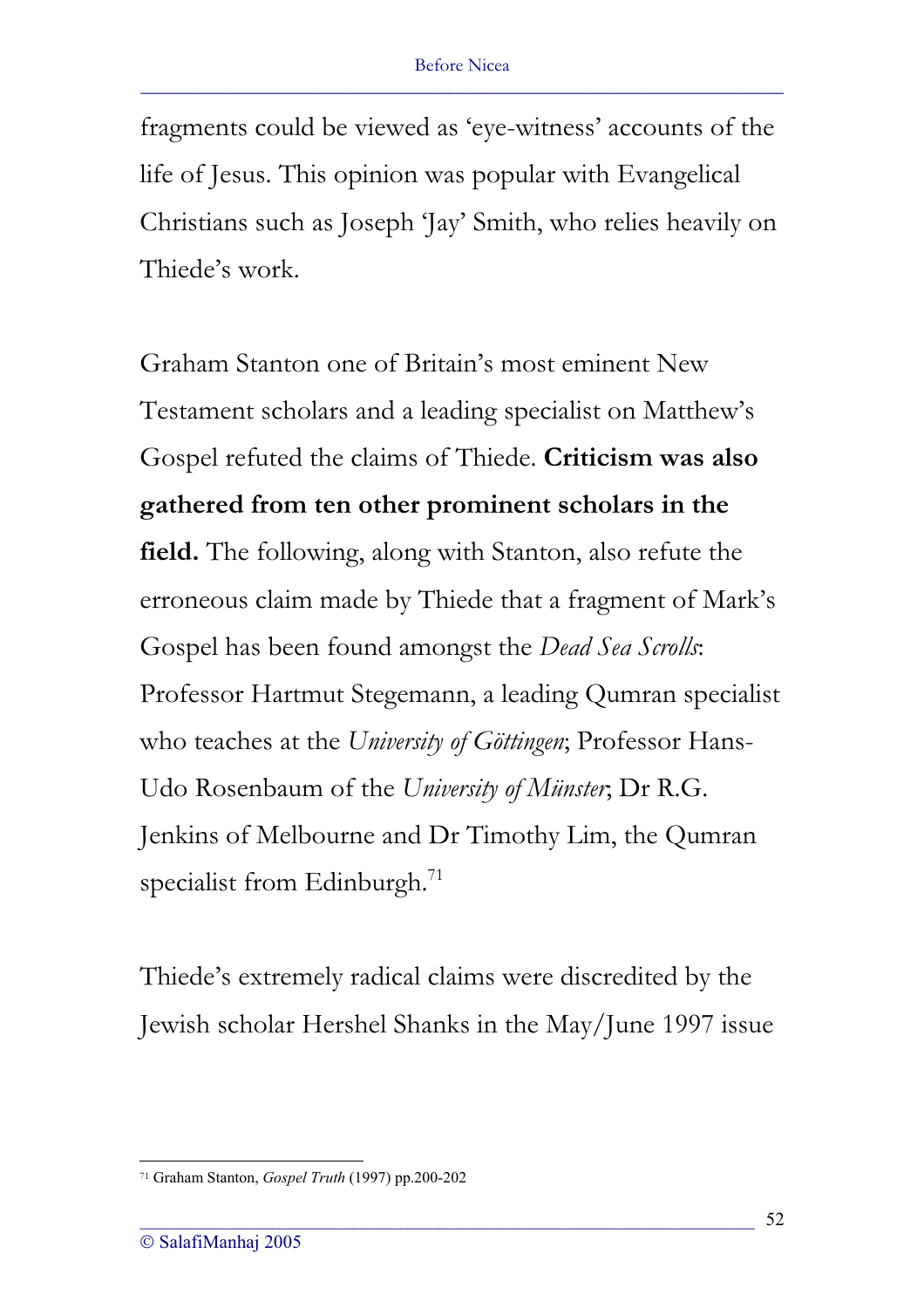fragments could be viewed as 'eye-witness' accounts of the life of Jesus. This opinion was popular with Evangelical Christians such as Joseph 'Jay' Smith, who relies heavily on Thiede's work.

Graham Stanton one of Britain's most eminent New Testament scholars and a leading specialist on Matthew's Gospel refuted the claims of Thiede. **Criticism was also gathered from ten other prominent scholars in the field.** The following, along with Stanton, also refute the erroneous claim made by Thiede that a fragment of Mark's Gospel has been found amongst the *Dead Sea Scrolls*: Professor Hartmut Stegemann, a leading Qumran specialist who teaches at the *University of Göttingen*; Professor Hans-Udo Rosenbaum of the *University of Münster*; Dr R.G. Jenkins of Melbourne and Dr Timothy Lim, the Qumran specialist from Edinburgh.[71]

Thiede's extremely radical claims were discredited by the Jewish scholar Hershel Shanks in the May/June 1997 issue

---

[71] Graham Stanton, *Gospel Truth* (1997) pp.200-202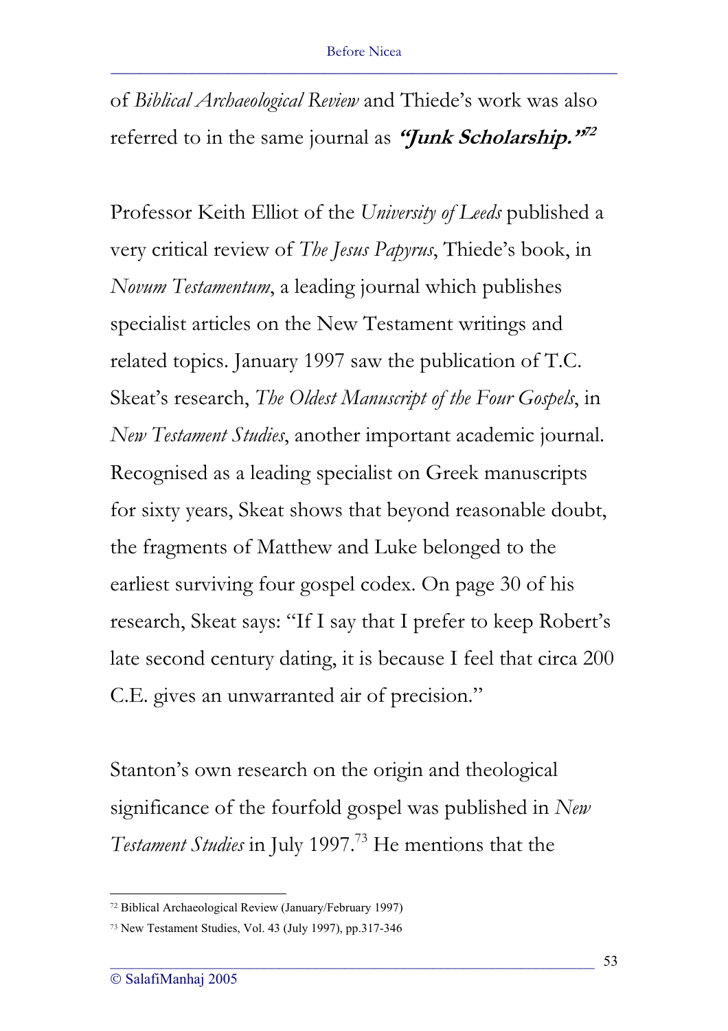of *Biblical Archaeological Review* and Thiede's work was also referred to in the same journal as ***"Junk Scholarship."***[72]

Professor Keith Elliot of the *University of Leeds* published a very critical review of *The Jesus Papyrus*, Thiede's book, in *Novum Testamentum*, a leading journal which publishes specialist articles on the New Testament writings and related topics. January 1997 saw the publication of T.C. Skeat's research, *The Oldest Manuscript of the Four Gospels*, in *New Testament Studies*, another important academic journal. Recognised as a leading specialist on Greek manuscripts for sixty years, Skeat shows that beyond reasonable doubt, the fragments of Matthew and Luke belonged to the earliest surviving four gospel codex. On page 30 of his research, Skeat says: "If I say that I prefer to keep Robert's late second century dating, it is because I feel that circa 200 C.E. gives an unwarranted air of precision."

Stanton's own research on the origin and theological significance of the fourfold gospel was published in *New Testament Studies* in July 1997.[73] He mentions that the

---

[72] Biblical Archaeological Review (January/February 1997)

[73] New Testament Studies, Vol. 43 (July 1997), pp.317-346

© SalafiManhaj 2005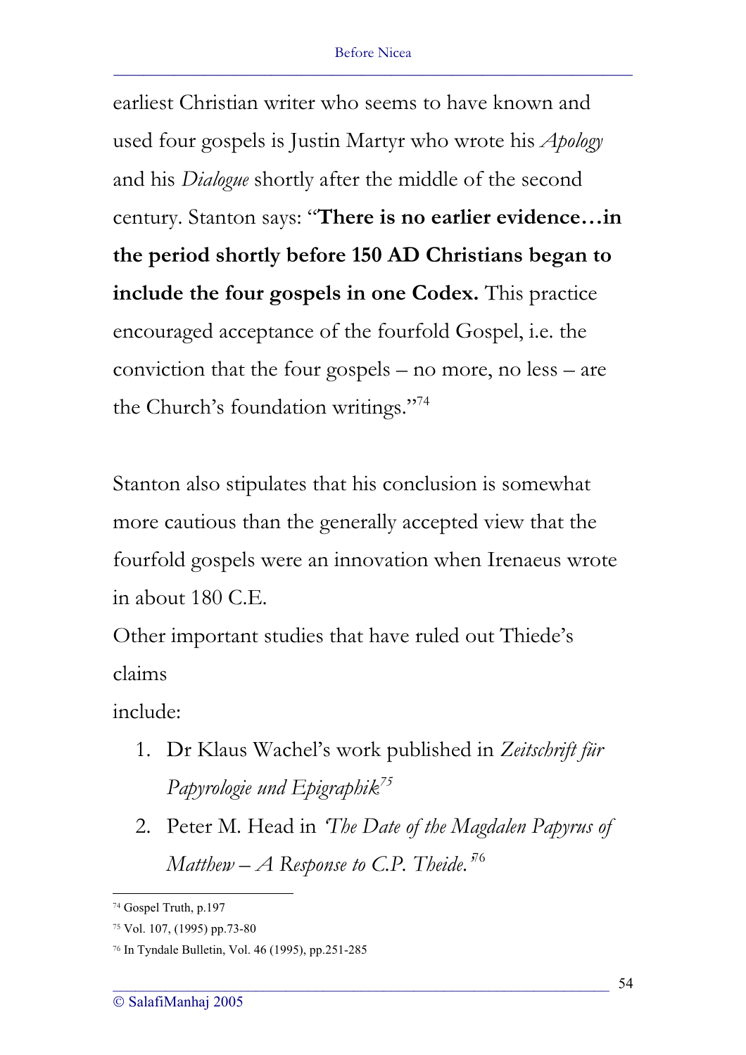earliest Christian writer who seems to have known and used four gospels is Justin Martyr who wrote his *Apology* and his *Dialogue* shortly after the middle of the second century. Stanton says: "**There is no earlier evidence…in the period shortly before 150 AD Christians began to include the four gospels in one Codex.** This practice encouraged acceptance of the fourfold Gospel, i.e. the conviction that the four gospels – no more, no less – are the Church's foundation writings."[74]

Stanton also stipulates that his conclusion is somewhat more cautious than the generally accepted view that the fourfold gospels were an innovation when Irenaeus wrote in about 180 C.E.

Other important studies that have ruled out Thiede's claims
include:

1. Dr Klaus Wachel's work published in *Zeitschrift für Papyrologie und Epigraphik*[75]
2. Peter M. Head in *'The Date of the Magdalen Papyrus of Matthew – A Response to C.P. Theide.'*[76]

---

[74] Gospel Truth, p.197

[75] Vol. 107, (1995) pp.73-80

[76] In Tyndale Bulletin, Vol. 46 (1995), pp.251-285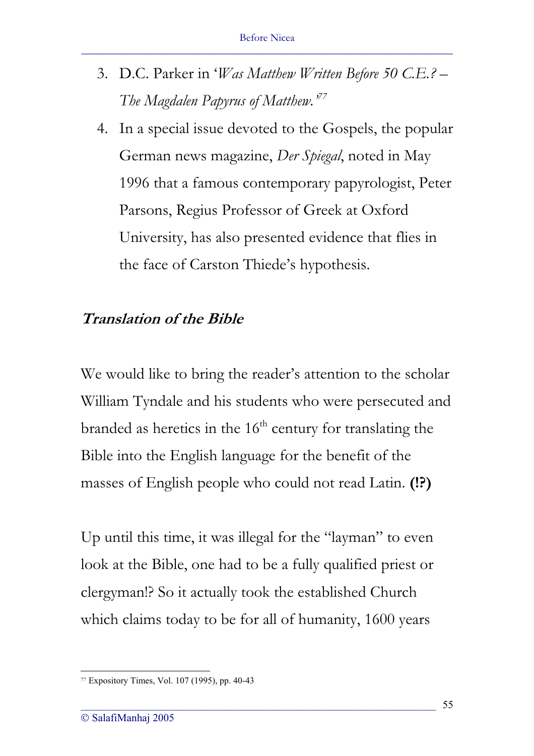3. D.C. Parker in '*Was Matthew Written Before 50 C.E.? – The Magdalen Papyrus of Matthew.*'[77]
4. In a special issue devoted to the Gospels, the popular German news magazine, *Der Spiegal*, noted in May 1996 that a famous contemporary papyrologist, Peter Parsons, Regius Professor of Greek at Oxford University, has also presented evidence that flies in the face of Carston Thiede's hypothesis.

### ***Translation of the Bible***

We would like to bring the reader's attention to the scholar William Tyndale and his students who were persecuted and branded as heretics in the 16th century for translating the Bible into the English language for the benefit of the masses of English people who could not read Latin. **(!?)**

Up until this time, it was illegal for the "layman" to even look at the Bible, one had to be a fully qualified priest or clergyman!? So it actually took the established Church which claims today to be for all of humanity, 1600 years

---

[77] Expository Times, Vol. 107 (1995), pp. 40-43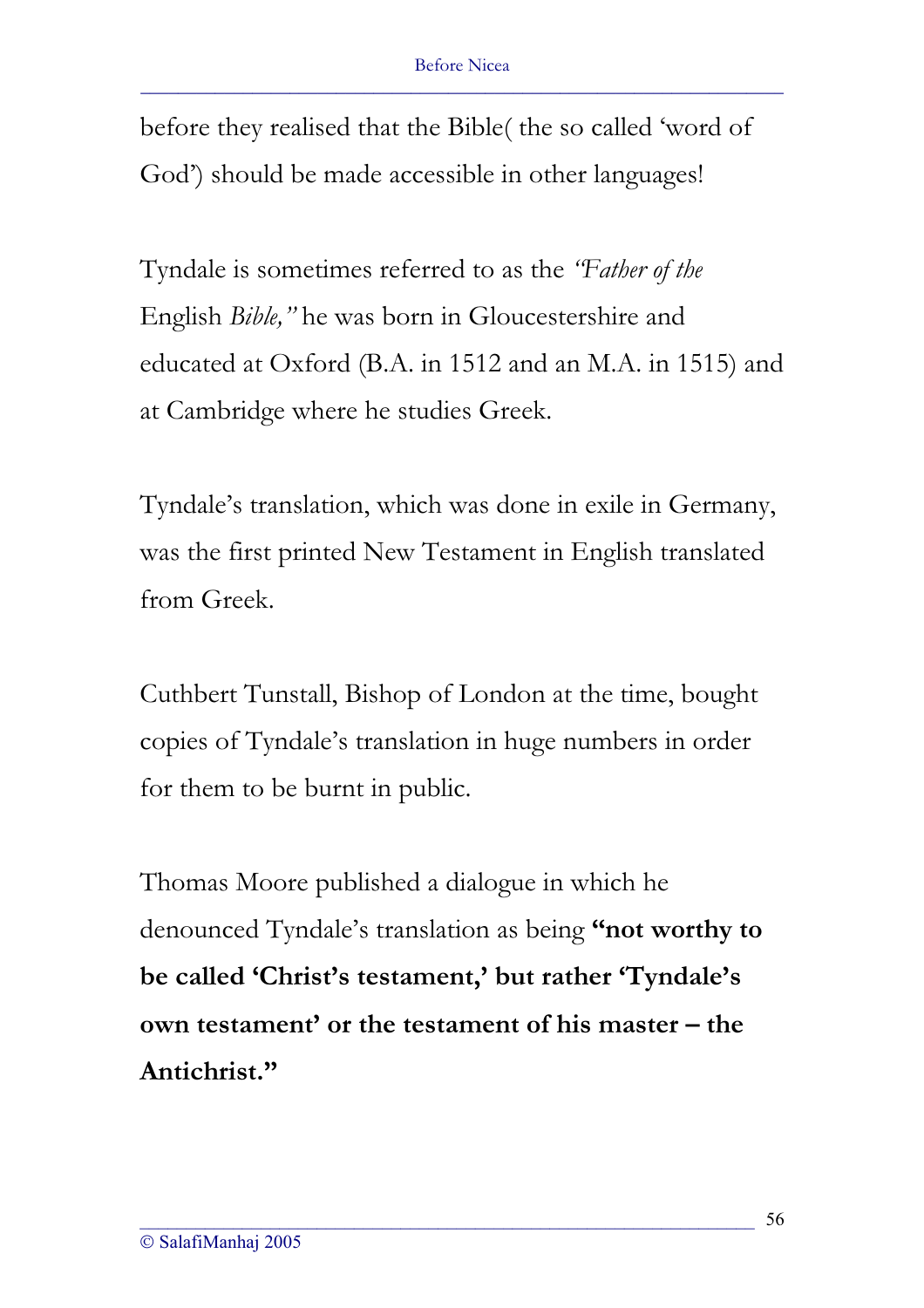before they realised that the Bible( the so called 'word of God') should be made accessible in other languages!

Tyndale is sometimes referred to as the *"Father of the* English *Bible,"* he was born in Gloucestershire and educated at Oxford (B.A. in 1512 and an M.A. in 1515) and at Cambridge where he studies Greek.

Tyndale's translation, which was done in exile in Germany, was the first printed New Testament in English translated from Greek.

Cuthbert Tunstall, Bishop of London at the time, bought copies of Tyndale's translation in huge numbers in order for them to be burnt in public.

Thomas Moore published a dialogue in which he denounced Tyndale's translation as being **"not worthy to be called 'Christ's testament,' but rather 'Tyndale's own testament' or the testament of his master – the Antichrist."**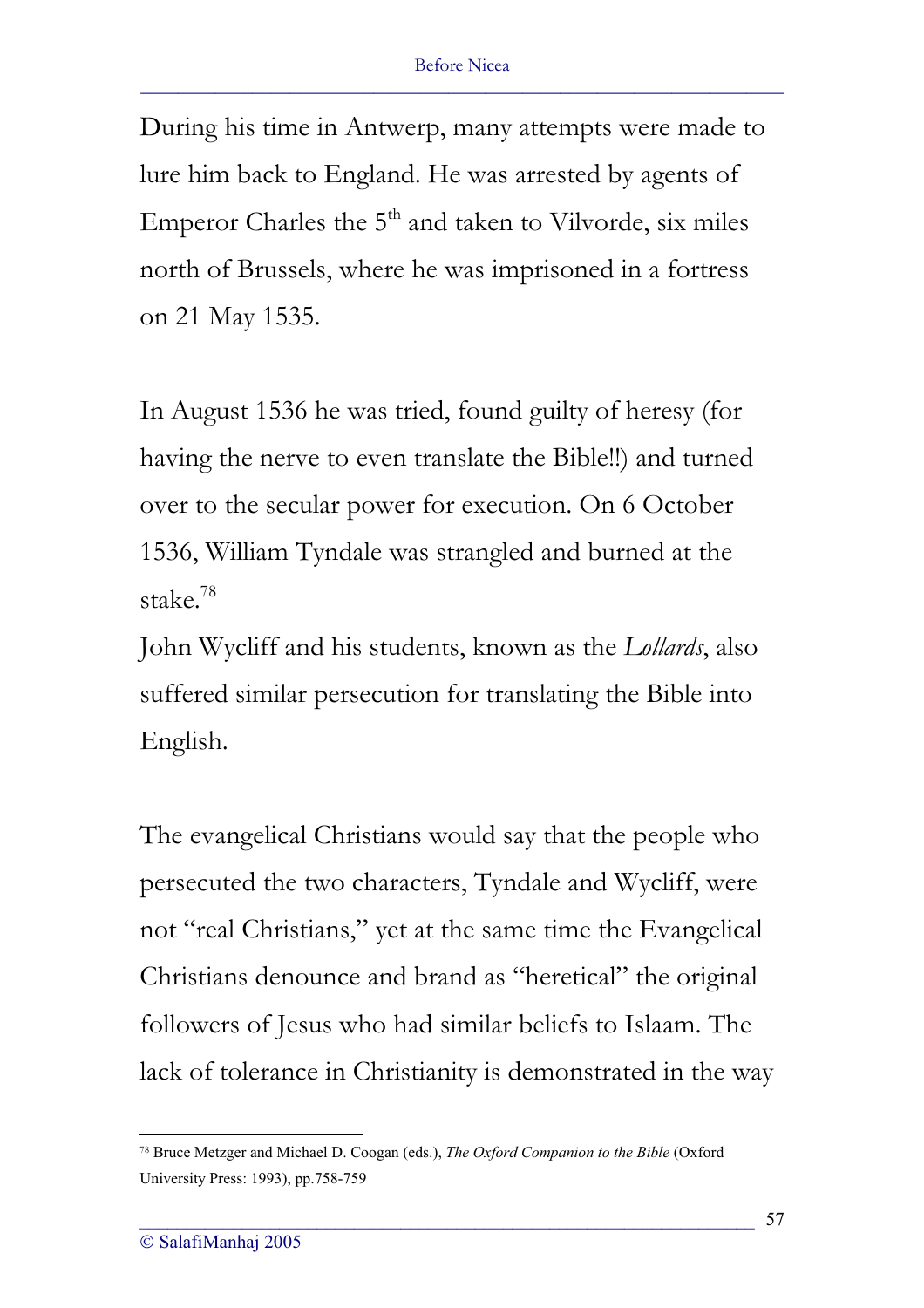During his time in Antwerp, many attempts were made to lure him back to England. He was arrested by agents of Emperor Charles the 5th and taken to Vilvorde, six miles north of Brussels, where he was imprisoned in a fortress on 21 May 1535.

In August 1536 he was tried, found guilty of heresy (for having the nerve to even translate the Bible!!) and turned over to the secular power for execution. On 6 October 1536, William Tyndale was strangled and burned at the stake.[78]

John Wycliff and his students, known as the *Lollards*, also suffered similar persecution for translating the Bible into English.

The evangelical Christians would say that the people who persecuted the two characters, Tyndale and Wycliff, were not "real Christians," yet at the same time the Evangelical Christians denounce and brand as "heretical" the original followers of Jesus who had similar beliefs to Islaam. The lack of tolerance in Christianity is demonstrated in the way

---

[78] Bruce Metzger and Michael D. Coogan (eds.), *The Oxford Companion to the Bible* (Oxford University Press: 1993), pp.758-759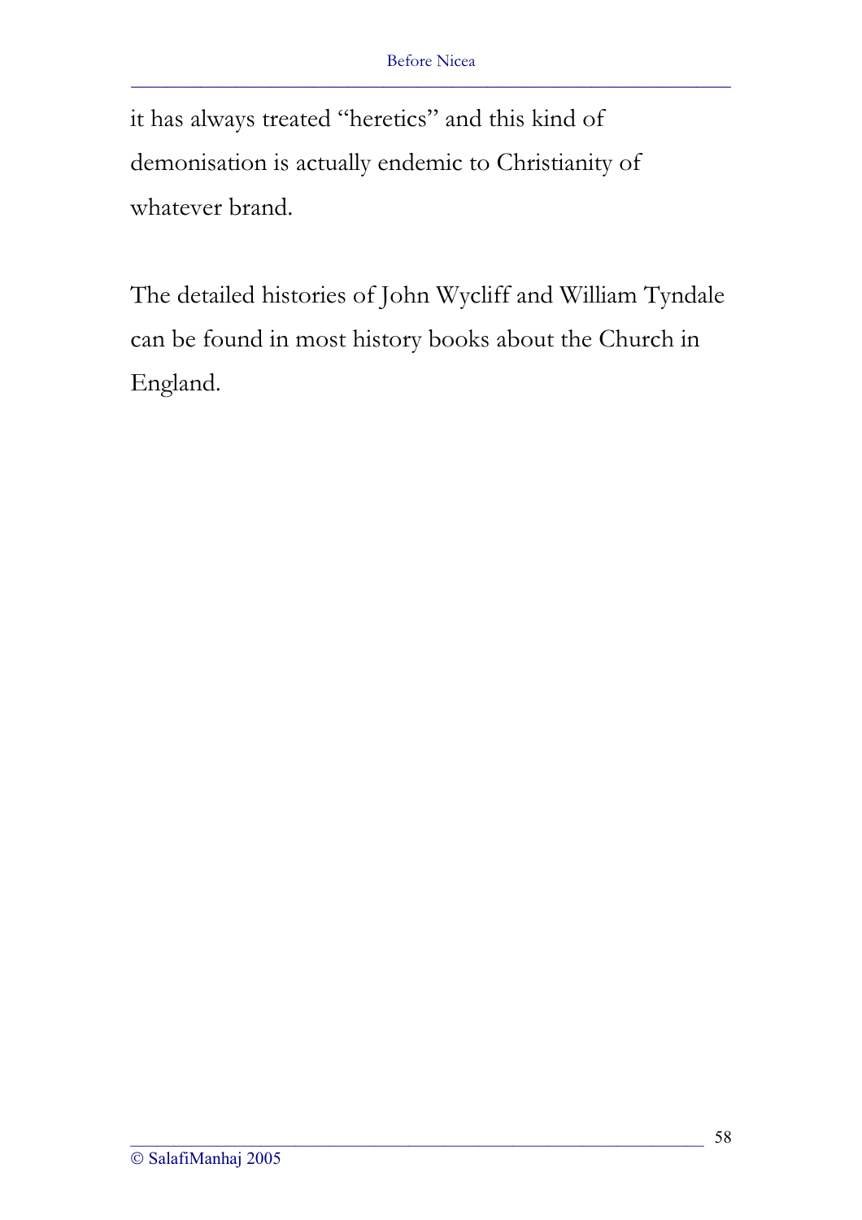it has always treated "heretics" and this kind of demonisation is actually endemic to Christianity of whatever brand.

The detailed histories of John Wycliff and William Tyndale can be found in most history books about the Church in England.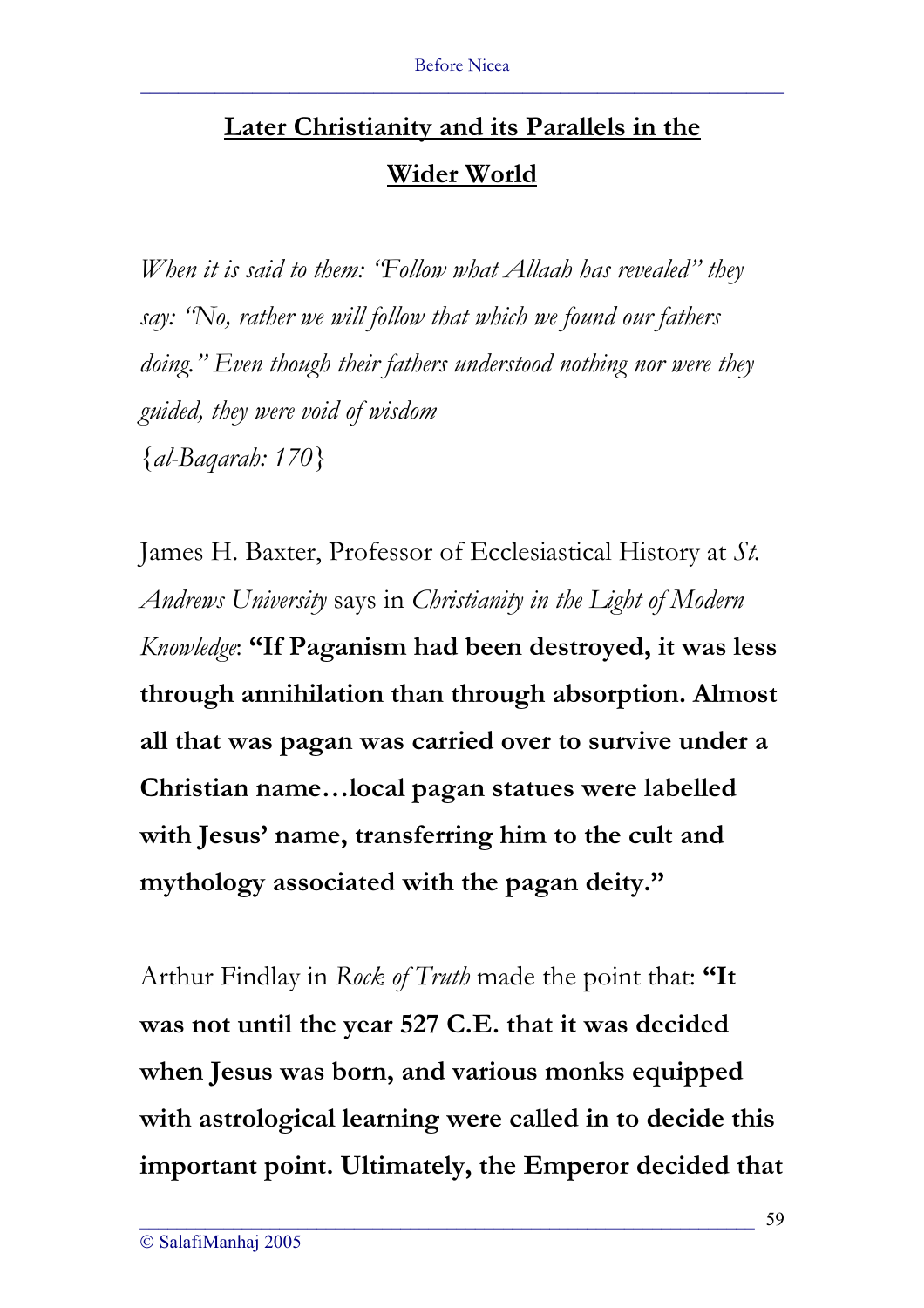## Later Christianity and its Parallels in the Wider World

*When it is said to them: "Follow what Allaah has revealed" they say: "No, rather we will follow that which we found our fathers doing." Even though their fathers understood nothing nor were they guided, they were void of wisdom*
{*al-Baqarah: 170*}

James H. Baxter, Professor of Ecclesiastical History at *St. Andrews University* says in *Christianity in the Light of Modern Knowledge*: **"If Paganism had been destroyed, it was less through annihilation than through absorption. Almost all that was pagan was carried over to survive under a Christian name…local pagan statues were labelled with Jesus' name, transferring him to the cult and mythology associated with the pagan deity."**

Arthur Findlay in *Rock of Truth* made the point that: **"It was not until the year 527 C.E. that it was decided when Jesus was born, and various monks equipped with astrological learning were called in to decide this important point. Ultimately, the Emperor decided that**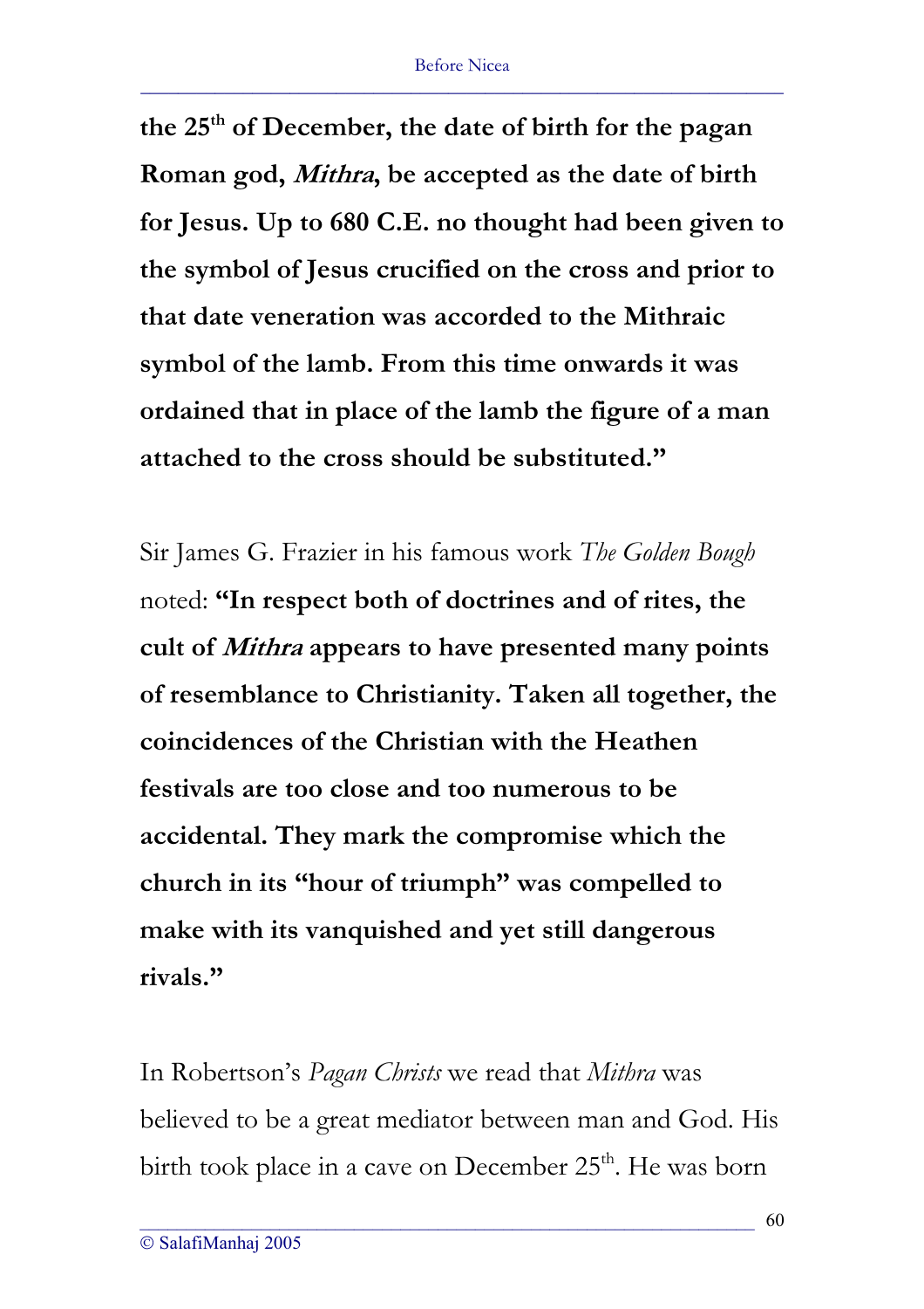**the 25th of December, the date of birth for the pagan Roman god, *Mithra*, be accepted as the date of birth for Jesus. Up to 680 C.E. no thought had been given to the symbol of Jesus crucified on the cross and prior to that date veneration was accorded to the Mithraic symbol of the lamb. From this time onwards it was ordained that in place of the lamb the figure of a man attached to the cross should be substituted."**

Sir James G. Frazier in his famous work *The Golden Bough* noted: **"In respect both of doctrines and of rites, the cult of *Mithra* appears to have presented many points of resemblance to Christianity. Taken all together, the coincidences of the Christian with the Heathen festivals are too close and too numerous to be accidental. They mark the compromise which the church in its "hour of triumph" was compelled to make with its vanquished and yet still dangerous rivals."**

In Robertson's *Pagan Christs* we read that *Mithra* was believed to be a great mediator between man and God. His birth took place in a cave on December 25th. He was born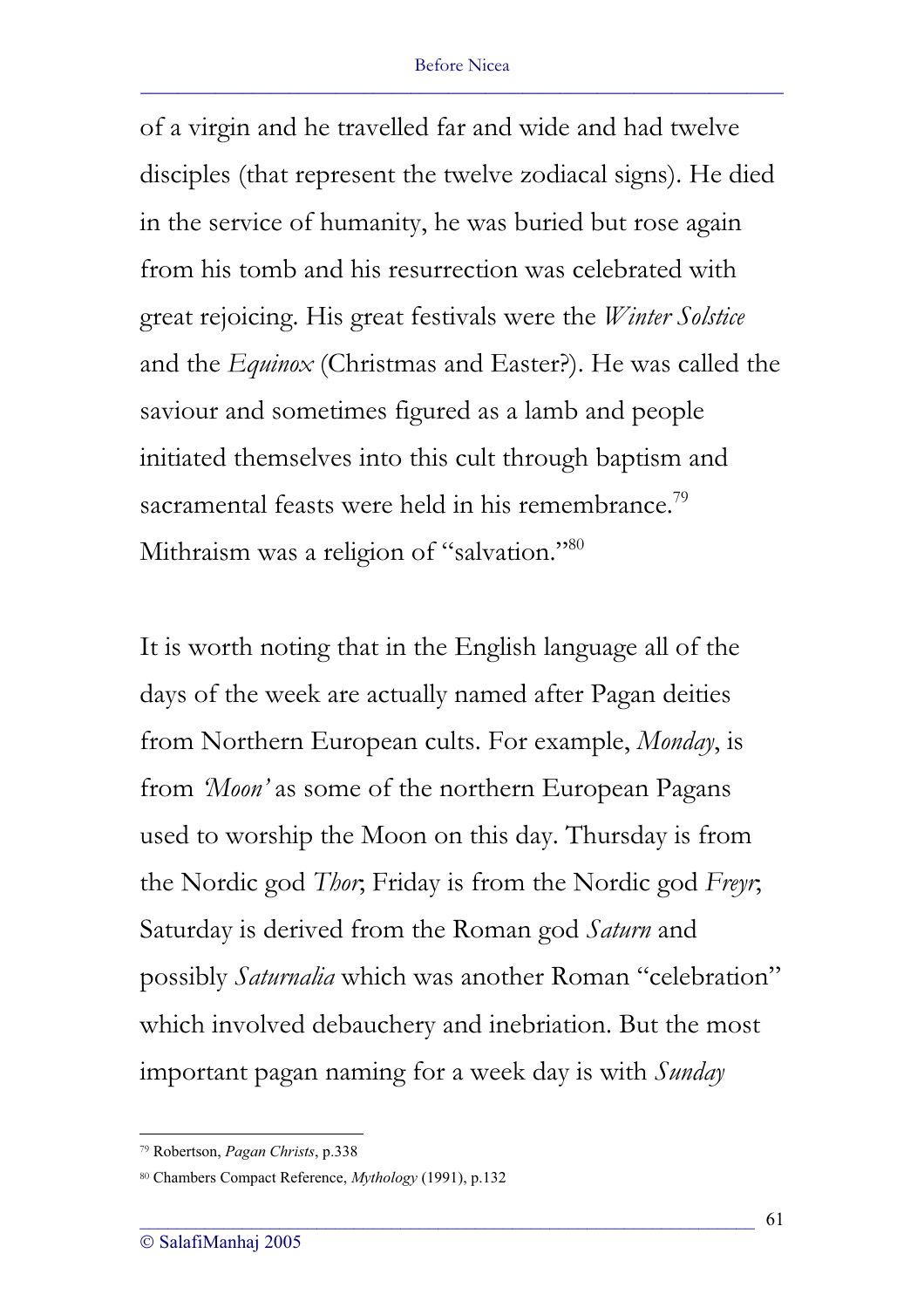of a virgin and he travelled far and wide and had twelve disciples (that represent the twelve zodiacal signs). He died in the service of humanity, he was buried but rose again from his tomb and his resurrection was celebrated with great rejoicing. His great festivals were the *Winter Solstice* and the *Equinox* (Christmas and Easter?). He was called the saviour and sometimes figured as a lamb and people initiated themselves into this cult through baptism and sacramental feasts were held in his remembrance.[79] Mithraism was a religion of "salvation."[80]

It is worth noting that in the English language all of the days of the week are actually named after Pagan deities from Northern European cults. For example, *Monday*, is from *'Moon'* as some of the northern European Pagans used to worship the Moon on this day. Thursday is from the Nordic god *Thor*; Friday is from the Nordic god *Freyr*; Saturday is derived from the Roman god *Saturn* and possibly *Saturnalia* which was another Roman "celebration" which involved debauchery and inebriation. But the most important pagan naming for a week day is with *Sunday*

---

[79] Robertson, *Pagan Christs*, p.338

[80] Chambers Compact Reference, *Mythology* (1991), p.132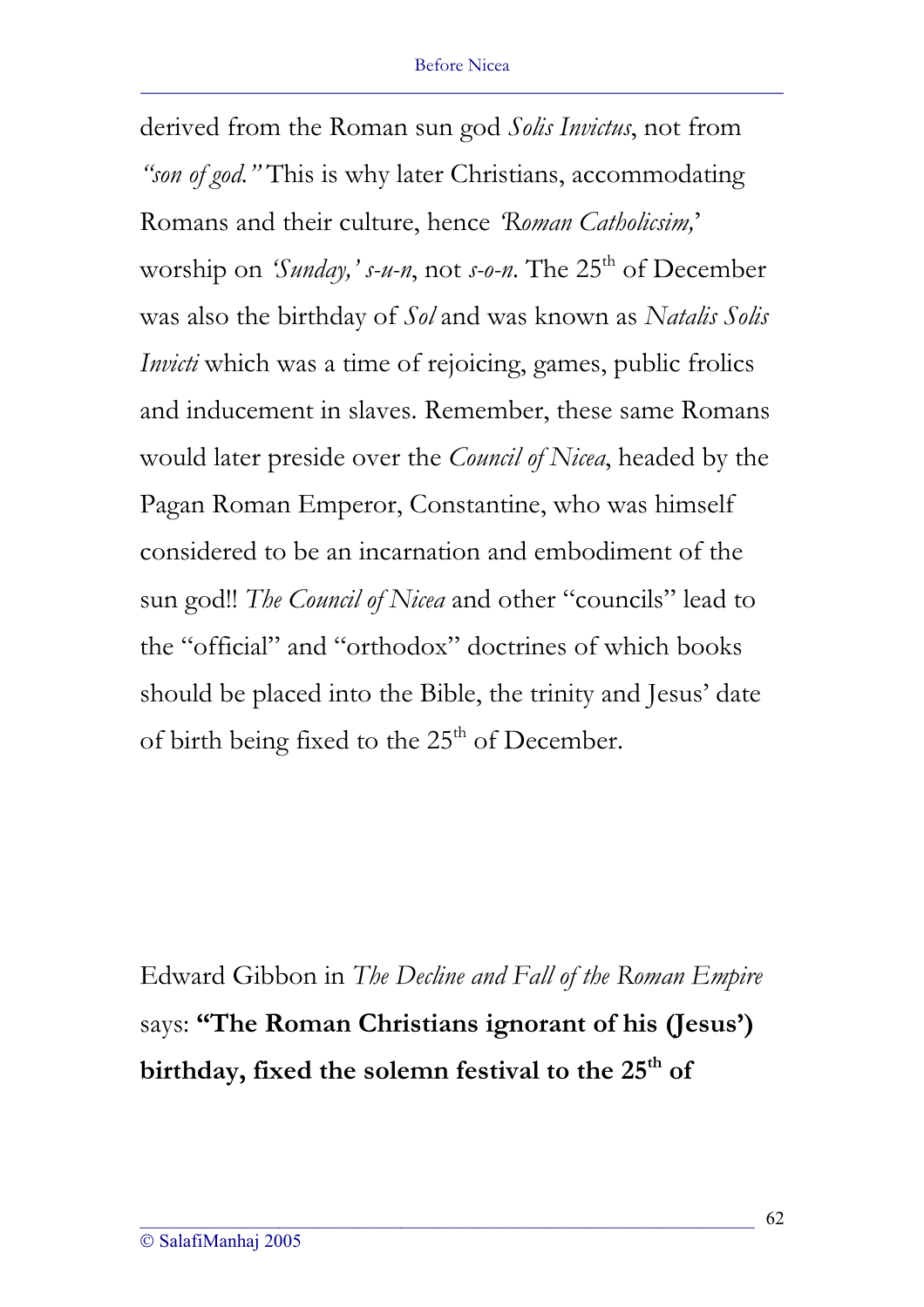derived from the Roman sun god *Solis Invictus*, not from *"son of god."* This is why later Christians, accommodating Romans and their culture, hence *'Roman Catholicsim,'* worship on *'Sunday,' s-u-n*, not *s-o-n*. The 25th of December was also the birthday of *Sol* and was known as *Natalis Solis Invicti* which was a time of rejoicing, games, public frolics and inducement in slaves. Remember, these same Romans would later preside over the *Council of Nicea*, headed by the Pagan Roman Emperor, Constantine, who was himself considered to be an incarnation and embodiment of the sun god!! *The Council of Nicea* and other "councils" lead to the "official" and "orthodox" doctrines of which books should be placed into the Bible, the trinity and Jesus' date of birth being fixed to the 25th of December.

Edward Gibbon in *The Decline and Fall of the Roman Empire* says: **"The Roman Christians ignorant of his (Jesus') birthday, fixed the solemn festival to the 25th of**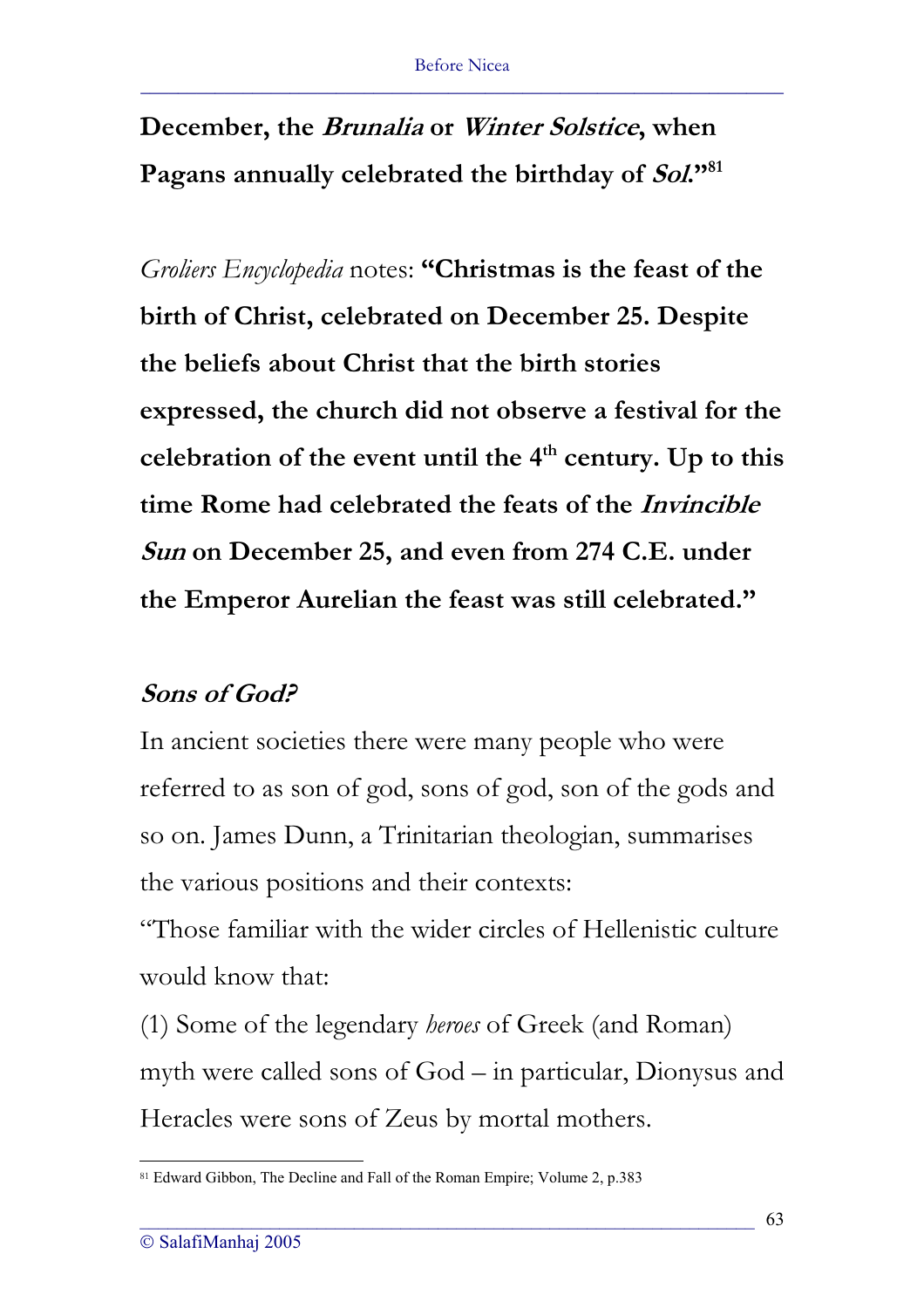**December, the *Brunalia* or *Winter Solstice*, when Pagans annually celebrated the birthday of *Sol*."**[81]

*Groliers Encyclopedia* notes: **"Christmas is the feast of the birth of Christ, celebrated on December 25. Despite the beliefs about Christ that the birth stories expressed, the church did not observe a festival for the celebration of the event until the 4th century. Up to this time Rome had celebrated the feats of the *Invincible Sun* on December 25, and even from 274 C.E. under the Emperor Aurelian the feast was still celebrated."**

### *Sons of God?*

In ancient societies there were many people who were referred to as son of god, sons of god, son of the gods and so on. James Dunn, a Trinitarian theologian, summarises the various positions and their contexts:

"Those familiar with the wider circles of Hellenistic culture would know that:

(1) Some of the legendary *heroes* of Greek (and Roman) myth were called sons of God – in particular, Dionysus and Heracles were sons of Zeus by mortal mothers.

---

[81] Edward Gibbon, The Decline and Fall of the Roman Empire; Volume 2, p.383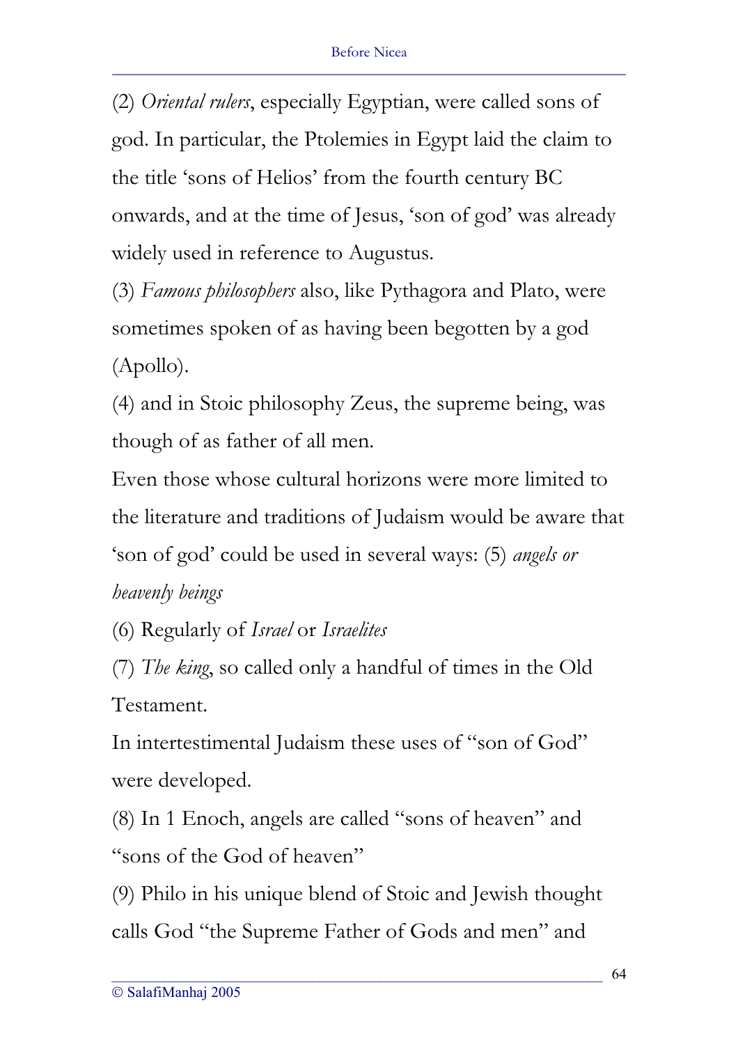(2) *Oriental rulers*, especially Egyptian, were called sons of god. In particular, the Ptolemies in Egypt laid the claim to the title 'sons of Helios' from the fourth century BC onwards, and at the time of Jesus, 'son of god' was already widely used in reference to Augustus.

(3) *Famous philosophers* also, like Pythagora and Plato, were sometimes spoken of as having been begotten by a god (Apollo).

(4) and in Stoic philosophy Zeus, the supreme being, was though of as father of all men.

Even those whose cultural horizons were more limited to the literature and traditions of Judaism would be aware that 'son of god' could be used in several ways: (5) *angels or heavenly beings*

(6) Regularly of *Israel* or *Israelites*

(7) *The king*, so called only a handful of times in the Old Testament.

In intertestimental Judaism these uses of "son of God" were developed.

(8) In 1 Enoch, angels are called "sons of heaven" and "sons of the God of heaven"

(9) Philo in his unique blend of Stoic and Jewish thought calls God "the Supreme Father of Gods and men" and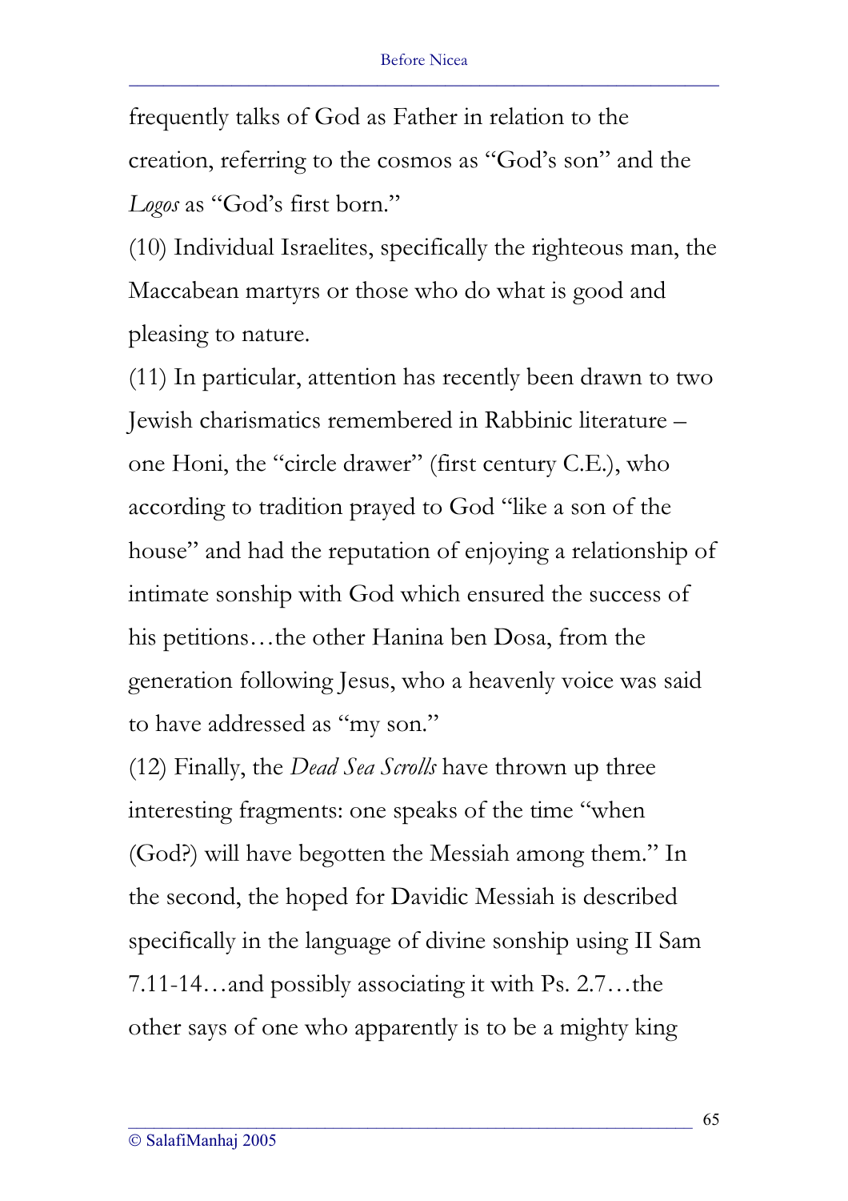frequently talks of God as Father in relation to the creation, referring to the cosmos as "God's son" and the *Logos* as "God's first born."

(10) Individual Israelites, specifically the righteous man, the Maccabean martyrs or those who do what is good and pleasing to nature.

(11) In particular, attention has recently been drawn to two Jewish charismatics remembered in Rabbinic literature – one Honi, the "circle drawer" (first century C.E.), who according to tradition prayed to God "like a son of the house" and had the reputation of enjoying a relationship of intimate sonship with God which ensured the success of his petitions…the other Hanina ben Dosa, from the generation following Jesus, who a heavenly voice was said to have addressed as "my son."

(12) Finally, the *Dead Sea Scrolls* have thrown up three interesting fragments: one speaks of the time "when (God?) will have begotten the Messiah among them." In the second, the hoped for Davidic Messiah is described specifically in the language of divine sonship using II Sam 7.11-14…and possibly associating it with Ps. 2.7…the other says of one who apparently is to be a mighty king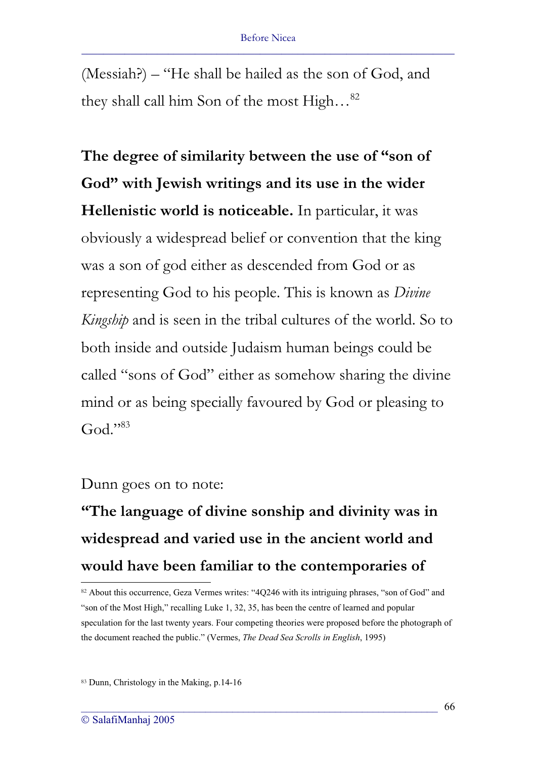(Messiah?) – "He shall be hailed as the son of God, and they shall call him Son of the most High…[82]

**The degree of similarity between the use of "son of God" with Jewish writings and its use in the wider Hellenistic world is noticeable.** In particular, it was obviously a widespread belief or convention that the king was a son of god either as descended from God or as representing God to his people. This is known as *Divine Kingship* and is seen in the tribal cultures of the world. So to both inside and outside Judaism human beings could be called "sons of God" either as somehow sharing the divine mind or as being specially favoured by God or pleasing to God."[83]

Dunn goes on to note:

**"The language of divine sonship and divinity was in widespread and varied use in the ancient world and would have been familiar to the contemporaries of**

---

[82] About this occurrence, Geza Vermes writes: "4Q246 with its intriguing phrases, "son of God" and "son of the Most High," recalling Luke 1, 32, 35, has been the centre of learned and popular speculation for the last twenty years. Four competing theories were proposed before the photograph of the document reached the public." (Vermes, *The Dead Sea Scrolls in English*, 1995)

[83] Dunn, Christology in the Making, p.14-16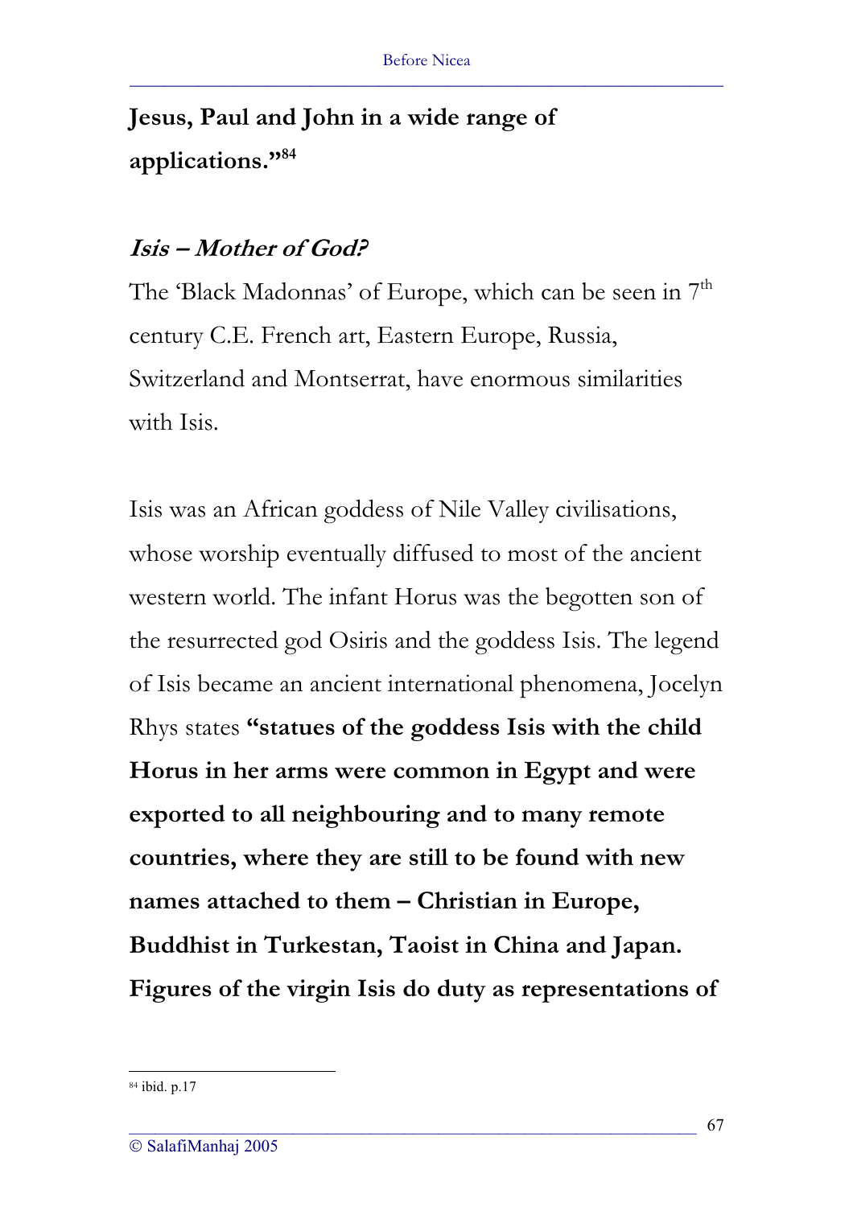**Jesus, Paul and John in a wide range of applications."**[84]

### *Isis – Mother of God?*

The 'Black Madonnas' of Europe, which can be seen in 7th century C.E. French art, Eastern Europe, Russia, Switzerland and Montserrat, have enormous similarities with Isis.

Isis was an African goddess of Nile Valley civilisations, whose worship eventually diffused to most of the ancient western world. The infant Horus was the begotten son of the resurrected god Osiris and the goddess Isis. The legend of Isis became an ancient international phenomena, Jocelyn Rhys states **"statues of the goddess Isis with the child Horus in her arms were common in Egypt and were exported to all neighbouring and to many remote countries, where they are still to be found with new names attached to them – Christian in Europe, Buddhist in Turkestan, Taoist in China and Japan. Figures of the virgin Isis do duty as representations of**

---

[84] ibid. p.17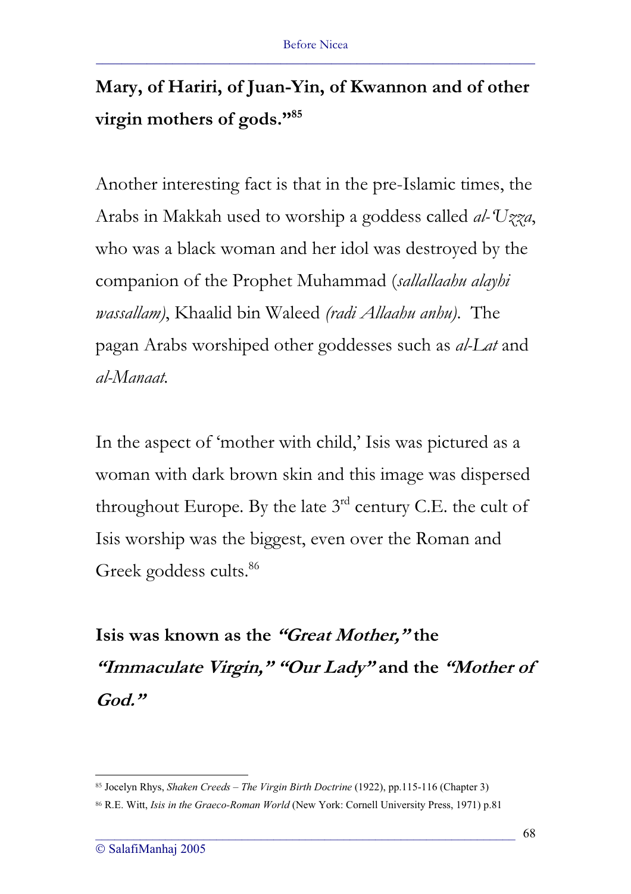**Mary, of Hariri, of Juan-Yin, of Kwannon and of other virgin mothers of gods."[85]**

Another interesting fact is that in the pre-Islamic times, the Arabs in Makkah used to worship a goddess called *al-'Uzza*, who was a black woman and her idol was destroyed by the companion of the Prophet Muhammad (*sallallaahu alayhi wassallam)*, Khaalid bin Waleed *(radi Allaahu anhu)*. The pagan Arabs worshiped other goddesses such as *al-Lat* and *al-Manaat.*

In the aspect of 'mother with child,' Isis was pictured as a woman with dark brown skin and this image was dispersed throughout Europe. By the late 3rd century C.E. the cult of Isis worship was the biggest, even over the Roman and Greek goddess cults.[86]

**Isis was known as the *"Great Mother,"* the *"Immaculate Virgin," "Our Lady"* and the *"Mother of God."***

---

[85] Jocelyn Rhys, *Shaken Creeds – The Virgin Birth Doctrine* (1922), pp.115-116 (Chapter 3)

[86] R.E. Witt, *Isis in the Graeco-Roman World* (New York: Cornell University Press, 1971) p.81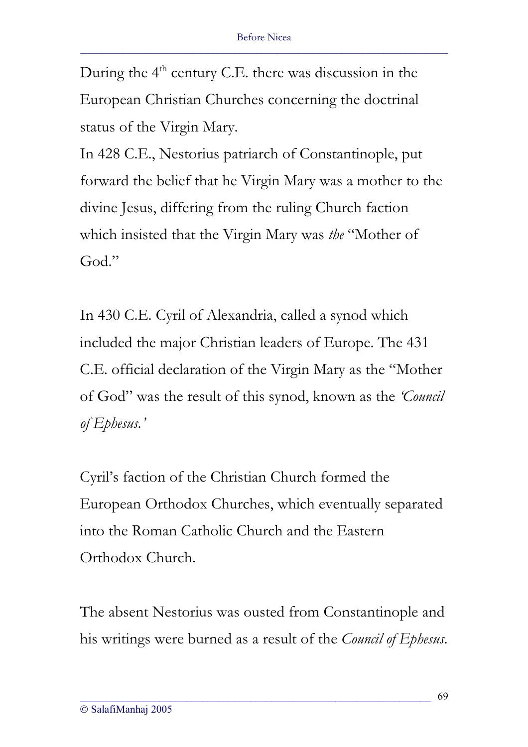During the 4th century C.E. there was discussion in the European Christian Churches concerning the doctrinal status of the Virgin Mary.

In 428 C.E., Nestorius patriarch of Constantinople, put forward the belief that he Virgin Mary was a mother to the divine Jesus, differing from the ruling Church faction which insisted that the Virgin Mary was *the* "Mother of God."

In 430 C.E. Cyril of Alexandria, called a synod which included the major Christian leaders of Europe. The 431 C.E. official declaration of the Virgin Mary as the "Mother of God" was the result of this synod, known as the *'Council of Ephesus.'*

Cyril's faction of the Christian Church formed the European Orthodox Churches, which eventually separated into the Roman Catholic Church and the Eastern Orthodox Church.

The absent Nestorius was ousted from Constantinople and his writings were burned as a result of the *Council of Ephesus*.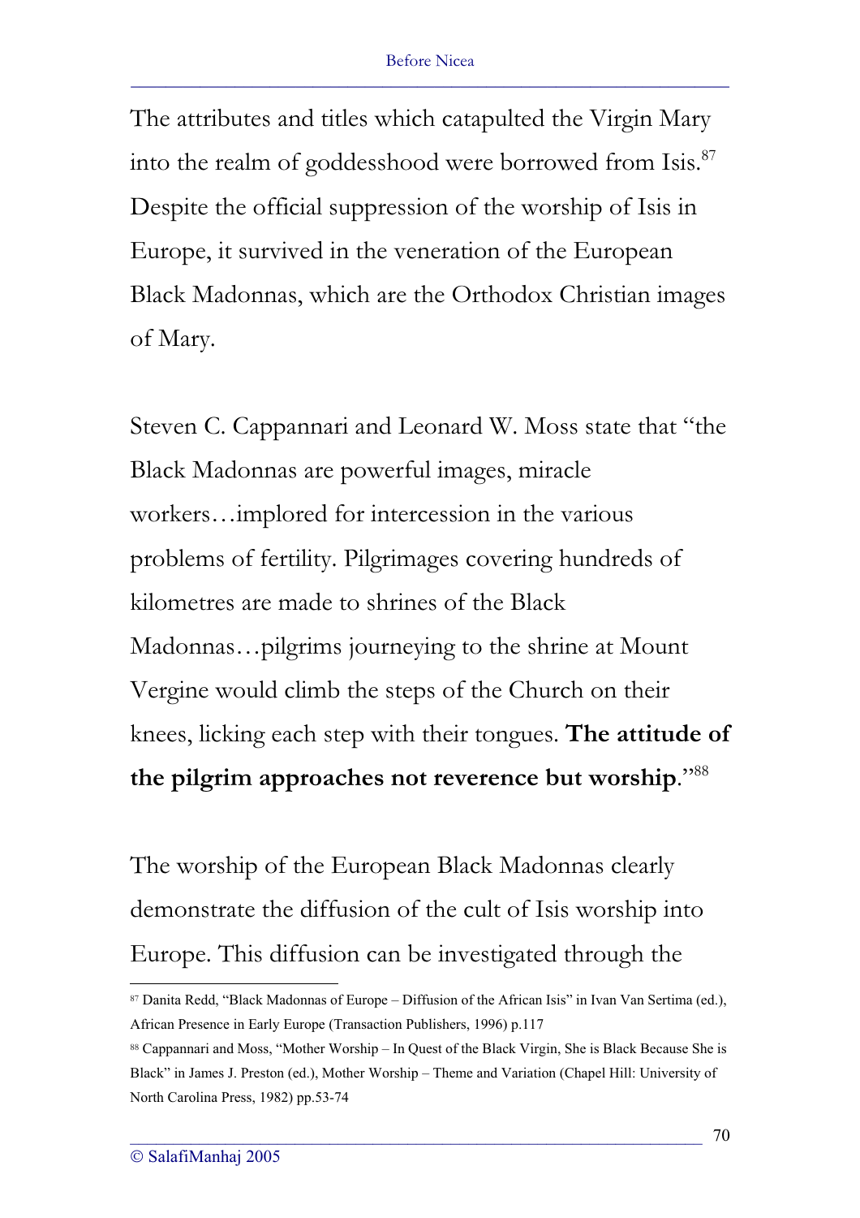The attributes and titles which catapulted the Virgin Mary into the realm of goddesshood were borrowed from Isis.[87] Despite the official suppression of the worship of Isis in Europe, it survived in the veneration of the European Black Madonnas, which are the Orthodox Christian images of Mary.

Steven C. Cappannari and Leonard W. Moss state that "the Black Madonnas are powerful images, miracle workers…implored for intercession in the various problems of fertility. Pilgrimages covering hundreds of kilometres are made to shrines of the Black Madonnas…pilgrims journeying to the shrine at Mount Vergine would climb the steps of the Church on their knees, licking each step with their tongues. **The attitude of the pilgrim approaches not reverence but worship**."[88]

The worship of the European Black Madonnas clearly demonstrate the diffusion of the cult of Isis worship into Europe. This diffusion can be investigated through the

---

[87] Danita Redd, "Black Madonnas of Europe – Diffusion of the African Isis" in Ivan Van Sertima (ed.), African Presence in Early Europe (Transaction Publishers, 1996) p.117

[88] Cappannari and Moss, "Mother Worship – In Quest of the Black Virgin, She is Black Because She is Black" in James J. Preston (ed.), Mother Worship – Theme and Variation (Chapel Hill: University of North Carolina Press, 1982) pp.53-74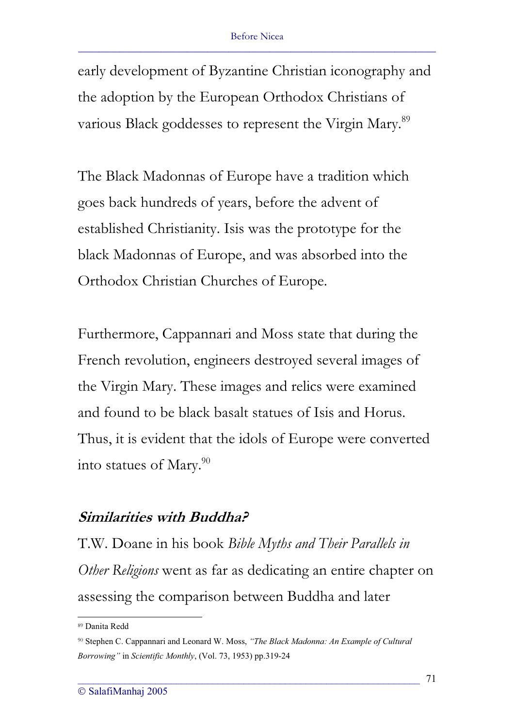early development of Byzantine Christian iconography and the adoption by the European Orthodox Christians of various Black goddesses to represent the Virgin Mary.[89]

The Black Madonnas of Europe have a tradition which goes back hundreds of years, before the advent of established Christianity. Isis was the prototype for the black Madonnas of Europe, and was absorbed into the Orthodox Christian Churches of Europe.

Furthermore, Cappannari and Moss state that during the French revolution, engineers destroyed several images of the Virgin Mary. These images and relics were examined and found to be black basalt statues of Isis and Horus. Thus, it is evident that the idols of Europe were converted into statues of Mary.[90]

### *Similarities with Buddha?*

T.W. Doane in his book *Bible Myths and Their Parallels in Other Religions* went as far as dedicating an entire chapter on assessing the comparison between Buddha and later

---

[89] Danita Redd

[90] Stephen C. Cappannari and Leonard W. Moss, *"The Black Madonna: An Example of Cultural Borrowing"* in *Scientific Monthly*, (Vol. 73, 1953) pp.319-24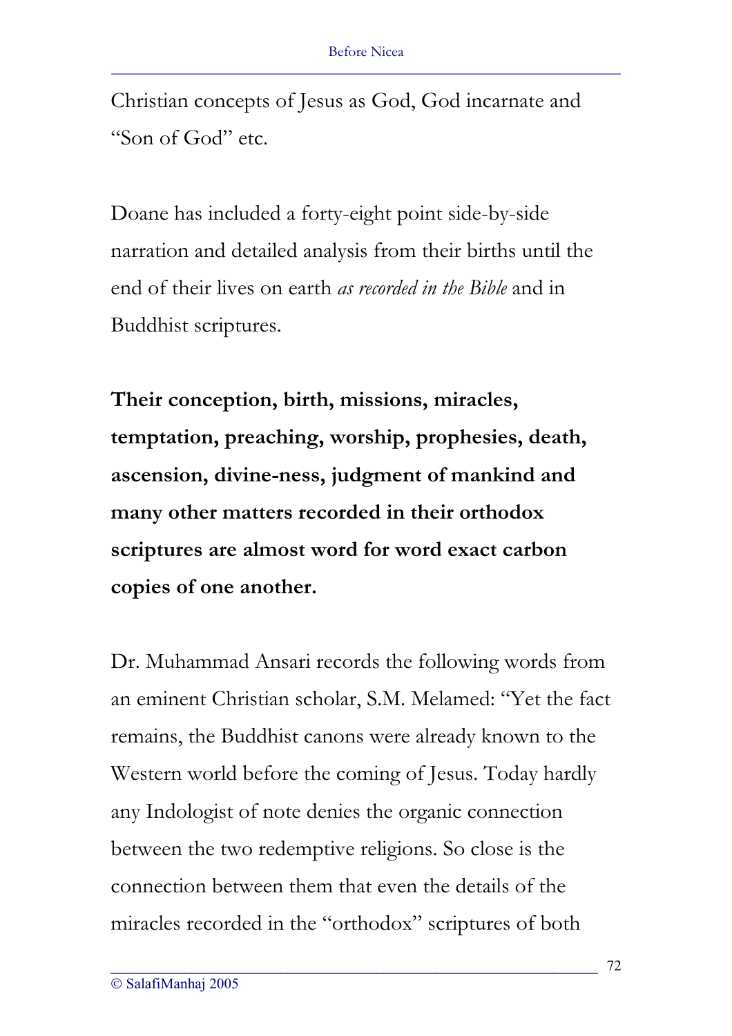Christian concepts of Jesus as God, God incarnate and "Son of God" etc.

Doane has included a forty-eight point side-by-side narration and detailed analysis from their births until the end of their lives on earth *as recorded in the Bible* and in Buddhist scriptures.

**Their conception, birth, missions, miracles, temptation, preaching, worship, prophesies, death, ascension, divine-ness, judgment of mankind and many other matters recorded in their orthodox scriptures are almost word for word exact carbon copies of one another.**

Dr. Muhammad Ansari records the following words from an eminent Christian scholar, S.M. Melamed: "Yet the fact remains, the Buddhist canons were already known to the Western world before the coming of Jesus. Today hardly any Indologist of note denies the organic connection between the two redemptive religions. So close is the connection between them that even the details of the miracles recorded in the "orthodox" scriptures of both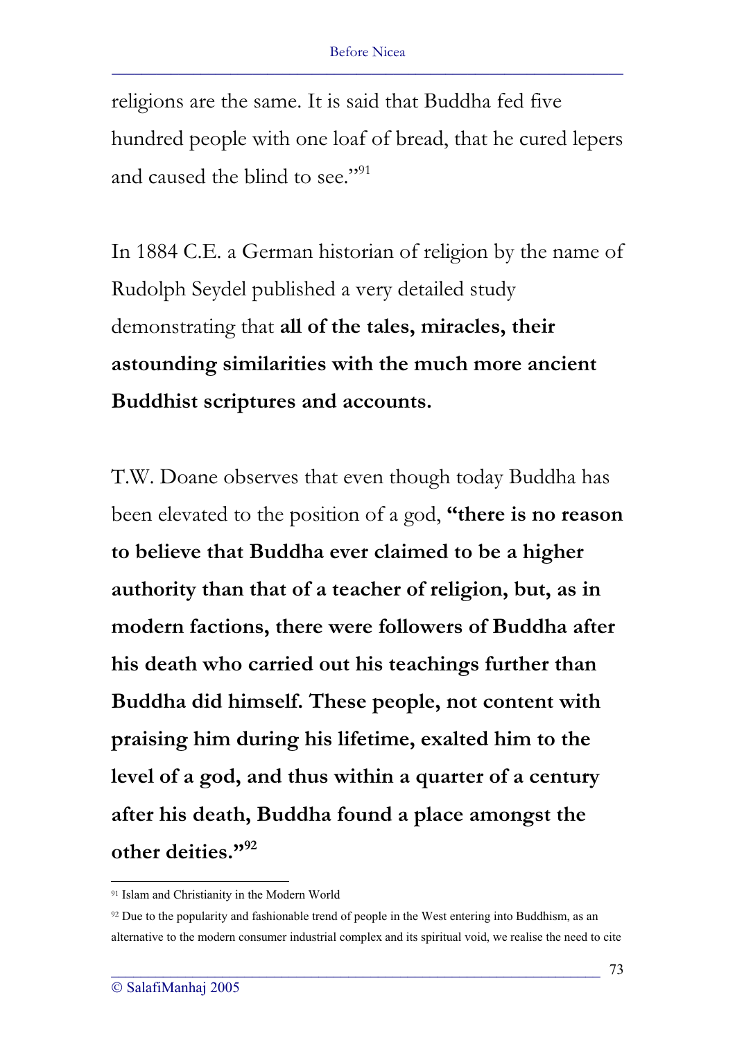religions are the same. It is said that Buddha fed five hundred people with one loaf of bread, that he cured lepers and caused the blind to see."[91]

In 1884 C.E. a German historian of religion by the name of Rudolph Seydel published a very detailed study demonstrating that **all of the tales, miracles, their astounding similarities with the much more ancient Buddhist scriptures and accounts.**

T.W. Doane observes that even though today Buddha has been elevated to the position of a god, **"there is no reason to believe that Buddha ever claimed to be a higher authority than that of a teacher of religion, but, as in modern factions, there were followers of Buddha after his death who carried out his teachings further than Buddha did himself. These people, not content with praising him during his lifetime, exalted him to the level of a god, and thus within a quarter of a century after his death, Buddha found a place amongst the other deities."[92]**

---

[91] Islam and Christianity in the Modern World

[92] Due to the popularity and fashionable trend of people in the West entering into Buddhism, as an alternative to the modern consumer industrial complex and its spiritual void, we realise the need to cite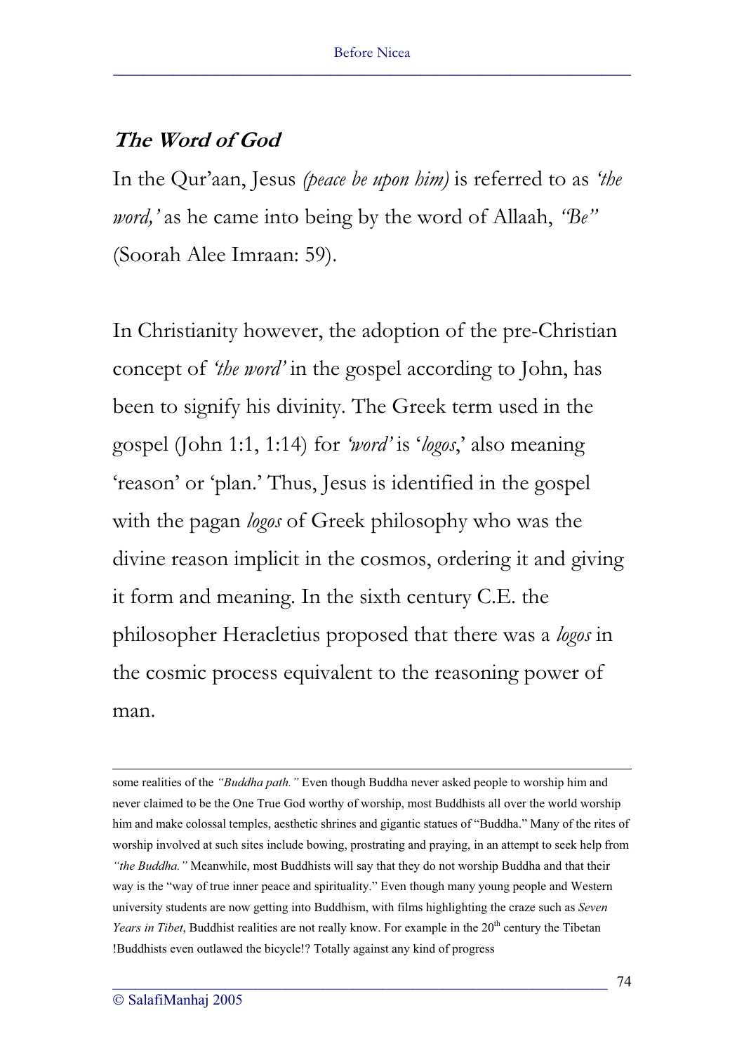## *The Word of God*

In the Qur'aan, Jesus *(peace be upon him)* is referred to as *'the word,'* as he came into being by the word of Allaah, *"Be"* (Soorah Alee Imraan: 59).

In Christianity however, the adoption of the pre-Christian concept of *'the word'* in the gospel according to John, has been to signify his divinity. The Greek term used in the gospel (John 1:1, 1:14) for *'word'* is '*logos*,' also meaning 'reason' or 'plan.' Thus, Jesus is identified in the gospel with the pagan *logos* of Greek philosophy who was the divine reason implicit in the cosmos, ordering it and giving it form and meaning. In the sixth century C.E. the philosopher Heracletius proposed that there was a *logos* in the cosmic process equivalent to the reasoning power of man.

---

some realities of the *"Buddha path."* Even though Buddha never asked people to worship him and never claimed to be the One True God worthy of worship, most Buddhists all over the world worship him and make colossal temples, aesthetic shrines and gigantic statues of "Buddha." Many of the rites of worship involved at such sites include bowing, prostrating and praying, in an attempt to seek help from *"the Buddha."* Meanwhile, most Buddhists will say that they do not worship Buddha and that their way is the "way of true inner peace and spirituality." Even though many young people and Western university students are now getting into Buddhism, with films highlighting the craze such as *Seven Years in Tibet*, Buddhist realities are not really know. For example in the 20th century the Tibetan !Buddhists even outlawed the bicycle!? Totally against any kind of progress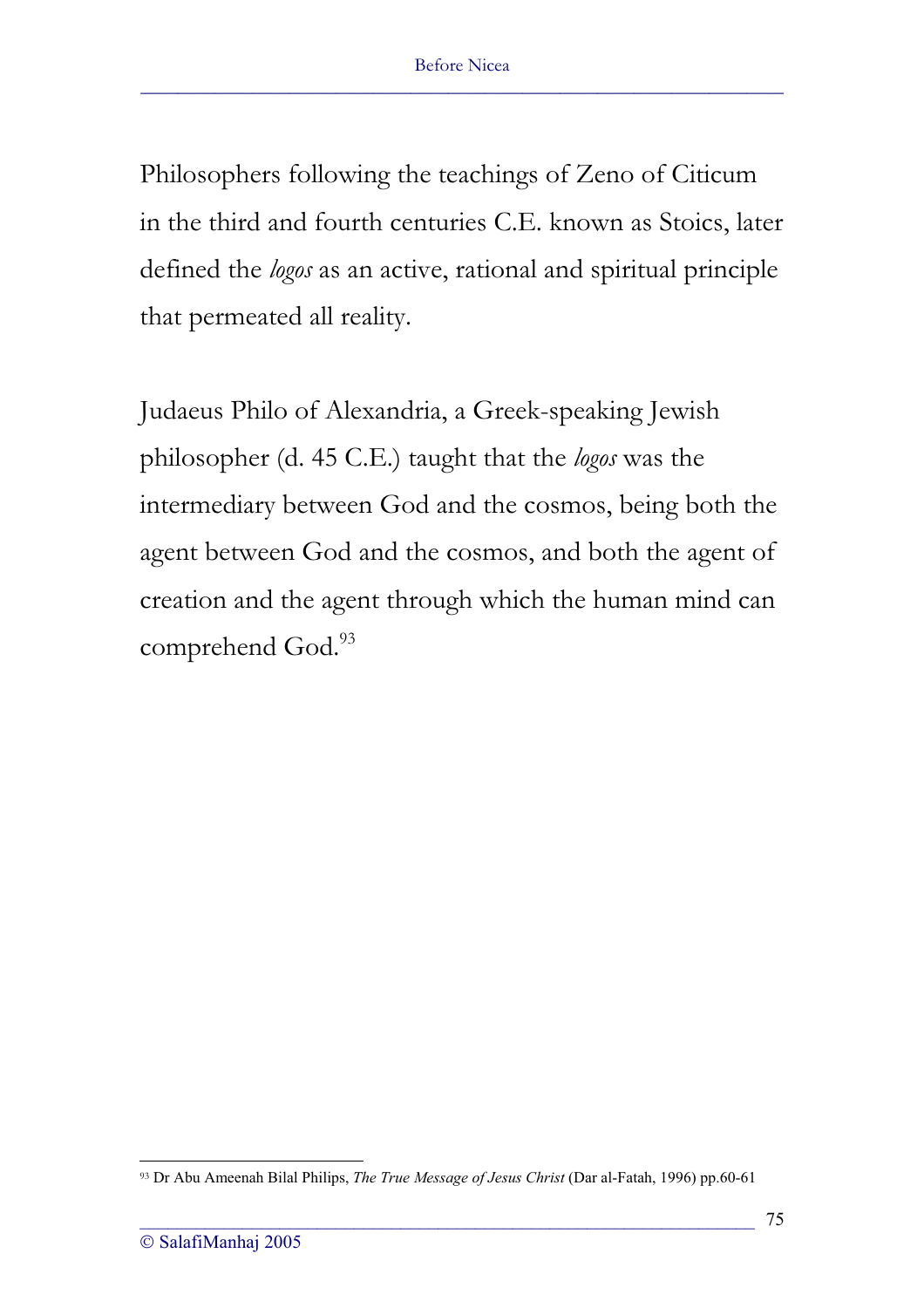Philosophers following the teachings of Zeno of Citicum in the third and fourth centuries C.E. known as Stoics, later defined the *logos* as an active, rational and spiritual principle that permeated all reality.

Judaeus Philo of Alexandria, a Greek-speaking Jewish philosopher (d. 45 C.E.) taught that the *logos* was the intermediary between God and the cosmos, being both the agent between God and the cosmos, and both the agent of creation and the agent through which the human mind can comprehend God.[93]

---

[93] Dr Abu Ameenah Bilal Philips, *The True Message of Jesus Christ* (Dar al-Fatah, 1996) pp.60-61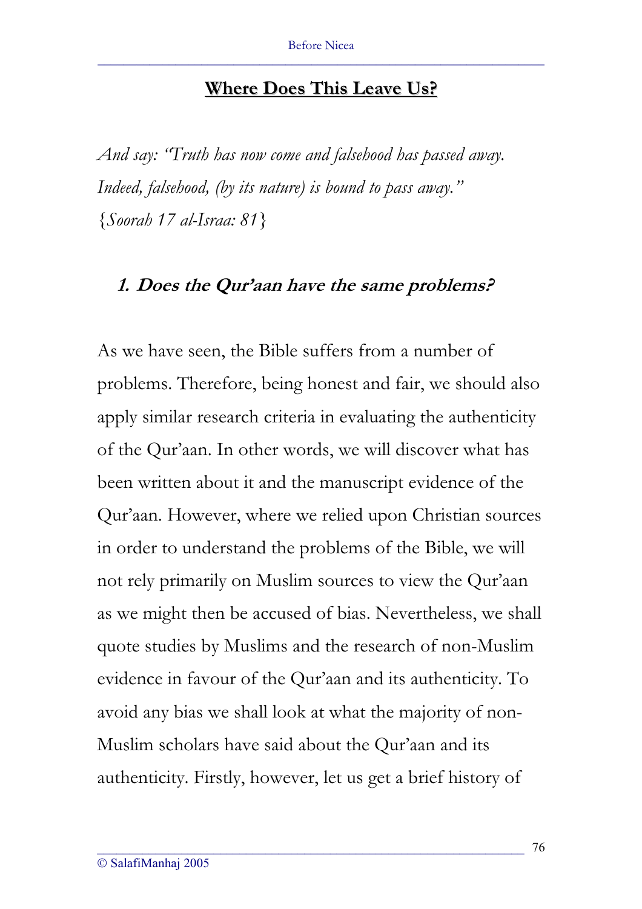## Where Does This Leave Us?

*And say: "Truth has now come and falsehood has passed away. Indeed, falsehood, (by its nature) is bound to pass away."* {*Soorah 17 al-Israa: 81*}

### 1. Does the Qur'aan have the same problems?

As we have seen, the Bible suffers from a number of problems. Therefore, being honest and fair, we should also apply similar research criteria in evaluating the authenticity of the Qur'aan. In other words, we will discover what has been written about it and the manuscript evidence of the Qur'aan. However, where we relied upon Christian sources in order to understand the problems of the Bible, we will not rely primarily on Muslim sources to view the Qur'aan as we might then be accused of bias. Nevertheless, we shall quote studies by Muslims and the research of non-Muslim evidence in favour of the Qur'aan and its authenticity. To avoid any bias we shall look at what the majority of non-Muslim scholars have said about the Qur'aan and its authenticity. Firstly, however, let us get a brief history of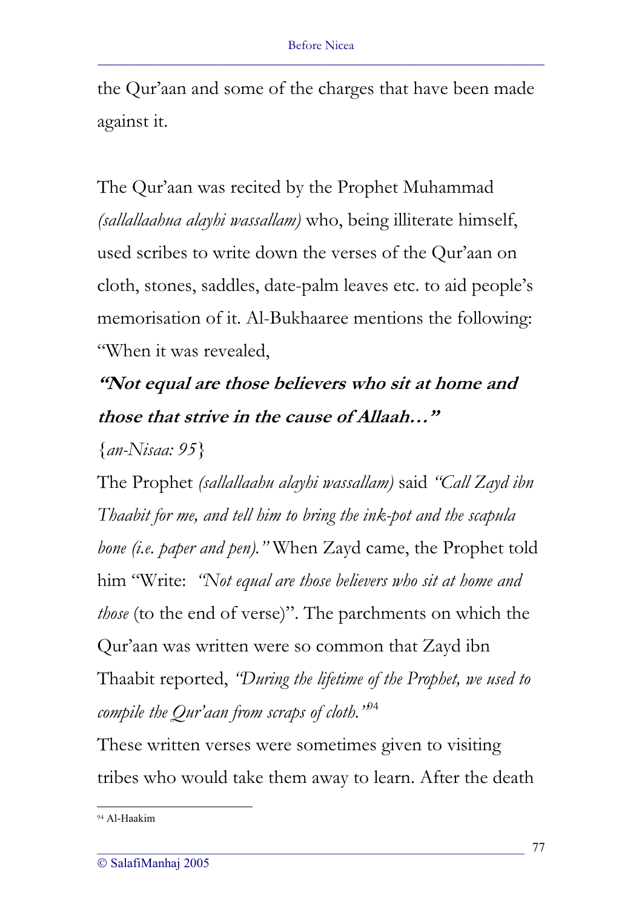the Qur'aan and some of the charges that have been made against it.

The Qur'aan was recited by the Prophet Muhammad *(sallallaahua alayhi wassallam)* who, being illiterate himself, used scribes to write down the verses of the Qur'aan on cloth, stones, saddles, date-palm leaves etc. to aid people's memorisation of it. Al-Bukhaaree mentions the following: "When it was revealed,

***"Not equal are those believers who sit at home and those that strive in the cause of Allaah…"***

{*an-Nisaa: 95*}

The Prophet *(sallallaahu alayhi wassallam)* said *"Call Zayd ibn Thaabit for me, and tell him to bring the ink-pot and the scapula bone (i.e. paper and pen)."* When Zayd came, the Prophet told him "Write: *"Not equal are those believers who sit at home and those* (to the end of verse)". The parchments on which the Qur'aan was written were so common that Zayd ibn Thaabit reported, *"During the lifetime of the Prophet, we used to compile the Qur'aan from scraps of cloth."*[94]

These written verses were sometimes given to visiting tribes who would take them away to learn. After the death

[94] Al-Haakim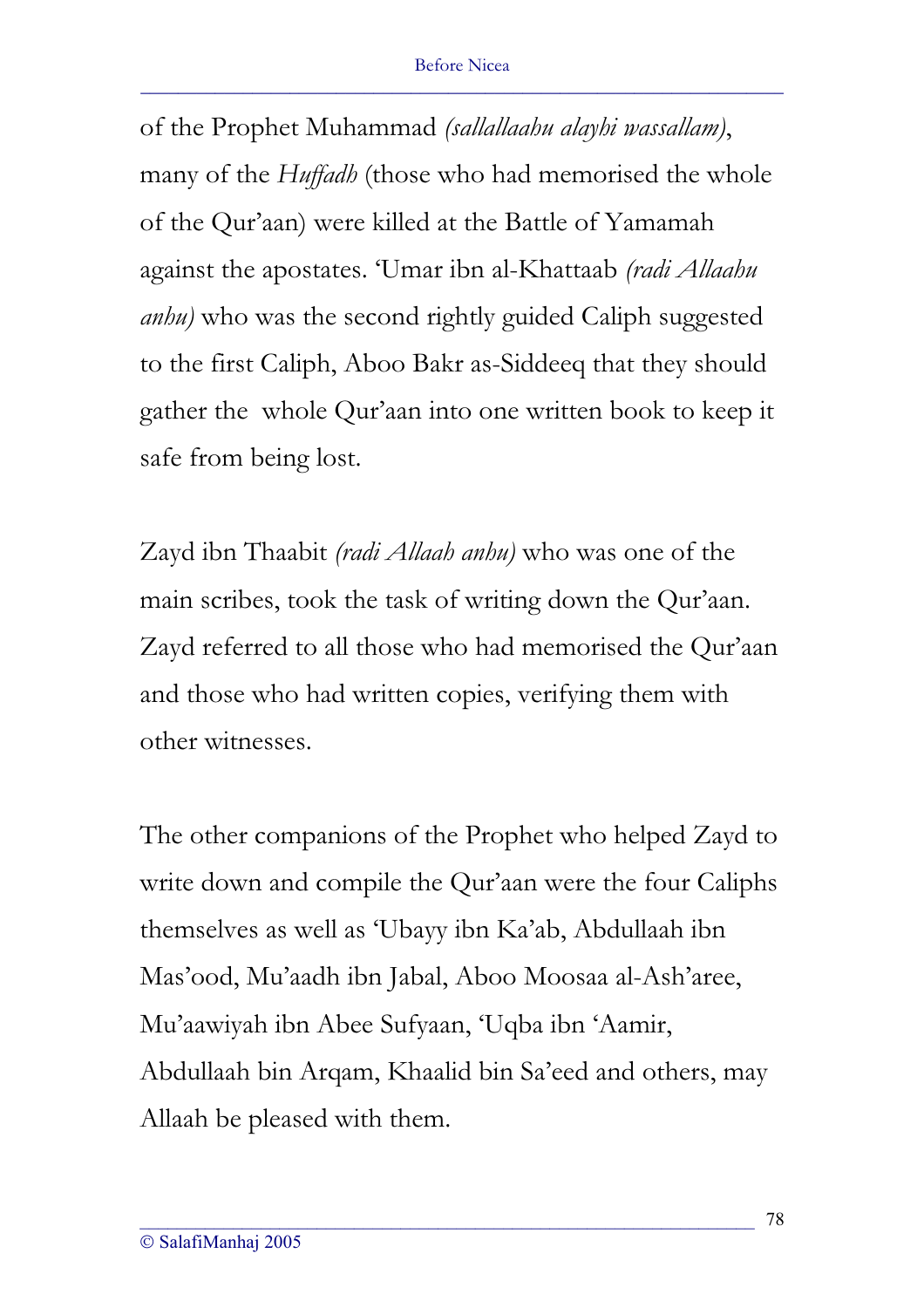of the Prophet Muhammad *(sallallaahu alayhi wassallam)*, many of the *Huffadh* (those who had memorised the whole of the Qur'aan) were killed at the Battle of Yamamah against the apostates. 'Umar ibn al-Khattaab *(radi Allaahu anhu)* who was the second rightly guided Caliph suggested to the first Caliph, Aboo Bakr as-Siddeeq that they should gather the whole Qur'aan into one written book to keep it safe from being lost.

Zayd ibn Thaabit *(radi Allaah anhu)* who was one of the main scribes, took the task of writing down the Qur'aan. Zayd referred to all those who had memorised the Qur'aan and those who had written copies, verifying them with other witnesses.

The other companions of the Prophet who helped Zayd to write down and compile the Qur'aan were the four Caliphs themselves as well as 'Ubayy ibn Ka'ab, Abdullaah ibn Mas'ood, Mu'aadh ibn Jabal, Aboo Moosaa al-Ash'aree, Mu'aawiyah ibn Abee Sufyaan, 'Uqba ibn 'Aamir, Abdullaah bin Arqam, Khaalid bin Sa'eed and others, may Allaah be pleased with them.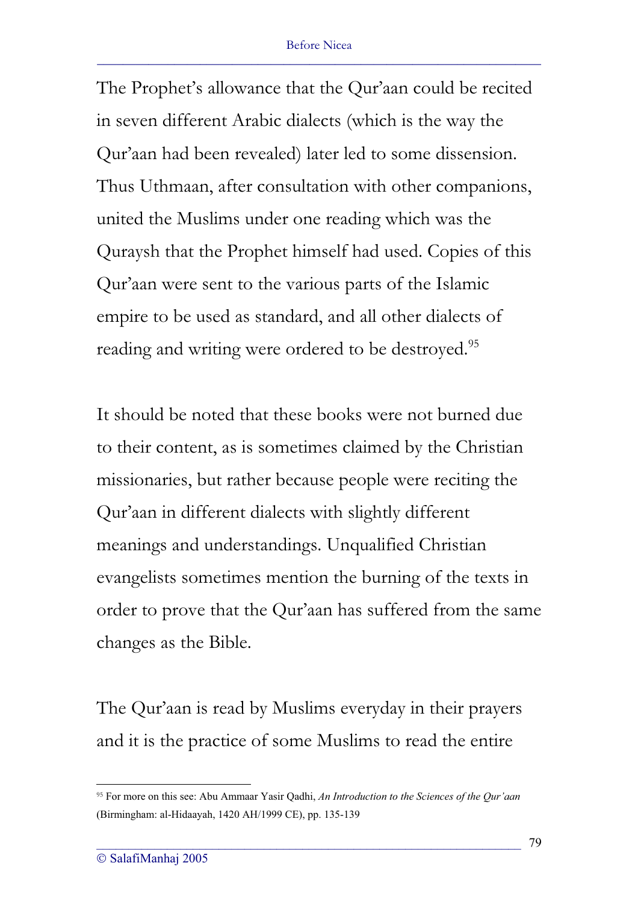The Prophet's allowance that the Qur'aan could be recited in seven different Arabic dialects (which is the way the Qur'aan had been revealed) later led to some dissension. Thus Uthmaan, after consultation with other companions, united the Muslims under one reading which was the Quraysh that the Prophet himself had used. Copies of this Qur'aan were sent to the various parts of the Islamic empire to be used as standard, and all other dialects of reading and writing were ordered to be destroyed.[95]

It should be noted that these books were not burned due to their content, as is sometimes claimed by the Christian missionaries, but rather because people were reciting the Qur'aan in different dialects with slightly different meanings and understandings. Unqualified Christian evangelists sometimes mention the burning of the texts in order to prove that the Qur'aan has suffered from the same changes as the Bible.

The Qur'aan is read by Muslims everyday in their prayers and it is the practice of some Muslims to read the entire

---

[95] For more on this see: Abu Ammaar Yasir Qadhi, *An Introduction to the Sciences of the Qur'aan* (Birmingham: al-Hidaayah, 1420 AH/1999 CE), pp. 135-139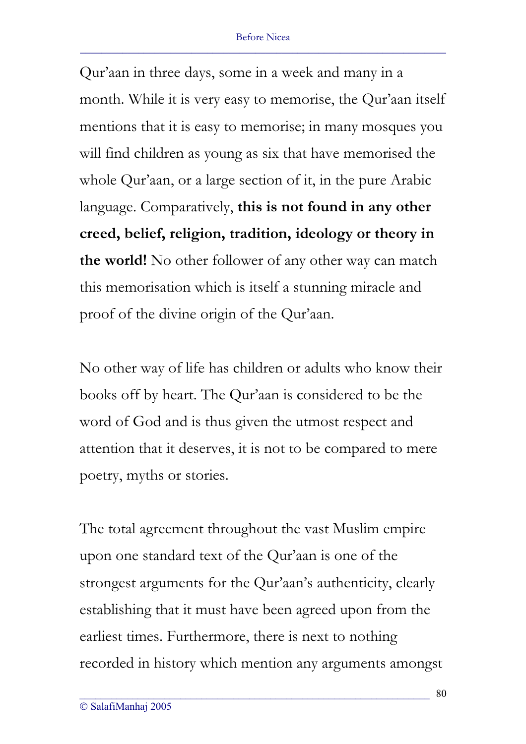Qur'aan in three days, some in a week and many in a month. While it is very easy to memorise, the Qur'aan itself mentions that it is easy to memorise; in many mosques you will find children as young as six that have memorised the whole Qur'aan, or a large section of it, in the pure Arabic language. Comparatively, **this is not found in any other creed, belief, religion, tradition, ideology or theory in the world!** No other follower of any other way can match this memorisation which is itself a stunning miracle and proof of the divine origin of the Qur'aan.

No other way of life has children or adults who know their books off by heart. The Qur'aan is considered to be the word of God and is thus given the utmost respect and attention that it deserves, it is not to be compared to mere poetry, myths or stories.

The total agreement throughout the vast Muslim empire upon one standard text of the Qur'aan is one of the strongest arguments for the Qur'aan's authenticity, clearly establishing that it must have been agreed upon from the earliest times. Furthermore, there is next to nothing recorded in history which mention any arguments amongst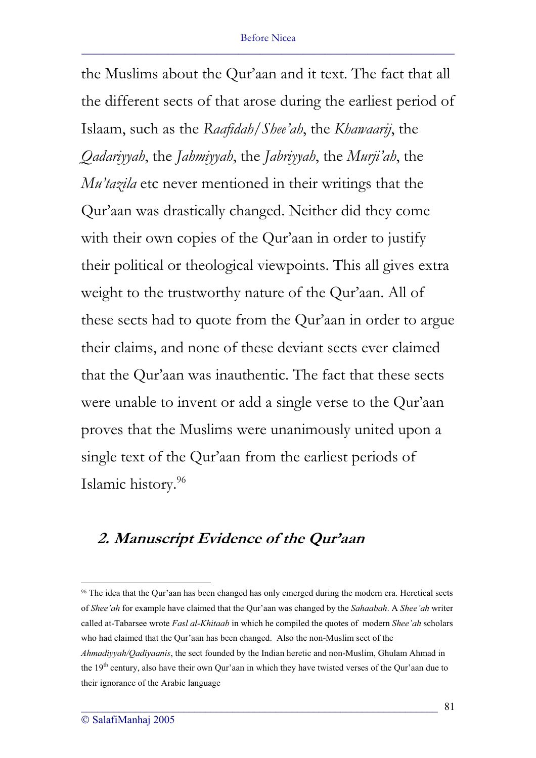the Muslims about the Qur'aan and it text. The fact that all the different sects of that arose during the earliest period of Islaam, such as the *Raafidah/Shee'ah*, the *Khawaarij*, the *Qadariyyah*, the *Jahmiyyah*, the *Jabriyyah*, the *Murji'ah*, the *Mu'tazila* etc never mentioned in their writings that the Qur'aan was drastically changed. Neither did they come with their own copies of the Qur'aan in order to justify their political or theological viewpoints. This all gives extra weight to the trustworthy nature of the Qur'aan. All of these sects had to quote from the Qur'aan in order to argue their claims, and none of these deviant sects ever claimed that the Qur'aan was inauthentic. The fact that these sects were unable to invent or add a single verse to the Qur'aan proves that the Muslims were unanimously united upon a single text of the Qur'aan from the earliest periods of Islamic history.[96]

## 2. Manuscript Evidence of the Qur'aan

---

[96] The idea that the Qur'aan has been changed has only emerged during the modern era. Heretical sects of *Shee'ah* for example have claimed that the Qur'aan was changed by the *Sahaabah*. A *Shee'ah* writer called at-Tabarsee wrote *Fasl al-Khitaab* in which he compiled the quotes of modern *Shee'ah* scholars who had claimed that the Qur'aan has been changed. Also the non-Muslim sect of the *Ahmadiyyah/Qadiyaanis*, the sect founded by the Indian heretic and non-Muslim, Ghulam Ahmad in the 19th century, also have their own Qur'aan in which they have twisted verses of the Qur'aan due to their ignorance of the Arabic language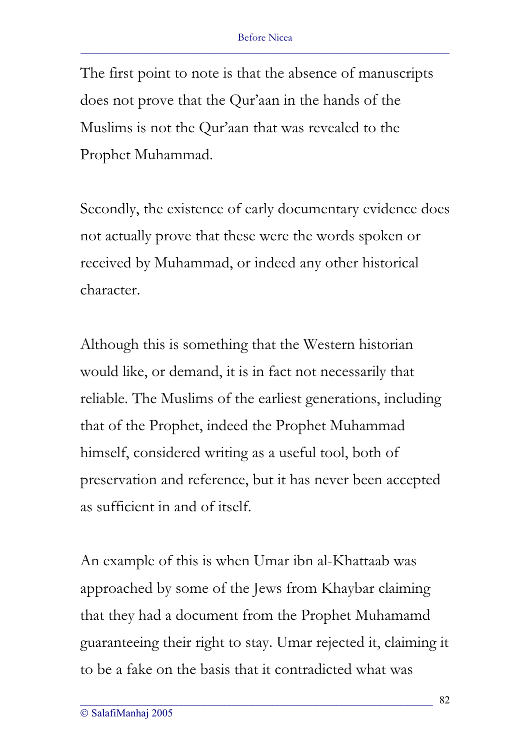The first point to note is that the absence of manuscripts does not prove that the Qur'aan in the hands of the Muslims is not the Qur'aan that was revealed to the Prophet Muhammad.

Secondly, the existence of early documentary evidence does not actually prove that these were the words spoken or received by Muhammad, or indeed any other historical character.

Although this is something that the Western historian would like, or demand, it is in fact not necessarily that reliable. The Muslims of the earliest generations, including that of the Prophet, indeed the Prophet Muhammad himself, considered writing as a useful tool, both of preservation and reference, but it has never been accepted as sufficient in and of itself.

An example of this is when Umar ibn al-Khattaab was approached by some of the Jews from Khaybar claiming that they had a document from the Prophet Muhamamd guaranteeing their right to stay. Umar rejected it, claiming it to be a fake on the basis that it contradicted what was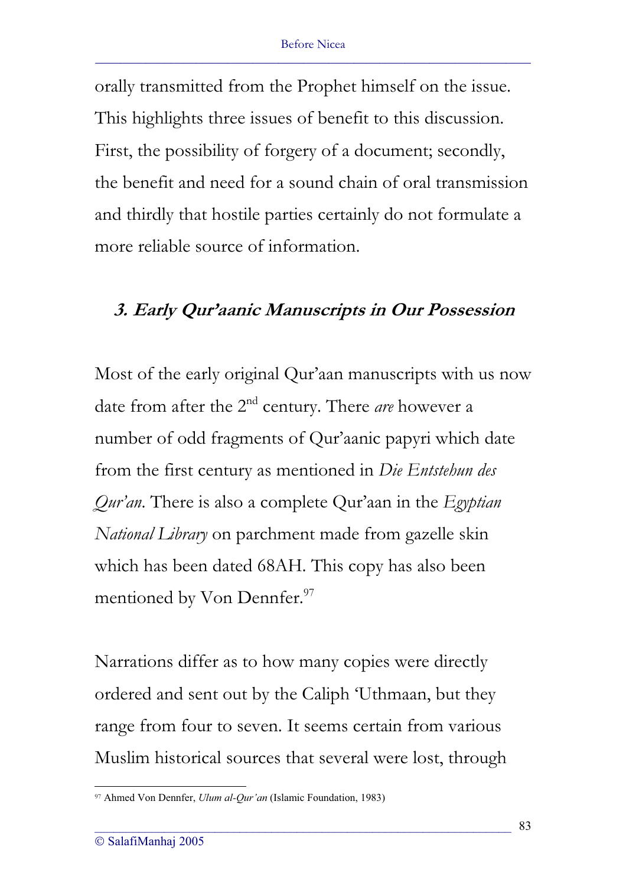orally transmitted from the Prophet himself on the issue. This highlights three issues of benefit to this discussion. First, the possibility of forgery of a document; secondly, the benefit and need for a sound chain of oral transmission and thirdly that hostile parties certainly do not formulate a more reliable source of information.

### *3. Early Qur'aanic Manuscripts in Our Possession*

Most of the early original Qur'aan manuscripts with us now date from after the 2nd century. There *are* however a number of odd fragments of Qur'aanic papyri which date from the first century as mentioned in *Die Entstehun des Qur'an*. There is also a complete Qur'aan in the *Egyptian National Library* on parchment made from gazelle skin which has been dated 68AH. This copy has also been mentioned by Von Dennfer.[97]

Narrations differ as to how many copies were directly ordered and sent out by the Caliph 'Uthmaan, but they range from four to seven. It seems certain from various Muslim historical sources that several were lost, through

---

[97] Ahmed Von Dennfer, *Ulum al-Qur'an* (Islamic Foundation, 1983)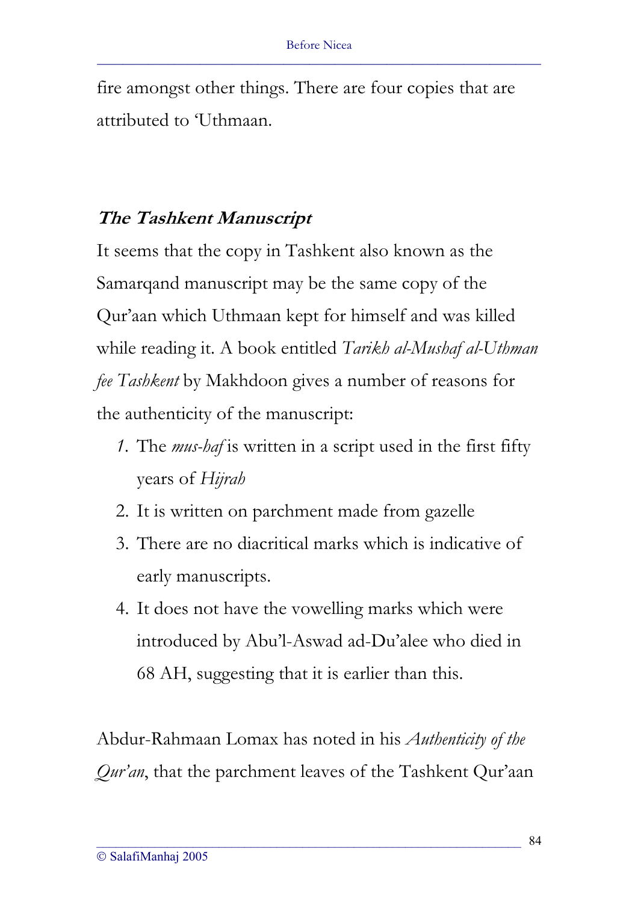fire amongst other things. There are four copies that are attributed to 'Uthmaan.

### ***The Tashkent Manuscript***

It seems that the copy in Tashkent also known as the Samarqand manuscript may be the same copy of the Qur'aan which Uthmaan kept for himself and was killed while reading it. A book entitled *Tarikh al-Mushaf al-Uthman fee Tashkent* by Makhdoon gives a number of reasons for the authenticity of the manuscript:

1. The *mus-haf* is written in a script used in the first fifty years of *Hijrah*
2. It is written on parchment made from gazelle
3. There are no diacritical marks which is indicative of early manuscripts.
4. It does not have the vowelling marks which were introduced by Abu'l-Aswad ad-Du'alee who died in 68 AH, suggesting that it is earlier than this.

Abdur-Rahmaan Lomax has noted in his *Authenticity of the Qur'an*, that the parchment leaves of the Tashkent Qur'aan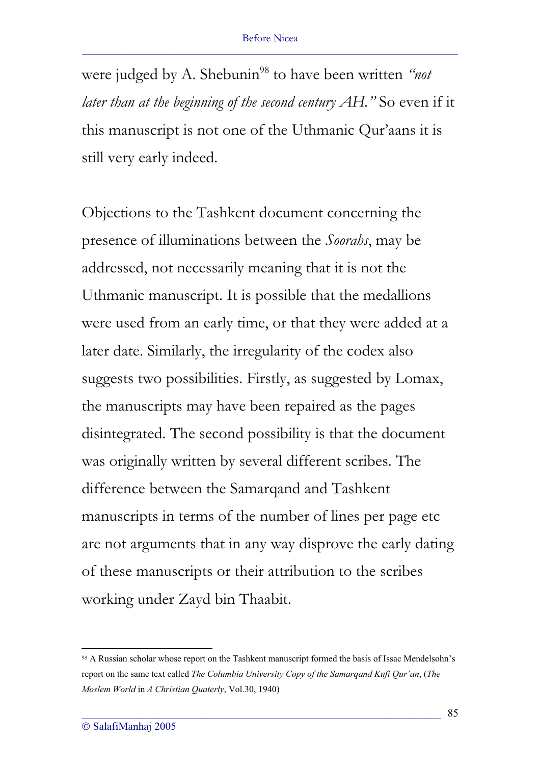were judged by A. Shebunin[98] to have been written *"not later than at the beginning of the second century AH."* So even if it this manuscript is not one of the Uthmanic Qur'aans it is still very early indeed.

Objections to the Tashkent document concerning the presence of illuminations between the *Soorahs*, may be addressed, not necessarily meaning that it is not the Uthmanic manuscript. It is possible that the medallions were used from an early time, or that they were added at a later date. Similarly, the irregularity of the codex also suggests two possibilities. Firstly, as suggested by Lomax, the manuscripts may have been repaired as the pages disintegrated. The second possibility is that the document was originally written by several different scribes. The difference between the Samarqand and Tashkent manuscripts in terms of the number of lines per page etc are not arguments that in any way disprove the early dating of these manuscripts or their attribution to the scribes working under Zayd bin Thaabit.

---

[98] A Russian scholar whose report on the Tashkent manuscript formed the basis of Issac Mendelsohn's report on the same text called *The Columbia University Copy of the Samarqand Kufi Qur'an*, (*The Moslem World* in *A Christian Quaterly*, Vol.30, 1940)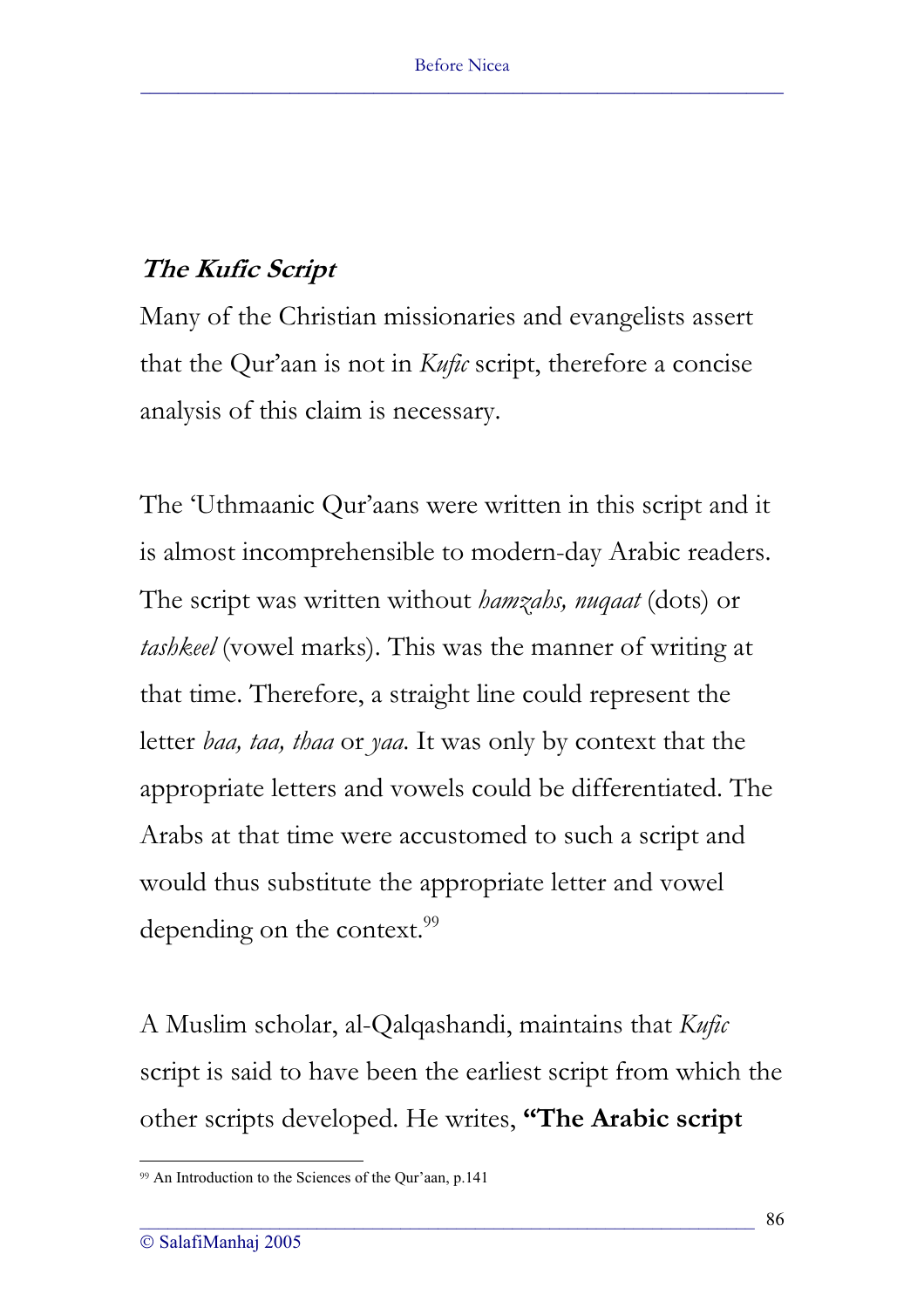### ***The Kufic Script***

Many of the Christian missionaries and evangelists assert that the Qur'aan is not in *Kufic* script, therefore a concise analysis of this claim is necessary.

The 'Uthmaanic Qur'aans were written in this script and it is almost incomprehensible to modern-day Arabic readers. The script was written without *hamzahs, nuqaat* (dots) or *tashkeel* (vowel marks). This was the manner of writing at that time. Therefore, a straight line could represent the letter *baa, taa, thaa* or *yaa*. It was only by context that the appropriate letters and vowels could be differentiated. The Arabs at that time were accustomed to such a script and would thus substitute the appropriate letter and vowel depending on the context.[99]

A Muslim scholar, al-Qalqashandi, maintains that *Kufic* script is said to have been the earliest script from which the other scripts developed. He writes, **"The Arabic script**

---

[99] An Introduction to the Sciences of the Qur'aan, p.141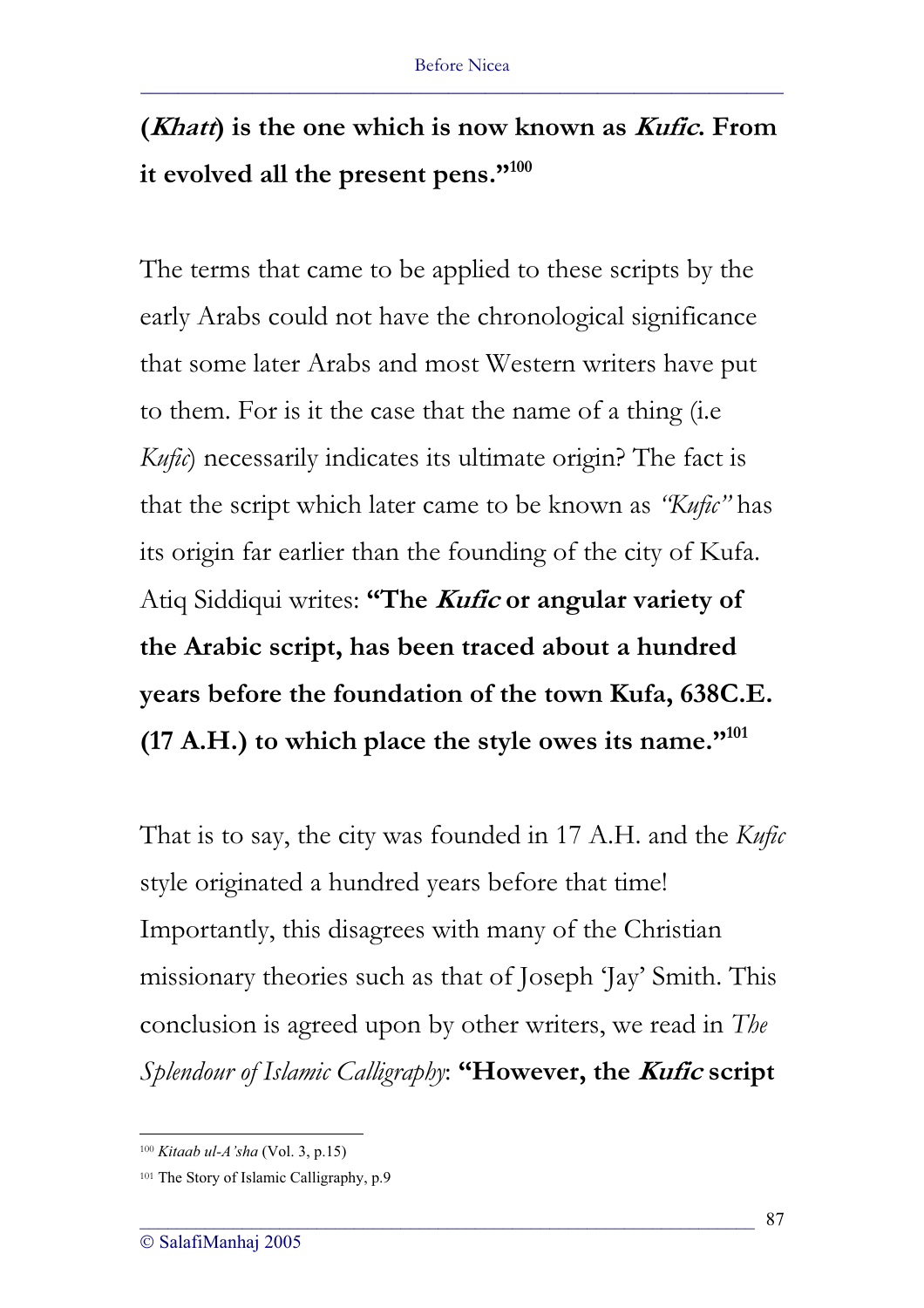**(*Khatt*) is the one which is now known as *Kufic*. From it evolved all the present pens."[100]**

The terms that came to be applied to these scripts by the early Arabs could not have the chronological significance that some later Arabs and most Western writers have put to them. For is it the case that the name of a thing (i.e *Kufic*) necessarily indicates its ultimate origin? The fact is that the script which later came to be known as *"Kufic"* has its origin far earlier than the founding of the city of Kufa. Atiq Siddiqui writes: **"The *Kufic* or angular variety of the Arabic script, has been traced about a hundred years before the foundation of the town Kufa, 638C.E. (17 A.H.) to which place the style owes its name."[101]**

That is to say, the city was founded in 17 A.H. and the *Kufic* style originated a hundred years before that time! Importantly, this disagrees with many of the Christian missionary theories such as that of Joseph 'Jay' Smith. This conclusion is agreed upon by other writers, we read in *The Splendour of Islamic Calligraphy*: **"However, the *Kufic* script**

---

[100] *Kitaab ul-A'sha* (Vol. 3, p.15)

[101] The Story of Islamic Calligraphy, p.9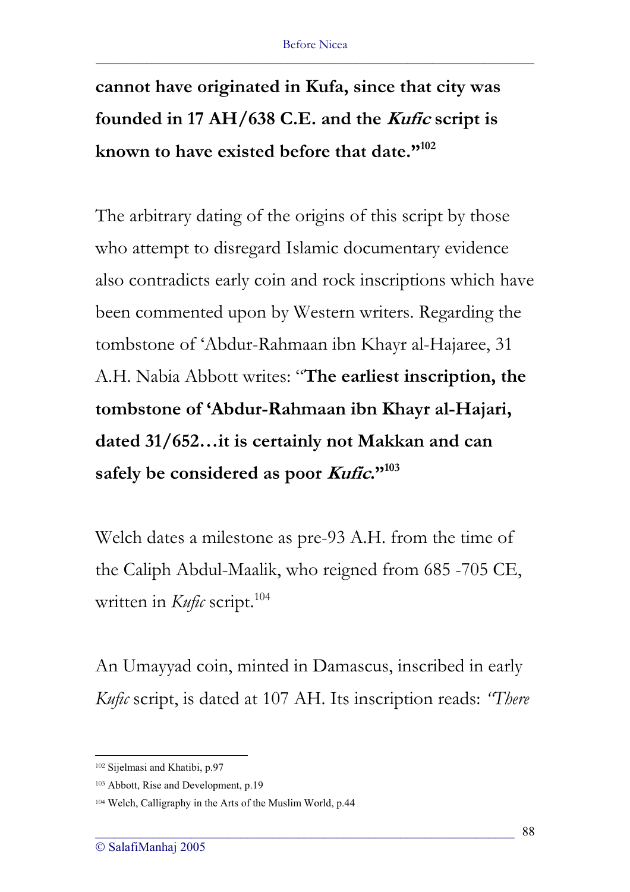**cannot have originated in Kufa, since that city was founded in 17 AH/638 C.E. and the *Kufic* script is known to have existed before that date."**[102]

The arbitrary dating of the origins of this script by those who attempt to disregard Islamic documentary evidence also contradicts early coin and rock inscriptions which have been commented upon by Western writers. Regarding the tombstone of 'Abdur-Rahmaan ibn Khayr al-Hajaree, 31 A.H. Nabia Abbott writes: "**The earliest inscription, the tombstone of 'Abdur-Rahmaan ibn Khayr al-Hajari, dated 31/652…it is certainly not Makkan and can safely be considered as poor *Kufic*.**"[103]

Welch dates a milestone as pre-93 A.H. from the time of the Caliph Abdul-Maalik, who reigned from 685 -705 CE, written in *Kufic* script.[104]

An Umayyad coin, minted in Damascus, inscribed in early *Kufic* script, is dated at 107 AH. Its inscription reads: *"There*

---

[102] Sijelmasi and Khatibi, p.97

[103] Abbott, Rise and Development, p.19

[104] Welch, Calligraphy in the Arts of the Muslim World, p.44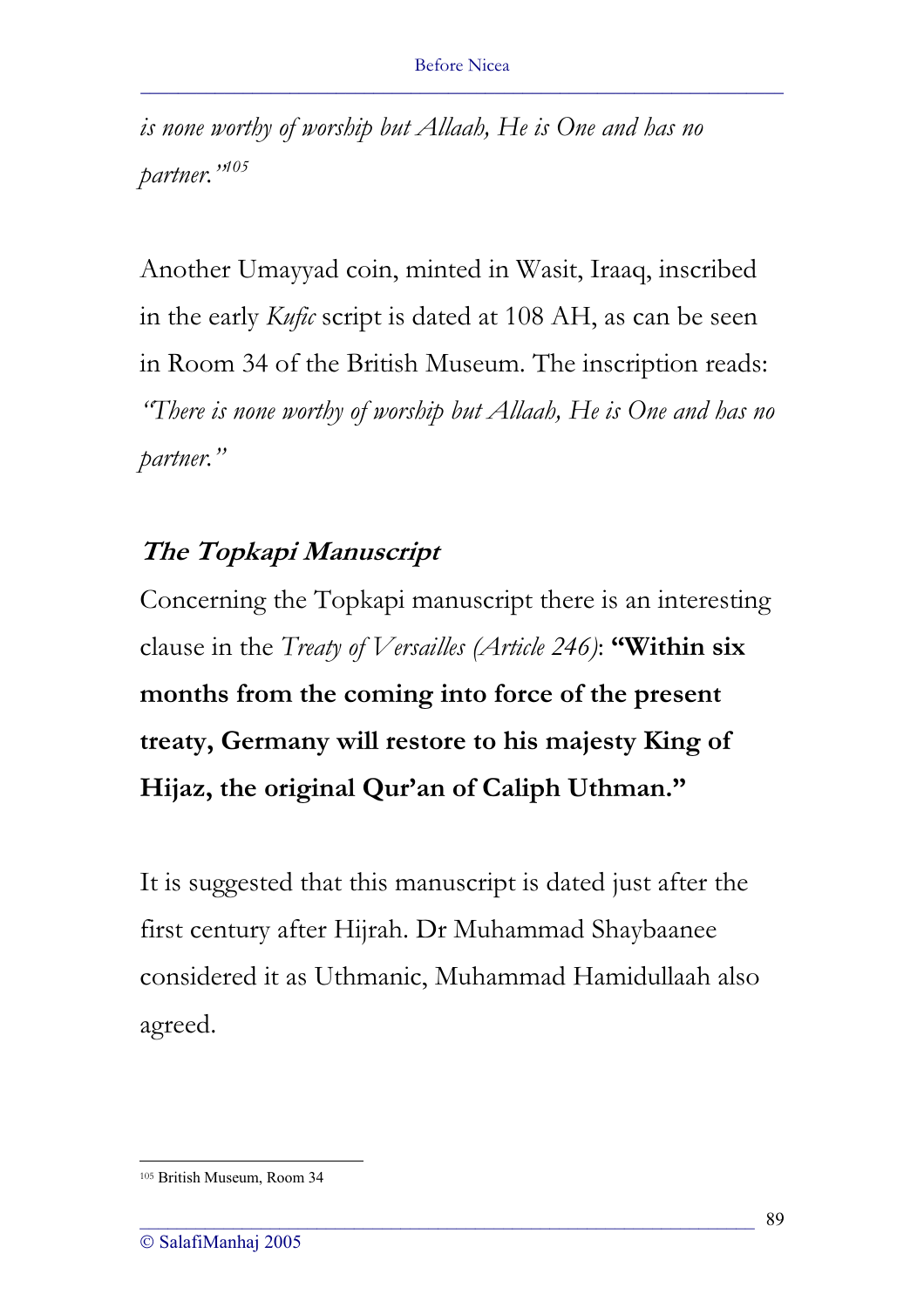*is none worthy of worship but Allaah, He is One and has no partner."*[105]

Another Umayyad coin, minted in Wasit, Iraaq, inscribed in the early *Kufic* script is dated at 108 AH, as can be seen in Room 34 of the British Museum. The inscription reads: *"There is none worthy of worship but Allaah, He is One and has no partner."*

### The Topkapi Manuscript

Concerning the Topkapi manuscript there is an interesting clause in the *Treaty of Versailles (Article 246)*: **"Within six months from the coming into force of the present treaty, Germany will restore to his majesty King of Hijaz, the original Qur'an of Caliph Uthman."**

It is suggested that this manuscript is dated just after the first century after Hijrah. Dr Muhammad Shaybaanee considered it as Uthmanic, Muhammad Hamidullaah also agreed.

---

[105] British Museum, Room 34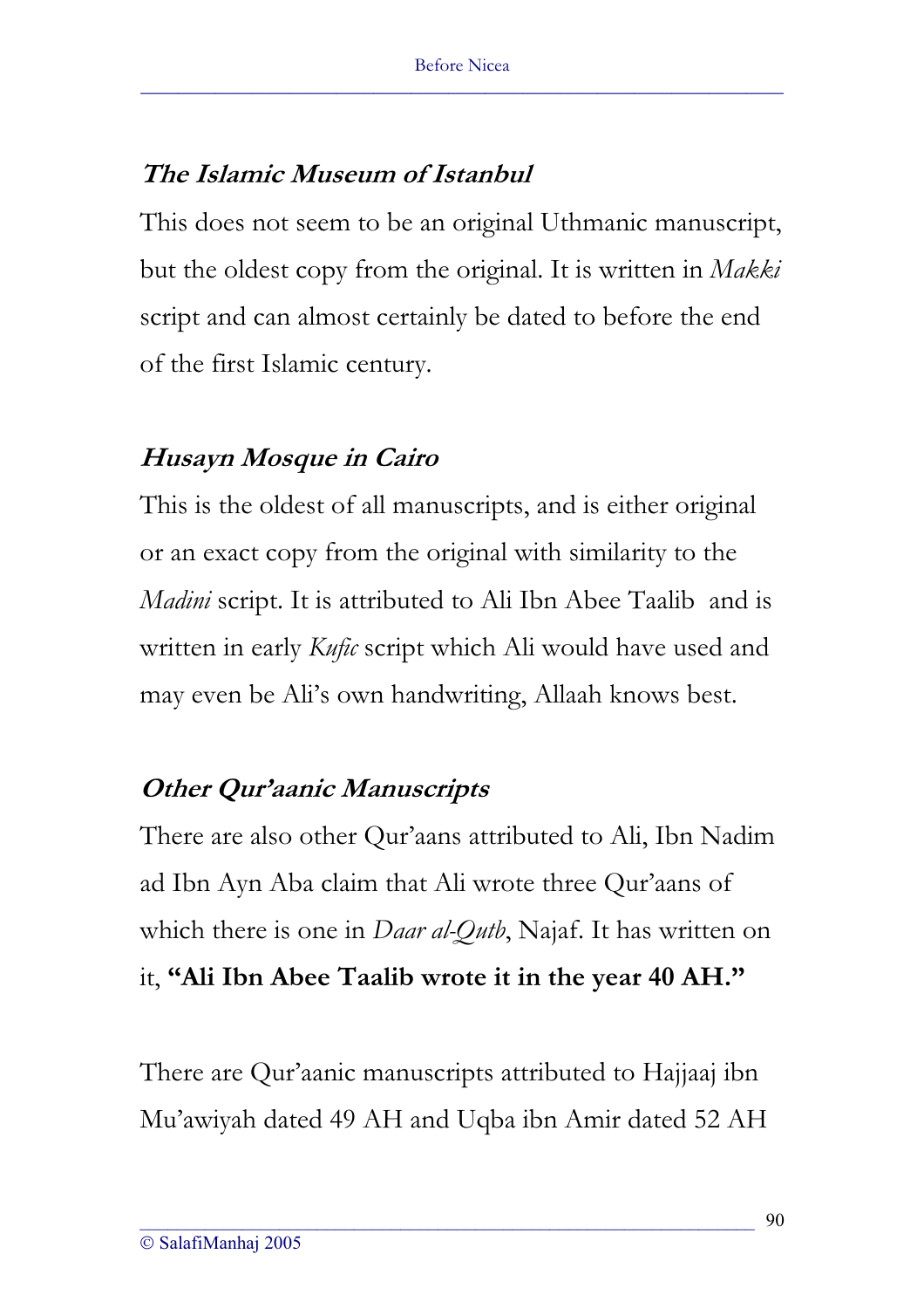### *The Islamic Museum of Istanbul*

This does not seem to be an original Uthmanic manuscript, but the oldest copy from the original. It is written in *Makki* script and can almost certainly be dated to before the end of the first Islamic century.

### *Husayn Mosque in Cairo*

This is the oldest of all manuscripts, and is either original or an exact copy from the original with similarity to the *Madini* script. It is attributed to Ali Ibn Abee Taalib  and is written in early *Kufic* script which Ali would have used and may even be Ali's own handwriting, Allaah knows best.

### *Other Qur'aanic Manuscripts*

There are also other Qur'aans attributed to Ali, Ibn Nadim ad Ibn Ayn Aba claim that Ali wrote three Qur'aans of which there is one in *Daar al-Qutb*, Najaf. It has written on it, **"Ali Ibn Abee Taalib wrote it in the year 40 AH."**

There are Qur'aanic manuscripts attributed to Hajjaaj ibn Mu'awiyah dated 49 AH and Uqba ibn Amir dated 52 AH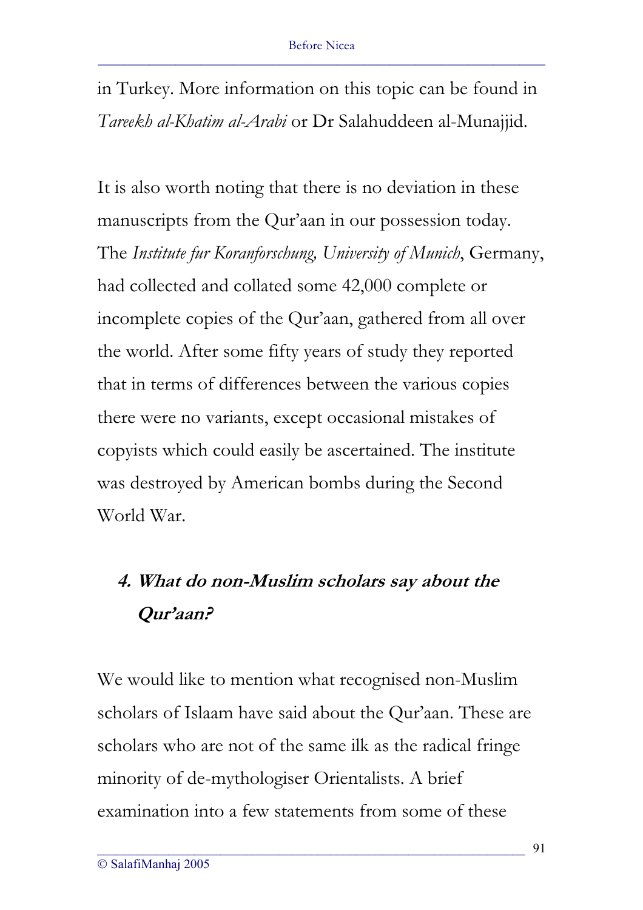in Turkey. More information on this topic can be found in *Tareekh al-Khatim al-Arabi* or Dr Salahuddeen al-Munajjid.

It is also worth noting that there is no deviation in these manuscripts from the Qur'aan in our possession today. The *Institute fur Koranforschung, University of Munich*, Germany, had collected and collated some 42,000 complete or incomplete copies of the Qur'aan, gathered from all over the world. After some fifty years of study they reported that in terms of differences between the various copies there were no variants, except occasional mistakes of copyists which could easily be ascertained. The institute was destroyed by American bombs during the Second World War.

### *4. What do non-Muslim scholars say about the Qur'aan?*

We would like to mention what recognised non-Muslim scholars of Islaam have said about the Qur'aan. These are scholars who are not of the same ilk as the radical fringe minority of de-mythologiser Orientalists. A brief examination into a few statements from some of these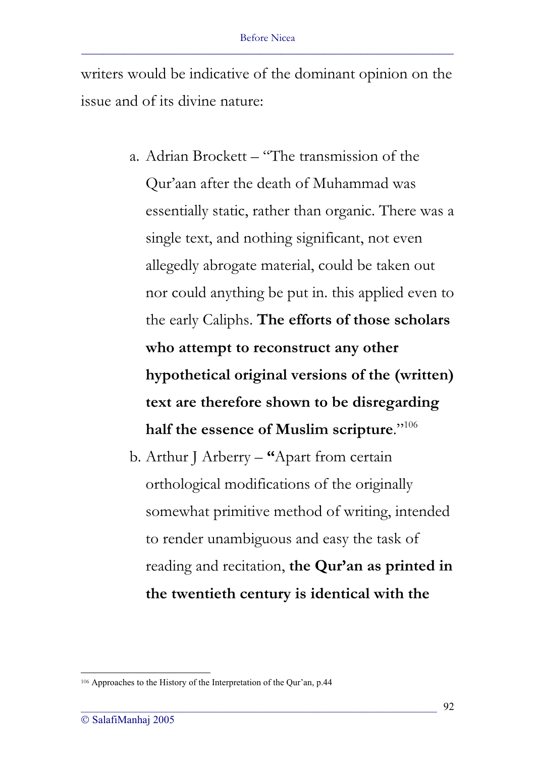writers would be indicative of the dominant opinion on the issue and of its divine nature:

a. Adrian Brockett – "The transmission of the Qur'aan after the death of Muhammad was essentially static, rather than organic. There was a single text, and nothing significant, not even allegedly abrogate material, could be taken out nor could anything be put in. this applied even to the early Caliphs. **The efforts of those scholars who attempt to reconstruct any other hypothetical original versions of the (written) text are therefore shown to be disregarding half the essence of Muslim scripture**."[106]
b. Arthur J Arberry – **"**Apart from certain orthological modifications of the originally somewhat primitive method of writing, intended to render unambiguous and easy the task of reading and recitation, **the Qur'an as printed in the twentieth century is identical with the**

[106] Approaches to the History of the Interpretation of the Qur'an, p.44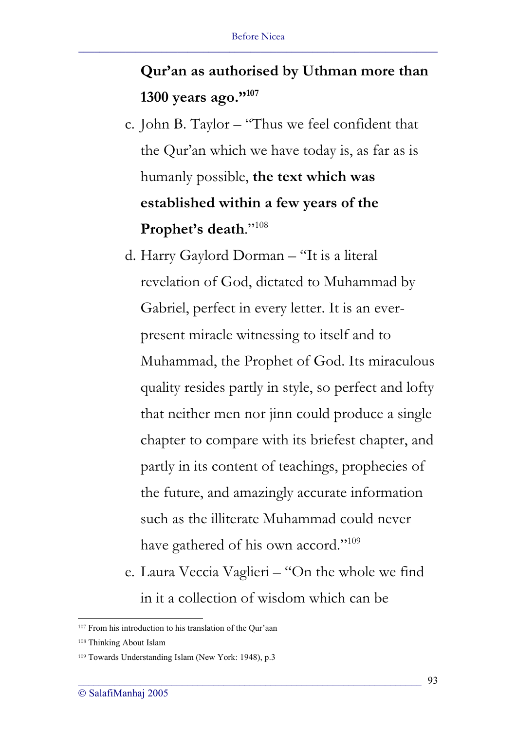**Qur'an as authorised by Uthman more than 1300 years ago."**[107]

c. John B. Taylor – "Thus we feel confident that the Qur'an which we have today is, as far as is humanly possible, **the text which was established within a few years of the Prophet's death**."[108]

d. Harry Gaylord Dorman – "It is a literal revelation of God, dictated to Muhammad by Gabriel, perfect in every letter. It is an ever-present miracle witnessing to itself and to Muhammad, the Prophet of God. Its miraculous quality resides partly in style, so perfect and lofty that neither men nor jinn could produce a single chapter to compare with its briefest chapter, and partly in its content of teachings, prophecies of the future, and amazingly accurate information such as the illiterate Muhammad could never have gathered of his own accord."[109]

e. Laura Veccia Vaglieri – "On the whole we find in it a collection of wisdom which can be

---

[107] From his introduction to his translation of the Qur'aan

[108] Thinking About Islam

[109] Towards Understanding Islam (New York: 1948), p.3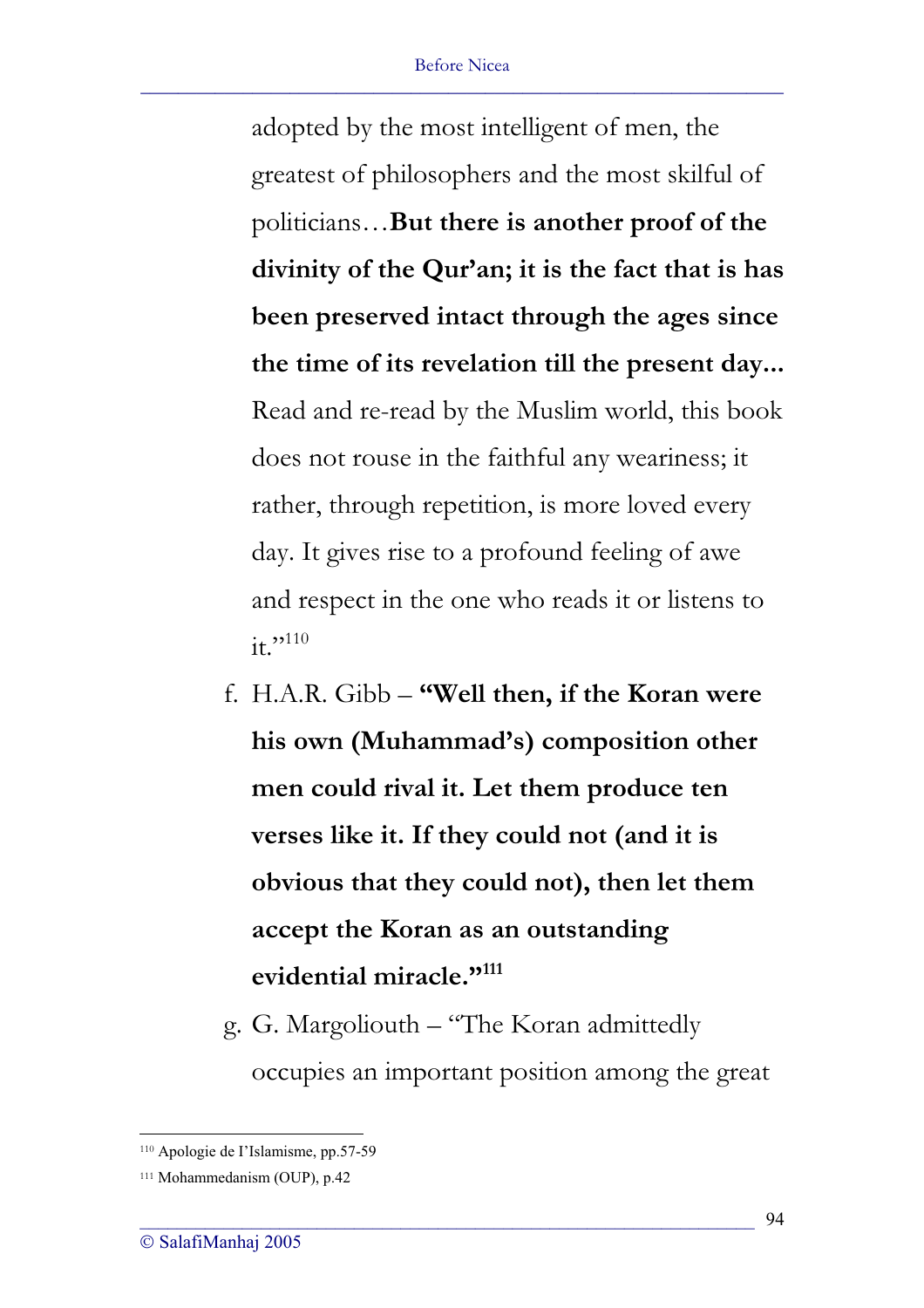adopted by the most intelligent of men, the greatest of philosophers and the most skilful of politicians…**But there is another proof of the divinity of the Qur'an; it is the fact that is has been preserved intact through the ages since the time of its revelation till the present day...** Read and re-read by the Muslim world, this book does not rouse in the faithful any weariness; it rather, through repetition, is more loved every day. It gives rise to a profound feeling of awe and respect in the one who reads it or listens to it."[110]

f. H.A.R. Gibb – **"Well then, if the Koran were his own (Muhammad's) composition other men could rival it. Let them produce ten verses like it. If they could not (and it is obvious that they could not), then let them accept the Koran as an outstanding evidential miracle."[111]**

g. G. Margoliouth – "The Koran admittedly occupies an important position among the great

---

[110] Apologie de I'Islamisme, pp.57-59

[111] Mohammedanism (OUP), p.42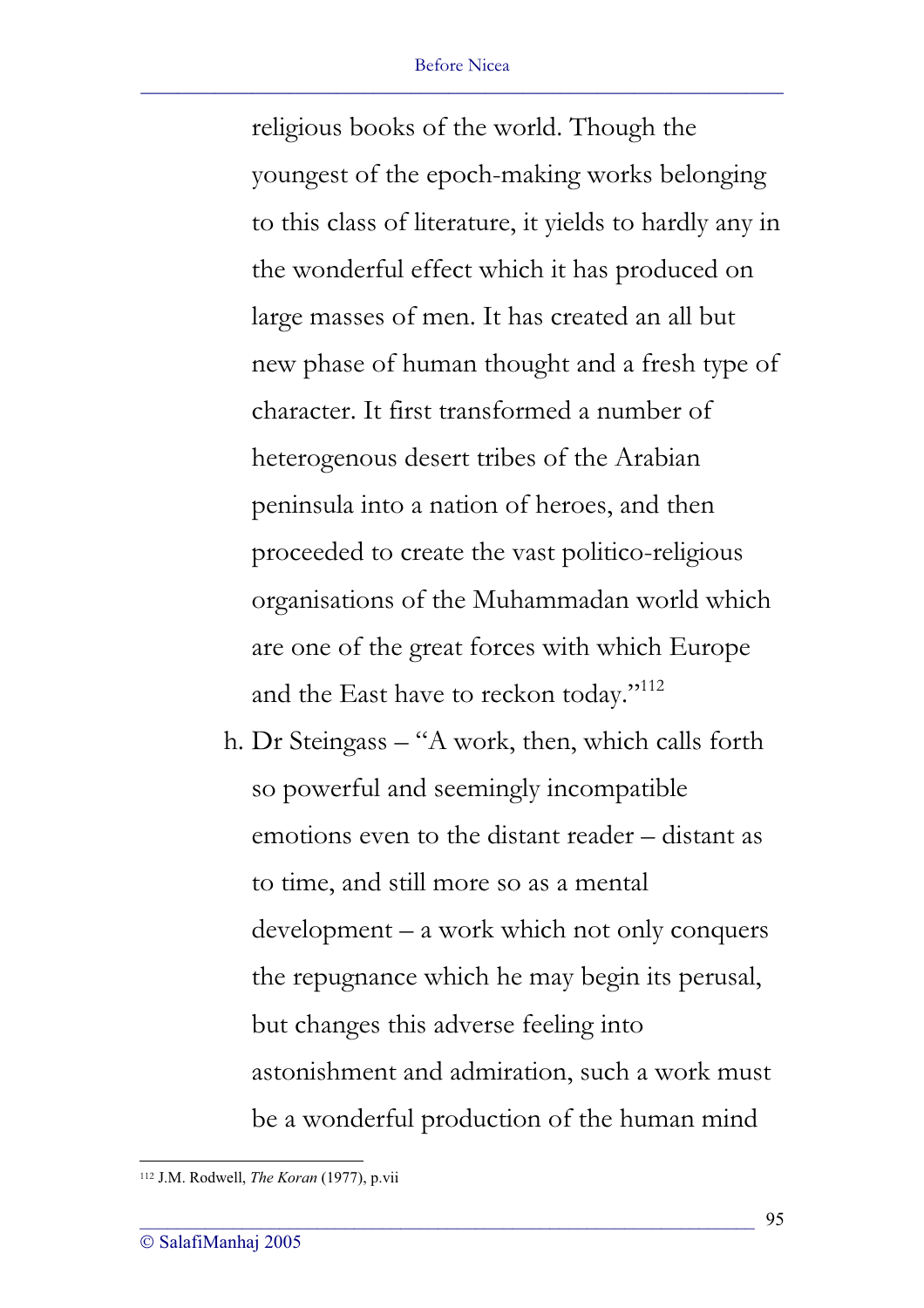religious books of the world. Though the youngest of the epoch-making works belonging to this class of literature, it yields to hardly any in the wonderful effect which it has produced on large masses of men. It has created an all but new phase of human thought and a fresh type of character. It first transformed a number of heterogenous desert tribes of the Arabian peninsula into a nation of heroes, and then proceeded to create the vast politico-religious organisations of the Muhammadan world which are one of the great forces with which Europe and the East have to reckon today."[112]

h. Dr Steingass – "A work, then, which calls forth so powerful and seemingly incompatible emotions even to the distant reader – distant as to time, and still more so as a mental development – a work which not only conquers the repugnance which he may begin its perusal, but changes this adverse feeling into astonishment and admiration, such a work must be a wonderful production of the human mind

---

[112] J.M. Rodwell, *The Koran* (1977), p.vii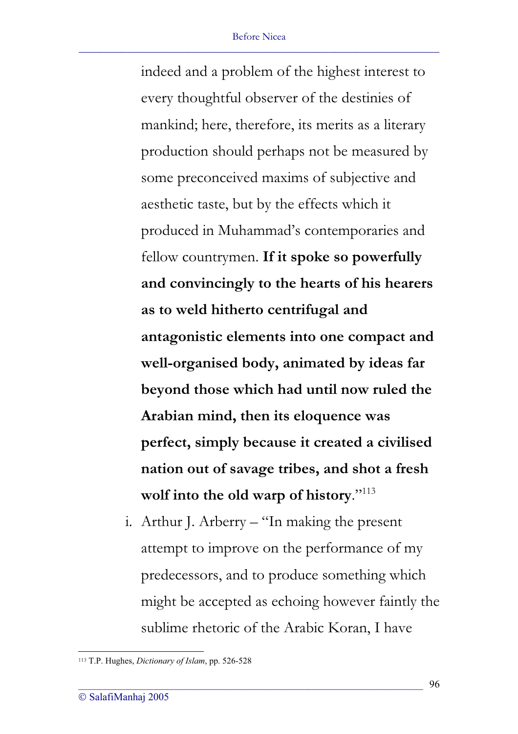indeed and a problem of the highest interest to every thoughtful observer of the destinies of mankind; here, therefore, its merits as a literary production should perhaps not be measured by some preconceived maxims of subjective and aesthetic taste, but by the effects which it produced in Muhammad's contemporaries and fellow countrymen. **If it spoke so powerfully and convincingly to the hearts of his hearers as to weld hitherto centrifugal and antagonistic elements into one compact and well-organised body, animated by ideas far beyond those which had until now ruled the Arabian mind, then its eloquence was perfect, simply because it created a civilised nation out of savage tribes, and shot a fresh wolf into the old warp of history**."[113]

i. Arthur J. Arberry – "In making the present attempt to improve on the performance of my predecessors, and to produce something which might be accepted as echoing however faintly the sublime rhetoric of the Arabic Koran, I have

---

[113] T.P. Hughes, *Dictionary of Islam*, pp. 526-528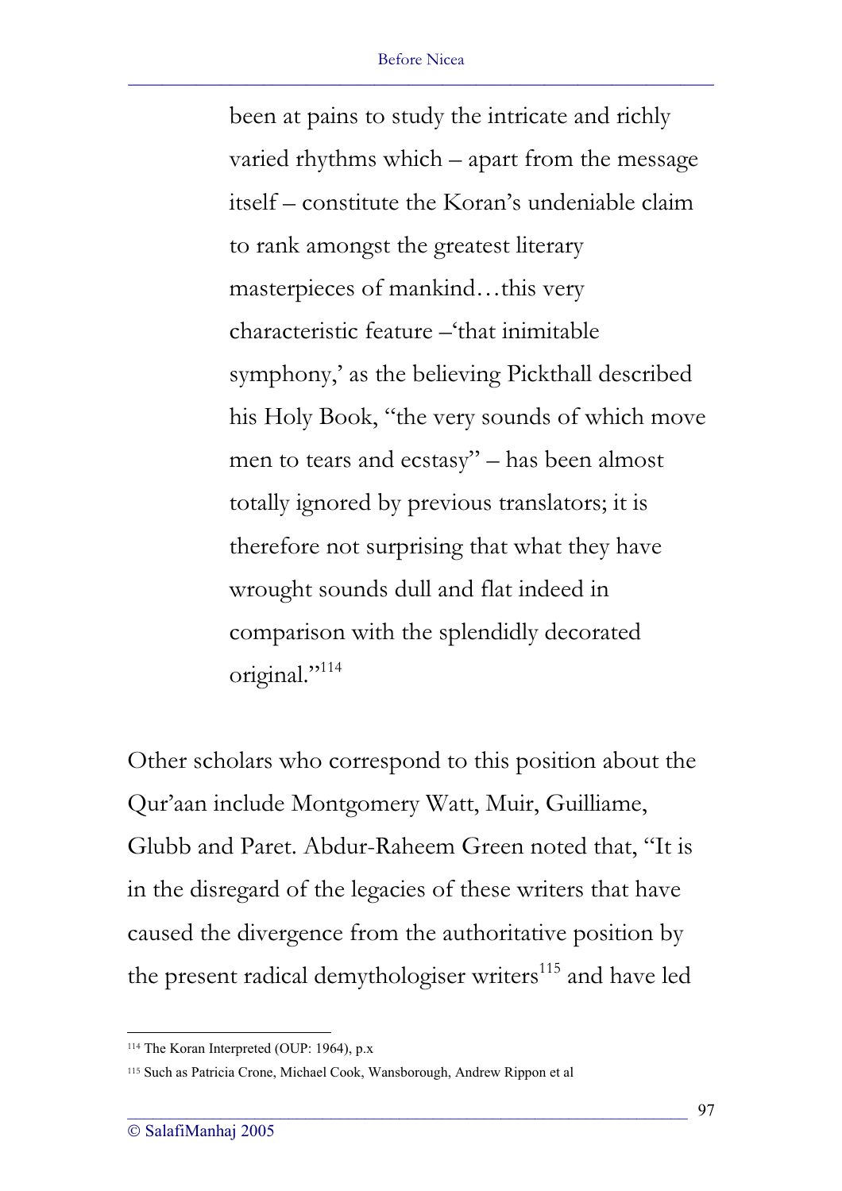> been at pains to study the intricate and richly varied rhythms which – apart from the message itself – constitute the Koran's undeniable claim to rank amongst the greatest literary masterpieces of mankind…this very characteristic feature –'that inimitable symphony,' as the believing Pickthall described his Holy Book, "the very sounds of which move men to tears and ecstasy" – has been almost totally ignored by previous translators; it is therefore not surprising that what they have wrought sounds dull and flat indeed in comparison with the splendidly decorated original."[114]

Other scholars who correspond to this position about the Qur'aan include Montgomery Watt, Muir, Guilliame, Glubb and Paret. Abdur-Raheem Green noted that, "It is in the disregard of the legacies of these writers that have caused the divergence from the authoritative position by the present radical demythologiser writers[115] and have led

---

[114] The Koran Interpreted (OUP: 1964), p.x

[115] Such as Patricia Crone, Michael Cook, Wansborough, Andrew Rippon et al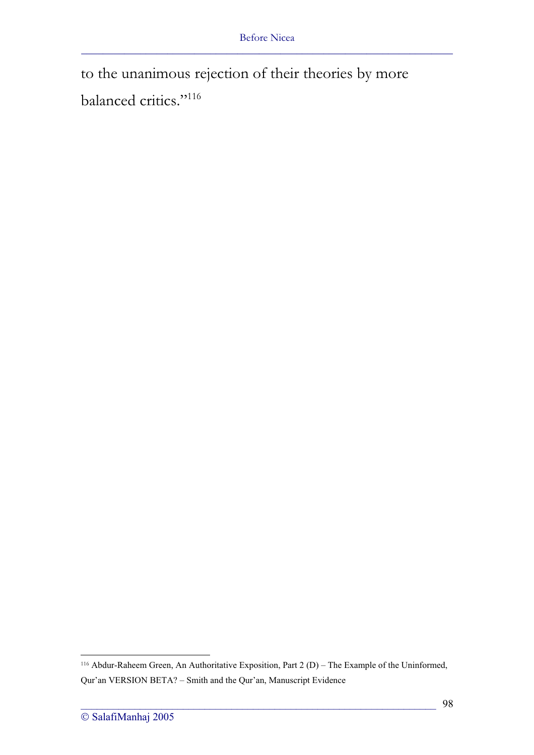to the unanimous rejection of their theories by more balanced critics."[116]

[116] Abdur-Raheem Green, An Authoritative Exposition, Part 2 (D) – The Example of the Uninformed, Qur'an VERSION BETA? – Smith and the Qur'an, Manuscript Evidence